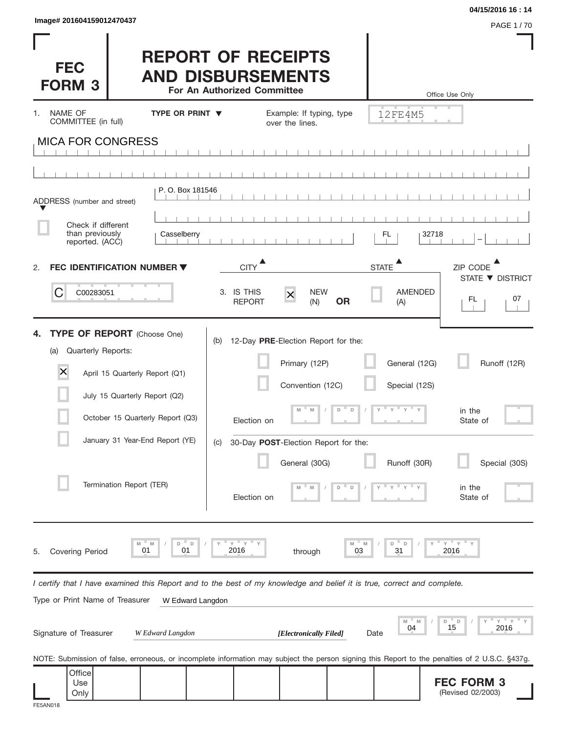Image# 201604159012470437

04/15/2016 16 : 14

# FEC FORM 3

# REPORT OF RECEIPTS AND DISBURSEMENTS

**For An Authorized Committee**

Office Use Only

12FE4M5

1. NAME OF COMMITTEE (in full) — **TYPE OR PRINT ▼** — Example: If typing, type over the lines.

MICA FOR CONGRESS

ADDRESS (number and street): P. O. Box 181546

☐ Check if different than previously reported. (ACC)

| CITY | STATE | ZIP CODE |
|---|---|---|
| Casselberry | FL | 32718 |

2. **FEC IDENTIFICATION NUMBER ▼**

C00283051

3. IS THIS REPORT ☒ NEW (N) **OR** ☐ AMENDED (A)

| STATE | DISTRICT |
|---|---|
| FL | 07 |

4. **TYPE OF REPORT** (Choose One)

(a) Quarterly Reports:

- ☒ April 15 Quarterly Report (Q1)
- ☐ July 15 Quarterly Report (Q2)
- ☐ October 15 Quarterly Report (Q3)
- ☐ January 31 Year-End Report (YE)
- ☐ Termination Report (TER)

(b) 12-Day **PRE**-Election Report for the:

- ☐ Primary (12P)
- ☐ General (12G)
- ☐ Runoff (12R)
- ☐ Convention (12C)
- ☐ Special (12S)

Election on MM / DD / YYYY in the State of

(c) 30-Day **POST**-Election Report for the:

- ☐ General (30G)
- ☐ Runoff (30R)
- ☐ Special (30S)

Election on MM / DD / YYYY in the State of

5. Covering Period 01 / 01 / 2016 through 03 / 31 / 2016

*I certify that I have examined this Report and to the best of my knowledge and belief it is true, correct and complete.*

Type or Print Name of Treasurer: W Edward Langdon

Signature of Treasurer: *W Edward Langdon* ***[Electronically Filed]*** Date 04 / 15 / 2016

NOTE: Submission of false, erroneous, or incomplete information may subject the person signing this Report to the penalties of 2 U.S.C. §437g.

Office Use Only

**FEC FORM 3** (Revised 02/2003)

FE5AN018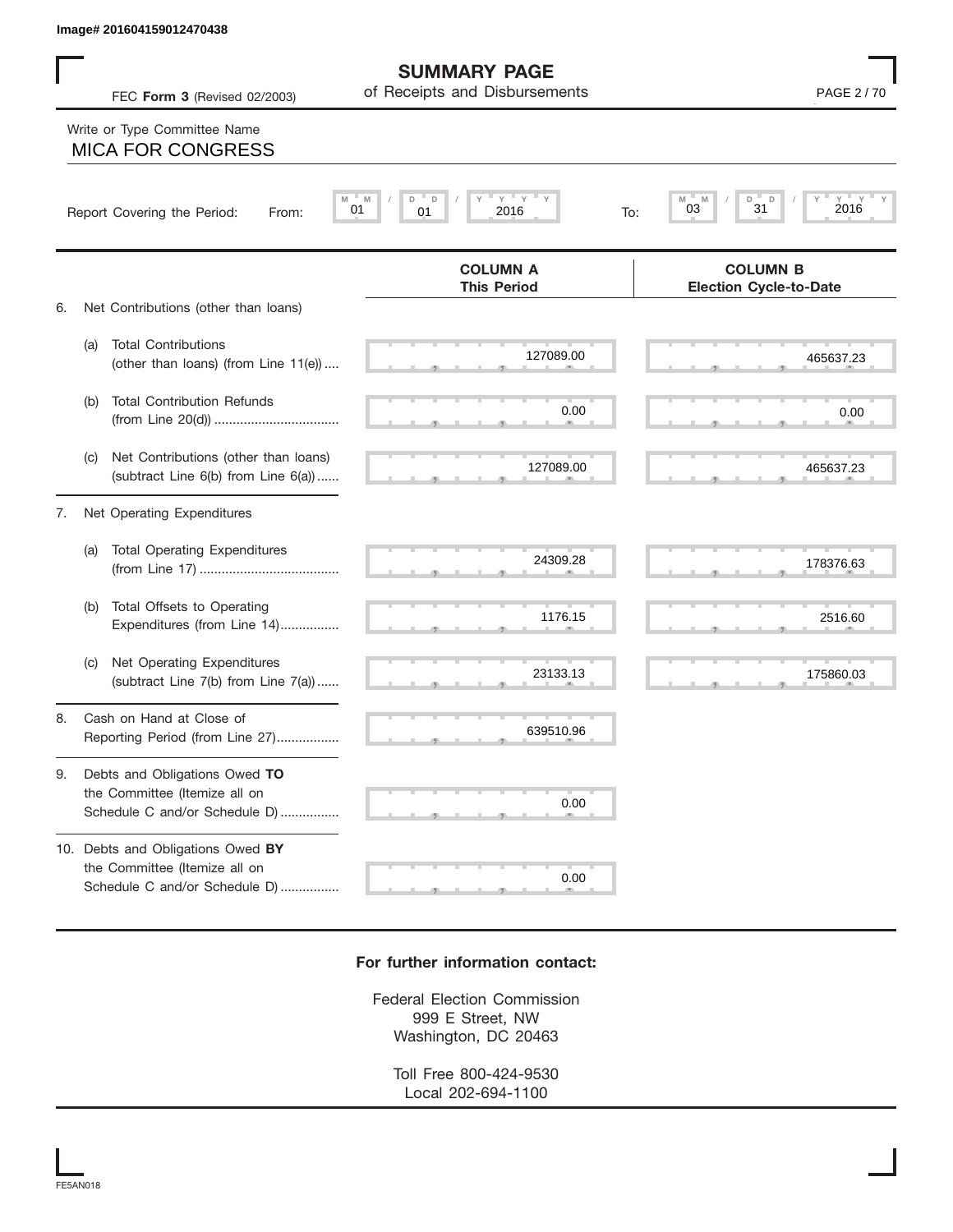Image# 201604159012470438

# SUMMARY PAGE
## of Receipts and Disbursements

FEC **Form 3** (Revised 02/2003)

Write or Type Committee Name

MICA FOR CONGRESS

Report Covering the Period: From: 01 / 01 / 2016 To: 03 / 31 / 2016

| | | COLUMN A This Period | COLUMN B Election Cycle-to-Date |
|---|---|---|---|
| 6. | Net Contributions (other than loans) | | |
| (a) | Total Contributions (other than loans) (from Line 11(e)) | 127089.00 | 465637.23 |
| (b) | Total Contribution Refunds (from Line 20(d)) | 0.00 | 0.00 |
| (c) | Net Contributions (other than loans) (subtract Line 6(b) from Line 6(a)) | 127089.00 | 465637.23 |
| 7. | Net Operating Expenditures | | |
| (a) | Total Operating Expenditures (from Line 17) | 24309.28 | 178376.63 |
| (b) | Total Offsets to Operating Expenditures (from Line 14) | 1176.15 | 2516.60 |
| (c) | Net Operating Expenditures (subtract Line 7(b) from Line 7(a)) | 23133.13 | 175860.03 |
| 8. | Cash on Hand at Close of Reporting Period (from Line 27) | 639510.96 | |
| 9. | Debts and Obligations Owed **TO** the Committee (Itemize all on Schedule C and/or Schedule D) | 0.00 | |
| 10. | Debts and Obligations Owed **BY** the Committee (Itemize all on Schedule C and/or Schedule D) | 0.00 | |

**For further information contact:**

Federal Election Commission
999 E Street, NW
Washington, DC 20463

Toll Free 800-424-9530
Local 202-694-1100

FE5AN018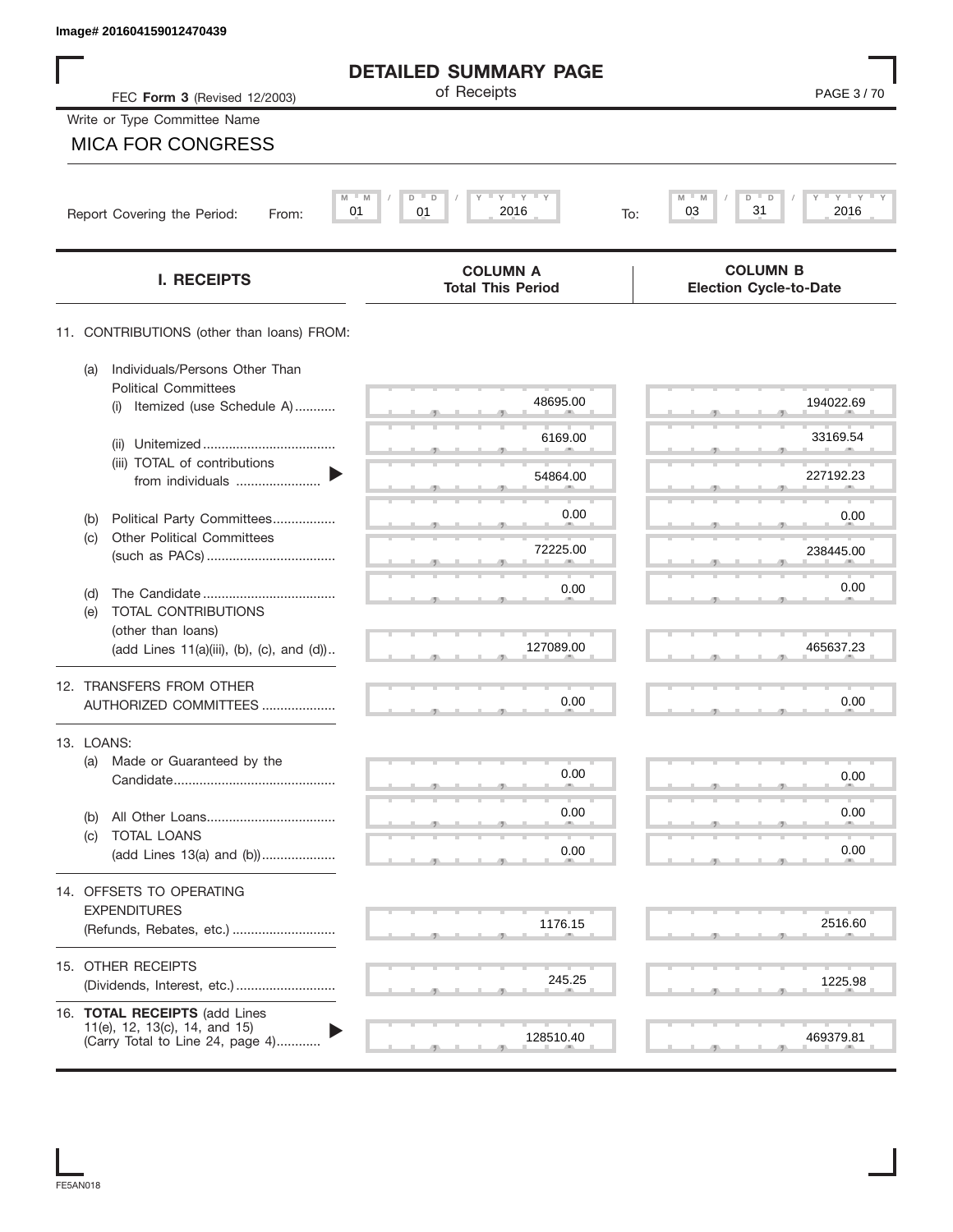Image# 201604159012470439

# DETAILED SUMMARY PAGE

of Receipts

FEC **Form 3** (Revised 12/2003)

Write or Type Committee Name

MICA FOR CONGRESS

Report Covering the Period: From: 01 / 01 / 2016 To: 03 / 31 / 2016

| I. RECEIPTS | COLUMN A Total This Period | COLUMN B Election Cycle-to-Date |
|---|---|---|
| 11. CONTRIBUTIONS (other than loans) FROM: | | |
| (a) Individuals/Persons Other Than Political Committees (i) Itemized (use Schedule A) | 48695.00 | 194022.69 |
| (ii) Unitemized | 6169.00 | 33169.54 |
| (iii) TOTAL of contributions from individuals | 54864.00 | 227192.23 |
| (b) Political Party Committees | 0.00 | 0.00 |
| (c) Other Political Committees (such as PACs) | 72225.00 | 238445.00 |
| (d) The Candidate | 0.00 | 0.00 |
| (e) TOTAL CONTRIBUTIONS (other than loans) (add Lines 11(a)(iii), (b), (c), and (d)) | 127089.00 | 465637.23 |
| 12. TRANSFERS FROM OTHER AUTHORIZED COMMITTEES | 0.00 | 0.00 |
| 13. LOANS: | | |
| (a) Made or Guaranteed by the Candidate | 0.00 | 0.00 |
| (b) All Other Loans | 0.00 | 0.00 |
| (c) TOTAL LOANS (add Lines 13(a) and (b)) | 0.00 | 0.00 |
| 14. OFFSETS TO OPERATING EXPENDITURES (Refunds, Rebates, etc.) | 1176.15 | 2516.60 |
| 15. OTHER RECEIPTS (Dividends, Interest, etc.) | 245.25 | 1225.98 |
| 16. **TOTAL RECEIPTS** (add Lines 11(e), 12, 13(c), 14, and 15) (Carry Total to Line 24, page 4) | 128510.40 | 469379.81 |

FE5AN018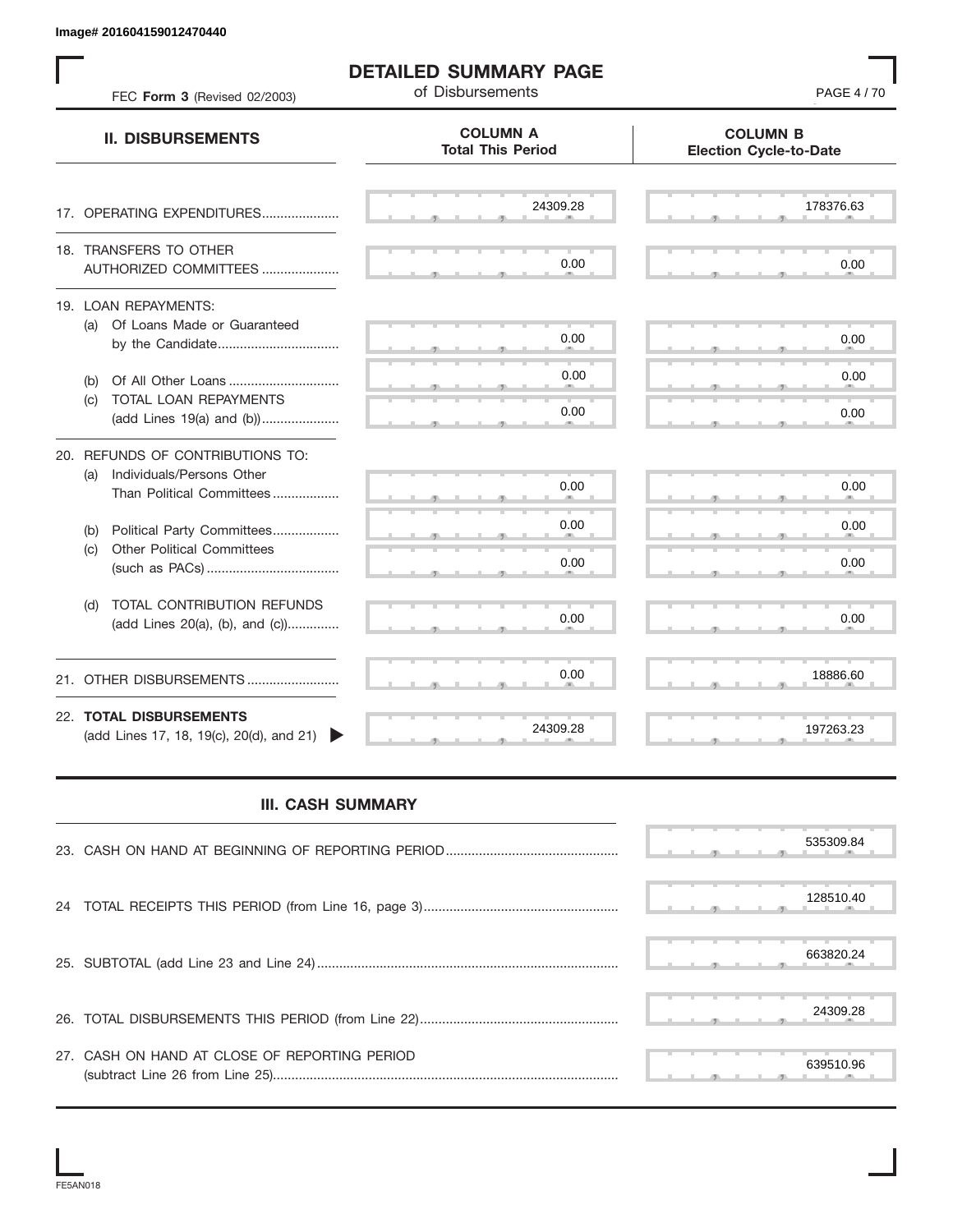Image# 201604159012470440

# DETAILED SUMMARY PAGE

of Disbursements

FEC **Form 3** (Revised 02/2003)

| II. DISBURSEMENTS | COLUMN A Total This Period | COLUMN B Election Cycle-to-Date |
|---|---|---|
| 17. OPERATING EXPENDITURES | 24309.28 | 178376.63 |
| 18. TRANSFERS TO OTHER AUTHORIZED COMMITTEES | 0.00 | 0.00 |
| 19. LOAN REPAYMENTS: | | |
| (a) Of Loans Made or Guaranteed by the Candidate | 0.00 | 0.00 |
| (b) Of All Other Loans | 0.00 | 0.00 |
| (c) TOTAL LOAN REPAYMENTS (add Lines 19(a) and (b)) | 0.00 | 0.00 |
| 20. REFUNDS OF CONTRIBUTIONS TO: | | |
| (a) Individuals/Persons Other Than Political Committees | 0.00 | 0.00 |
| (b) Political Party Committees | 0.00 | 0.00 |
| (c) Other Political Committees (such as PACs) | 0.00 | 0.00 |
| (d) TOTAL CONTRIBUTION REFUNDS (add Lines 20(a), (b), and (c)) | 0.00 | 0.00 |
| 21. OTHER DISBURSEMENTS | 0.00 | 18886.60 |
| 22. **TOTAL DISBURSEMENTS** (add Lines 17, 18, 19(c), 20(d), and 21) | 24309.28 | 197263.23 |

## III. CASH SUMMARY

| | |
|---|---|
| 23. CASH ON HAND AT BEGINNING OF REPORTING PERIOD | 535309.84 |
| 24 TOTAL RECEIPTS THIS PERIOD (from Line 16, page 3) | 128510.40 |
| 25. SUBTOTAL (add Line 23 and Line 24) | 663820.24 |
| 26. TOTAL DISBURSEMENTS THIS PERIOD (from Line 22) | 24309.28 |
| 27. CASH ON HAND AT CLOSE OF REPORTING PERIOD (subtract Line 26 from Line 25) | 639510.96 |

FE5AN018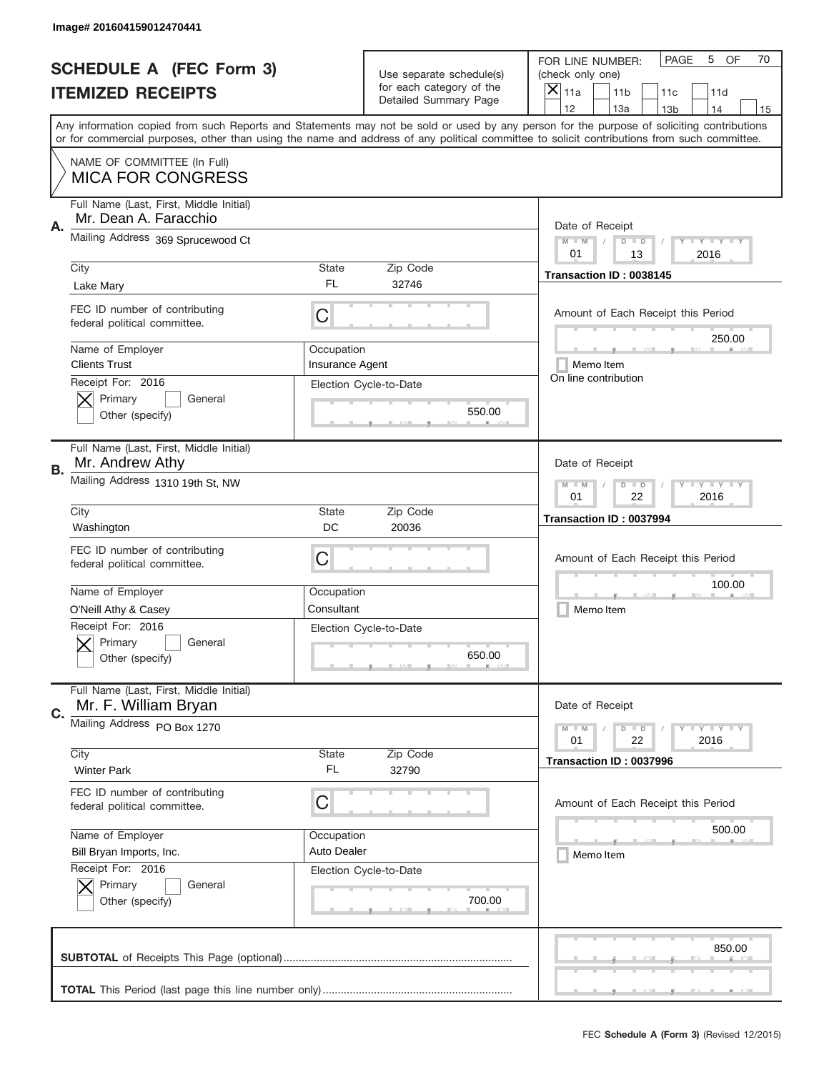Image# 201604159012470441

# SCHEDULE A (FEC Form 3)
## ITEMIZED RECEIPTS

Use separate schedule(s) for each category of the Detailed Summary Page

FOR LINE NUMBER: (check only one)

[X] 11a [ ] 11b [ ] 11c [ ] 11d [ ] 12 [ ] 13a [ ] 13b [ ] 14 [ ] 15

PAGE 5 OF 70

Any information copied from such Reports and Statements may not be sold or used by any person for the purpose of soliciting contributions or for commercial purposes, other than using the name and address of any political committee to solicit contributions from such committee.

NAME OF COMMITTEE (In Full)
**MICA FOR CONGRESS**

---

**A.** Full Name (Last, First, Middle Initial): Mr. Dean A. Faracchio

Mailing Address: 369 Sprucewood Ct

City: Lake Mary | State: FL | Zip Code: 32746

FEC ID number of contributing federal political committee: C

Name of Employer: Clients Trust | Occupation: Insurance Agent

Receipt For: 2016 — [X] Primary [ ] General [ ] Other (specify)

Election Cycle-to-Date: 550.00

Date of Receipt: 01 / 13 / 2016

Transaction ID : 0038145

Amount of Each Receipt this Period: 250.00

[ ] Memo Item

On line contribution

---

**B.** Full Name (Last, First, Middle Initial): Mr. Andrew Athy

Mailing Address: 1310 19th St, NW

City: Washington | State: DC | Zip Code: 20036

FEC ID number of contributing federal political committee: C

Name of Employer: O'Neill Athy & Casey | Occupation: Consultant

Receipt For: 2016 — [X] Primary [ ] General [ ] Other (specify)

Election Cycle-to-Date: 650.00

Date of Receipt: 01 / 22 / 2016

Transaction ID : 0037994

Amount of Each Receipt this Period: 100.00

[ ] Memo Item

---

**C.** Full Name (Last, First, Middle Initial): Mr. F. William Bryan

Mailing Address: PO Box 1270

City: Winter Park | State: FL | Zip Code: 32790

FEC ID number of contributing federal political committee: C

Name of Employer: Bill Bryan Imports, Inc. | Occupation: Auto Dealer

Receipt For: 2016 — [X] Primary [ ] General [ ] Other (specify)

Election Cycle-to-Date: 700.00

Date of Receipt: 01 / 22 / 2016

Transaction ID : 0037996

Amount of Each Receipt this Period: 500.00

[ ] Memo Item

---

**SUBTOTAL** of Receipts This Page (optional): 850.00

**TOTAL** This Period (last page this line number only):

FEC **Schedule A (Form 3)** (Revised 12/2015)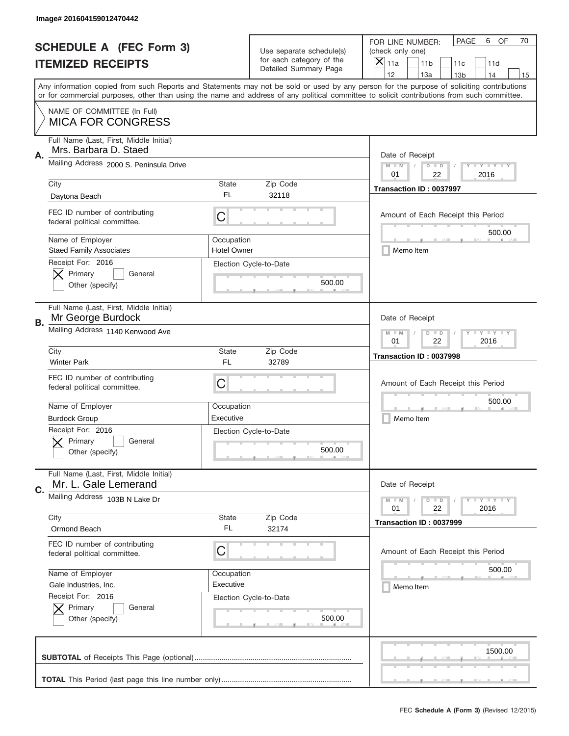Image# 201604159012470442

# SCHEDULE A (FEC Form 3)
## ITEMIZED RECEIPTS

Use separate schedule(s) for each category of the Detailed Summary Page

FOR LINE NUMBER: (check only one)
[X] 11a [ ] 11b [ ] 11c [ ] 11d [ ] 12 [ ] 13a [ ] 13b [ ] 14 [ ] 15

PAGE 6 OF 70

Any information copied from such Reports and Statements may not be sold or used by any person for the purpose of soliciting contributions or for commercial purposes, other than using the name and address of any political committee to solicit contributions from such committee.

NAME OF COMMITTEE (In Full)
MICA FOR CONGRESS

---

**A.** Full Name (Last, First, Middle Initial): Mrs. Barbara D. Staed

Mailing Address: 2000 S. Peninsula Drive

City: Daytona Beach | State: FL | Zip Code: 32118

FEC ID number of contributing federal political committee: C

Name of Employer: Staed Family Associates

Occupation: Hotel Owner

Receipt For: 2016 — [X] Primary [ ] General [ ] Other (specify)

Election Cycle-to-Date: 500.00

Date of Receipt: 01 / 22 / 2016

Transaction ID : 0037997

Amount of Each Receipt this Period: 500.00

[ ] Memo Item

---

**B.** Full Name (Last, First, Middle Initial): Mr George Burdock

Mailing Address: 1140 Kenwood Ave

City: Winter Park | State: FL | Zip Code: 32789

FEC ID number of contributing federal political committee: C

Name of Employer: Burdock Group

Occupation: Executive

Receipt For: 2016 — [X] Primary [ ] General [ ] Other (specify)

Election Cycle-to-Date: 500.00

Date of Receipt: 01 / 22 / 2016

Transaction ID : 0037998

Amount of Each Receipt this Period: 500.00

[ ] Memo Item

---

**C.** Full Name (Last, First, Middle Initial): Mr. L. Gale Lemerand

Mailing Address: 103B N Lake Dr

City: Ormond Beach | State: FL | Zip Code: 32174

FEC ID number of contributing federal political committee: C

Name of Employer: Gale Industries, Inc.

Occupation: Executive

Receipt For: 2016 — [X] Primary [ ] General [ ] Other (specify)

Election Cycle-to-Date: 500.00

Date of Receipt: 01 / 22 / 2016

Transaction ID : 0037999

Amount of Each Receipt this Period: 500.00

[ ] Memo Item

---

**SUBTOTAL** of Receipts This Page (optional): 1500.00

**TOTAL** This Period (last page this line number only):

FEC **Schedule A (Form 3)** (Revised 12/2015)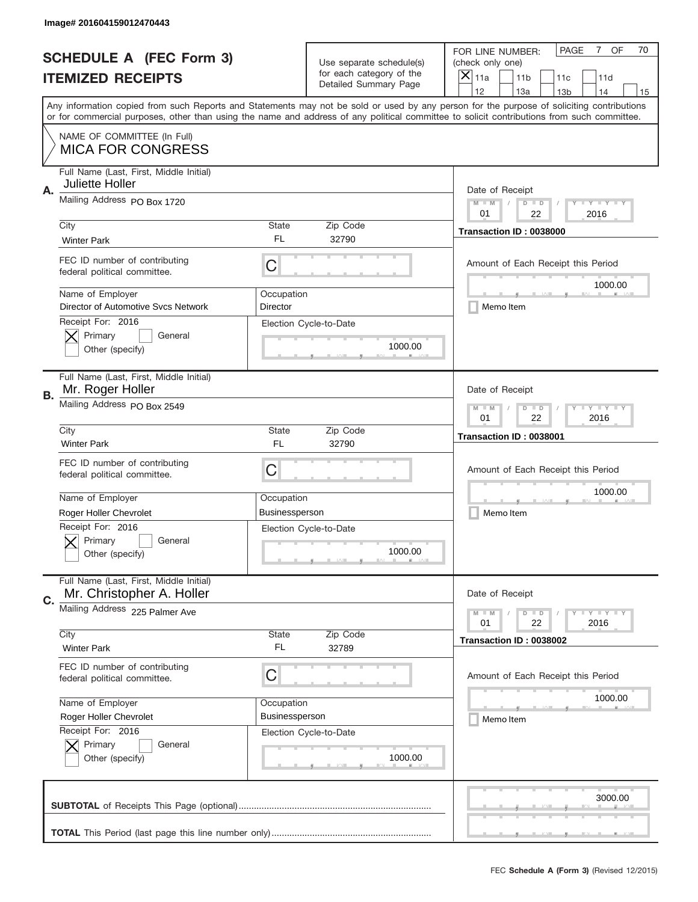Image# 201604159012470443

# SCHEDULE A (FEC Form 3)
# ITEMIZED RECEIPTS

Use separate schedule(s) for each category of the Detailed Summary Page

FOR LINE NUMBER: (check only one)

- [x] 11a
- [ ] 11b
- [ ] 11c
- [ ] 11d
- [ ] 12
- [ ] 13a
- [ ] 13b
- [ ] 14
- [ ] 15

PAGE 7 OF 70

Any information copied from such Reports and Statements may not be sold or used by any person for the purpose of soliciting contributions or for commercial purposes, other than using the name and address of any political committee to solicit contributions from such committee.

NAME OF COMMITTEE (In Full)
**MICA FOR CONGRESS**

---

**A.** Full Name (Last, First, Middle Initial): Juliette Holler

Mailing Address: PO Box 1720

City: Winter Park | State: FL | Zip Code: 32790

FEC ID number of contributing federal political committee: C

Name of Employer: Director of Automotive Svcs Network

Occupation: Director

Receipt For: 2016
- [x] Primary
- [ ] General
- [ ] Other (specify)

Election Cycle-to-Date: 1000.00

Date of Receipt: 01 / 22 / 2016

Transaction ID : 0038000

Amount of Each Receipt this Period: 1000.00

- [ ] Memo Item

---

**B.** Full Name (Last, First, Middle Initial): Mr. Roger Holler

Mailing Address: PO Box 2549

City: Winter Park | State: FL | Zip Code: 32790

FEC ID number of contributing federal political committee: C

Name of Employer: Roger Holler Chevrolet

Occupation: Businessperson

Receipt For: 2016
- [x] Primary
- [ ] General
- [ ] Other (specify)

Election Cycle-to-Date: 1000.00

Date of Receipt: 01 / 22 / 2016

Transaction ID : 0038001

Amount of Each Receipt this Period: 1000.00

- [ ] Memo Item

---

**C.** Full Name (Last, First, Middle Initial): Mr. Christopher A. Holler

Mailing Address: 225 Palmer Ave

City: Winter Park | State: FL | Zip Code: 32789

FEC ID number of contributing federal political committee: C

Name of Employer: Roger Holler Chevrolet

Occupation: Businessperson

Receipt For: 2016
- [x] Primary
- [ ] General
- [ ] Other (specify)

Election Cycle-to-Date: 1000.00

Date of Receipt: 01 / 22 / 2016

Transaction ID : 0038002

Amount of Each Receipt this Period: 1000.00

- [ ] Memo Item

---

**SUBTOTAL** of Receipts This Page (optional): 3000.00

**TOTAL** This Period (last page this line number only):

FEC **Schedule A (Form 3)** (Revised 12/2015)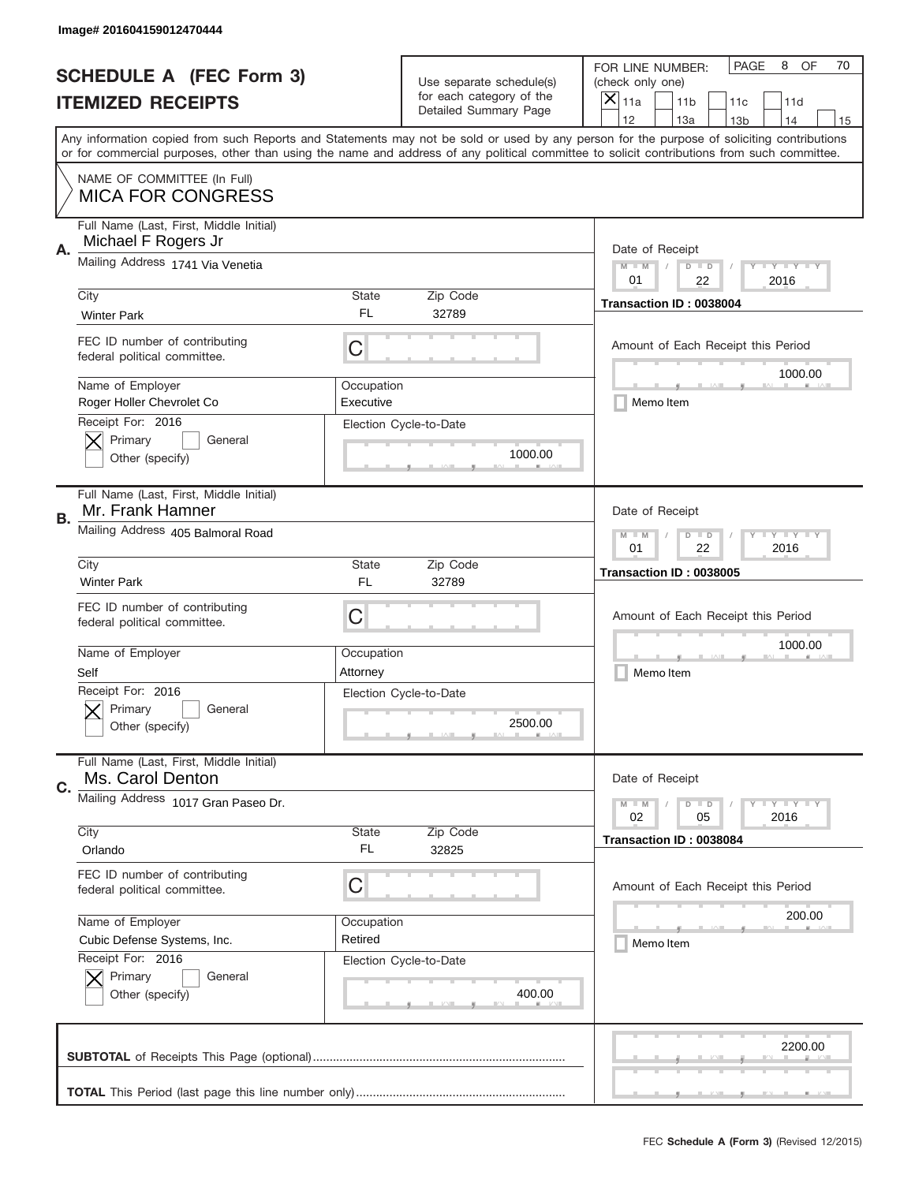Image# 201604159012470444

# SCHEDULE A (FEC Form 3)
# ITEMIZED RECEIPTS

Use separate schedule(s) for each category of the Detailed Summary Page

FOR LINE NUMBER: (check only one)

- [x] 11a
- [ ] 11b
- [ ] 11c
- [ ] 11d
- [ ] 12
- [ ] 13a
- [ ] 13b
- [ ] 14
- [ ] 15

PAGE 8 OF 70

Any information copied from such Reports and Statements may not be sold or used by any person for the purpose of soliciting contributions or for commercial purposes, other than using the name and address of any political committee to solicit contributions from such committee.

NAME OF COMMITTEE (In Full)
**MICA FOR CONGRESS**

---

**A.** Full Name (Last, First, Middle Initial): Michael F Rogers Jr

Mailing Address: 1741 Via Venetia

City: Winter Park | State: FL | Zip Code: 32789

FEC ID number of contributing federal political committee: C

Name of Employer: Roger Holler Chevrolet Co

Occupation: Executive

Receipt For: 2016 — [x] Primary [ ] General [ ] Other (specify)

Election Cycle-to-Date: 1000.00

Date of Receipt: 01 / 22 / 2016

Transaction ID : 0038004

Amount of Each Receipt this Period: 1000.00

[ ] Memo Item

---

**B.** Full Name (Last, First, Middle Initial): Mr. Frank Hamner

Mailing Address: 405 Balmoral Road

City: Winter Park | State: FL | Zip Code: 32789

FEC ID number of contributing federal political committee: C

Name of Employer: Self

Occupation: Attorney

Receipt For: 2016 — [x] Primary [ ] General [ ] Other (specify)

Election Cycle-to-Date: 2500.00

Date of Receipt: 01 / 22 / 2016

Transaction ID : 0038005

Amount of Each Receipt this Period: 1000.00

[ ] Memo Item

---

**C.** Full Name (Last, First, Middle Initial): Ms. Carol Denton

Mailing Address: 1017 Gran Paseo Dr.

City: Orlando | State: FL | Zip Code: 32825

FEC ID number of contributing federal political committee: C

Name of Employer: Cubic Defense Systems, Inc.

Occupation: Retired

Receipt For: 2016 — [x] Primary [ ] General [ ] Other (specify)

Election Cycle-to-Date: 400.00

Date of Receipt: 02 / 05 / 2016

Transaction ID : 0038084

Amount of Each Receipt this Period: 200.00

[ ] Memo Item

---

**SUBTOTAL** of Receipts This Page (optional): 2200.00

**TOTAL** This Period (last page this line number only):

FEC **Schedule A** (Form 3) (Revised 12/2015)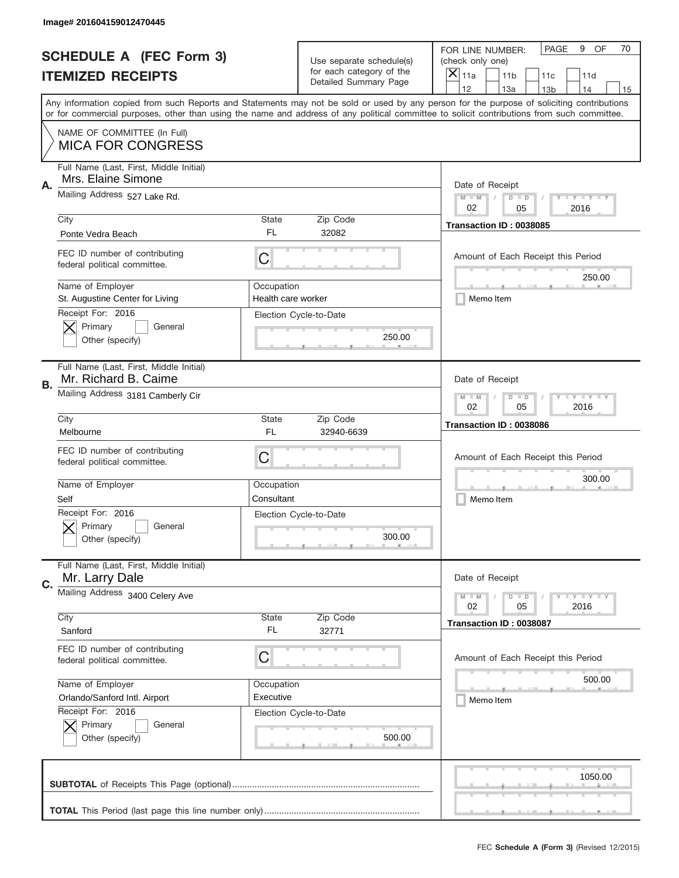Image# 201604159012470445

# SCHEDULE A (FEC Form 3)
## ITEMIZED RECEIPTS

Use separate schedule(s) for each category of the Detailed Summary Page

FOR LINE NUMBER: (check only one)

[X] 11a [ ] 11b [ ] 11c [ ] 11d [ ] 12 [ ] 13a [ ] 13b [ ] 14 [ ] 15

PAGE 9 OF 70

Any information copied from such Reports and Statements may not be sold or used by any person for the purpose of soliciting contributions or for commercial purposes, other than using the name and address of any political committee to solicit contributions from such committee.

NAME OF COMMITTEE (In Full)
MICA FOR CONGRESS

---

**A.** Full Name (Last, First, Middle Initial): Mrs. Elaine Simone

Mailing Address: 527 Lake Rd.

City: Ponte Vedra Beach | State: FL | Zip Code: 32082

FEC ID number of contributing federal political committee: C

Name of Employer: St. Augustine Center for Living

Occupation: Health care worker

Receipt For: 2016 — [X] Primary [ ] General [ ] Other (specify)

Election Cycle-to-Date: 250.00

Date of Receipt: 02 / 05 / 2016

Transaction ID : 0038085

Amount of Each Receipt this Period: 250.00

[ ] Memo Item

---

**B.** Full Name (Last, First, Middle Initial): Mr. Richard B. Caime

Mailing Address: 3181 Camberly Cir

City: Melbourne | State: FL | Zip Code: 32940-6639

FEC ID number of contributing federal political committee: C

Name of Employer: Self

Occupation: Consultant

Receipt For: 2016 — [X] Primary [ ] General [ ] Other (specify)

Election Cycle-to-Date: 300.00

Date of Receipt: 02 / 05 / 2016

Transaction ID : 0038086

Amount of Each Receipt this Period: 300.00

[ ] Memo Item

---

**C.** Full Name (Last, First, Middle Initial): Mr. Larry Dale

Mailing Address: 3400 Celery Ave

City: Sanford | State: FL | Zip Code: 32771

FEC ID number of contributing federal political committee: C

Name of Employer: Orlando/Sanford Intl. Airport

Occupation: Executive

Receipt For: 2016 — [X] Primary [ ] General [ ] Other (specify)

Election Cycle-to-Date: 500.00

Date of Receipt: 02 / 05 / 2016

Transaction ID : 0038087

Amount of Each Receipt this Period: 500.00

[ ] Memo Item

---

**SUBTOTAL** of Receipts This Page (optional): 1050.00

**TOTAL** This Period (last page this line number only):

FEC Schedule A (Form 3) (Revised 12/2015)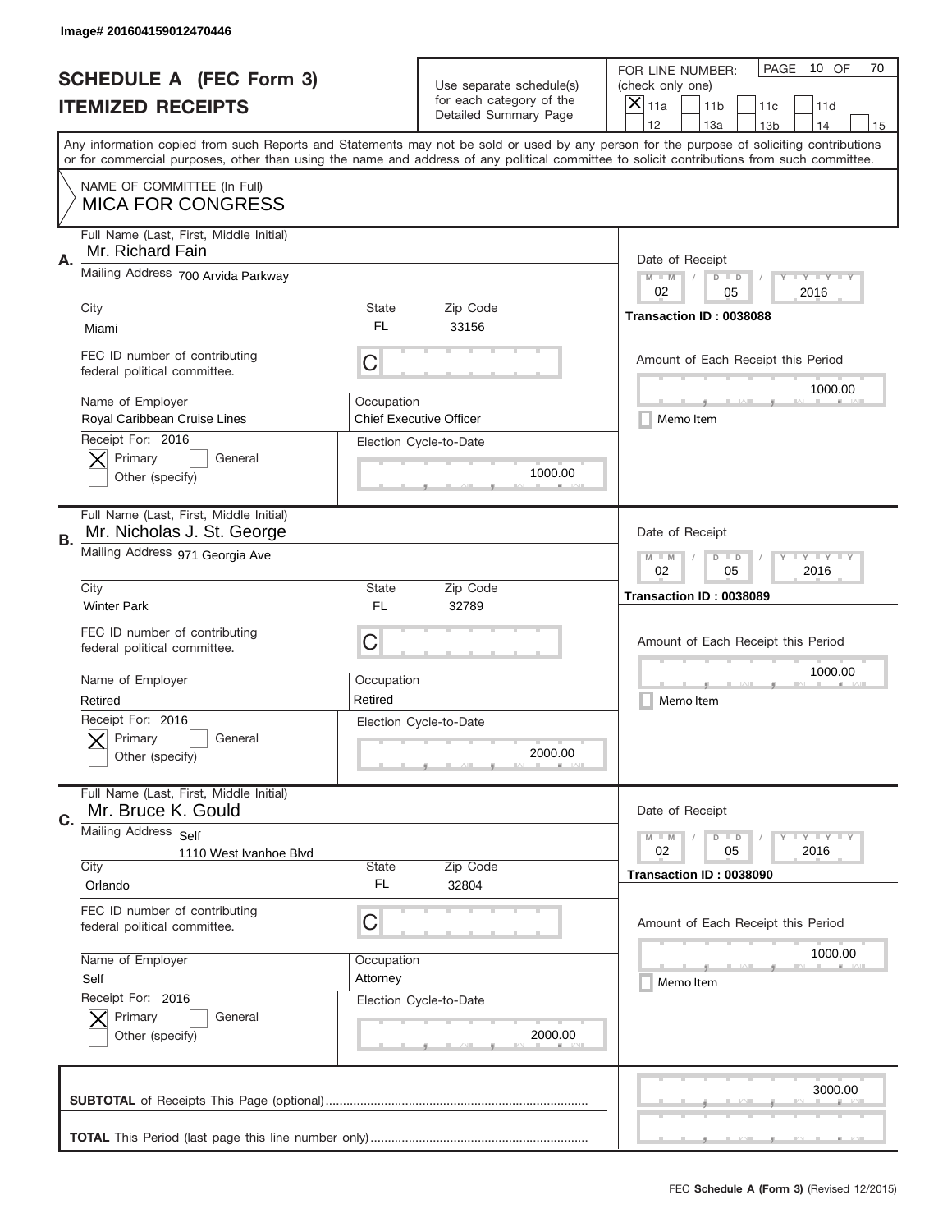Image# 201604159012470446

# SCHEDULE A (FEC Form 3)
## ITEMIZED RECEIPTS

Use separate schedule(s) for each category of the Detailed Summary Page

FOR LINE NUMBER: (check only one)
[X] 11a [ ] 11b [ ] 11c [ ] 11d [ ] 12 [ ] 13a [ ] 13b [ ] 14 [ ] 15

PAGE 10 OF 70

Any information copied from such Reports and Statements may not be sold or used by any person for the purpose of soliciting contributions or for commercial purposes, other than using the name and address of any political committee to solicit contributions from such committee.

NAME OF COMMITTEE (In Full)
MICA FOR CONGRESS

---

**A.** Full Name (Last, First, Middle Initial): Mr. Richard Fain

Mailing Address: 700 Arvida Parkway

City: Miami | State: FL | Zip Code: 33156

FEC ID number of contributing federal political committee: C

Name of Employer: Royal Caribbean Cruise Lines

Occupation: Chief Executive Officer

Receipt For: 2016 — [X] Primary [ ] General [ ] Other (specify)

Election Cycle-to-Date: 1000.00

Date of Receipt: 02 / 05 / 2016

Transaction ID : 0038088

Amount of Each Receipt this Period: 1000.00

[ ] Memo Item

---

**B.** Full Name (Last, First, Middle Initial): Mr. Nicholas J. St. George

Mailing Address: 971 Georgia Ave

City: Winter Park | State: FL | Zip Code: 32789

FEC ID number of contributing federal political committee: C

Name of Employer: Retired

Occupation: Retired

Receipt For: 2016 — [X] Primary [ ] General [ ] Other (specify)

Election Cycle-to-Date: 2000.00

Date of Receipt: 02 / 05 / 2016

Transaction ID : 0038089

Amount of Each Receipt this Period: 1000.00

[ ] Memo Item

---

**C.** Full Name (Last, First, Middle Initial): Mr. Bruce K. Gould

Mailing Address: Self
1110 West Ivanhoe Blvd

City: Orlando | State: FL | Zip Code: 32804

FEC ID number of contributing federal political committee: C

Name of Employer: Self

Occupation: Attorney

Receipt For: 2016 — [X] Primary [ ] General [ ] Other (specify)

Election Cycle-to-Date: 2000.00

Date of Receipt: 02 / 05 / 2016

Transaction ID : 0038090

Amount of Each Receipt this Period: 1000.00

[ ] Memo Item

---

**SUBTOTAL** of Receipts This Page (optional): 3000.00

**TOTAL** This Period (last page this line number only):

FEC **Schedule A (Form 3)** (Revised 12/2015)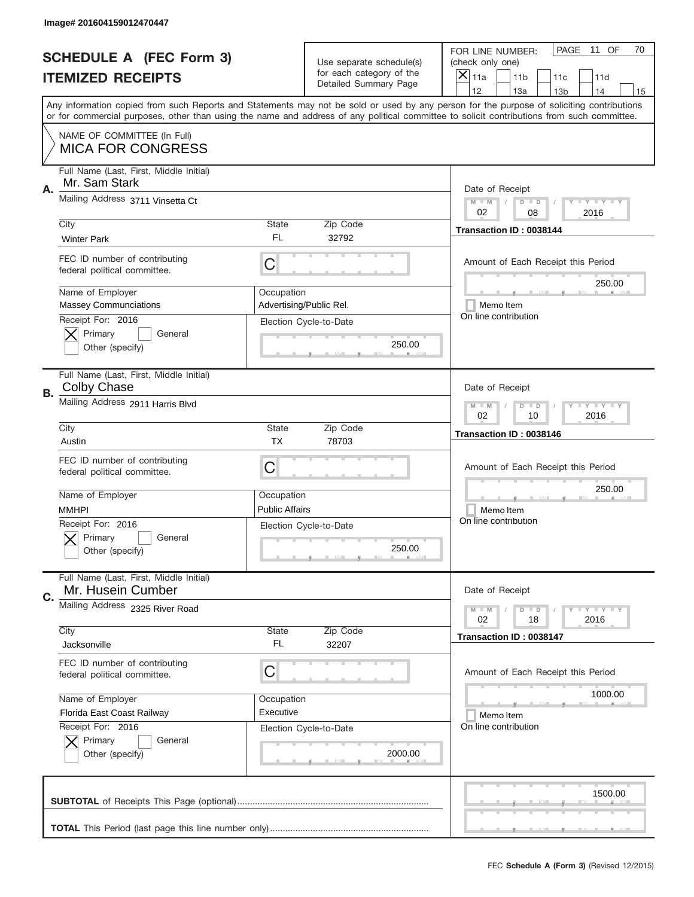Image# 201604159012470447

# SCHEDULE A (FEC Form 3)
## ITEMIZED RECEIPTS

Use separate schedule(s) for each category of the Detailed Summary Page

FOR LINE NUMBER: (check only one)
[X] 11a [ ] 11b [ ] 11c [ ] 11d [ ] 12 [ ] 13a [ ] 13b [ ] 14 [ ] 15

PAGE 11 OF 70

Any information copied from such Reports and Statements may not be sold or used by any person for the purpose of soliciting contributions or for commercial purposes, other than using the name and address of any political committee to solicit contributions from such committee.

NAME OF COMMITTEE (In Full)
**MICA FOR CONGRESS**

---

**A.** Full Name (Last, First, Middle Initial): Mr. Sam Stark
Mailing Address: 3711 Vinsetta Ct
City: Winter Park | State: FL | Zip Code: 32792
FEC ID number of contributing federal political committee: C
Name of Employer: Massey Communciations
Occupation: Advertising/Public Rel.
Receipt For: 2016 — [X] Primary [ ] General [ ] Other (specify)
Election Cycle-to-Date: 250.00
Date of Receipt: 02/08/2016
Transaction ID : 0038144
Amount of Each Receipt this Period: 250.00
[ ] Memo Item
On line contribution

---

**B.** Full Name (Last, First, Middle Initial): Colby Chase
Mailing Address: 2911 Harris Blvd
City: Austin | State: TX | Zip Code: 78703
FEC ID number of contributing federal political committee: C
Name of Employer: MMHPI
Occupation: Public Affairs
Receipt For: 2016 — [X] Primary [ ] General [ ] Other (specify)
Election Cycle-to-Date: 250.00
Date of Receipt: 02/10/2016
Transaction ID : 0038146
Amount of Each Receipt this Period: 250.00
[ ] Memo Item
On line contribution

---

**C.** Full Name (Last, First, Middle Initial): Mr. Husein Cumber
Mailing Address: 2325 River Road
City: Jacksonville | State: FL | Zip Code: 32207
FEC ID number of contributing federal political committee: C
Name of Employer: Florida East Coast Railway
Occupation: Executive
Receipt For: 2016 — [X] Primary [ ] General [ ] Other (specify)
Election Cycle-to-Date: 2000.00
Date of Receipt: 02/18/2016
Transaction ID : 0038147
Amount of Each Receipt this Period: 1000.00
[ ] Memo Item
On line contribution

---

**SUBTOTAL** of Receipts This Page (optional): 1500.00

**TOTAL** This Period (last page this line number only):

FEC **Schedule A (Form 3)** (Revised 12/2015)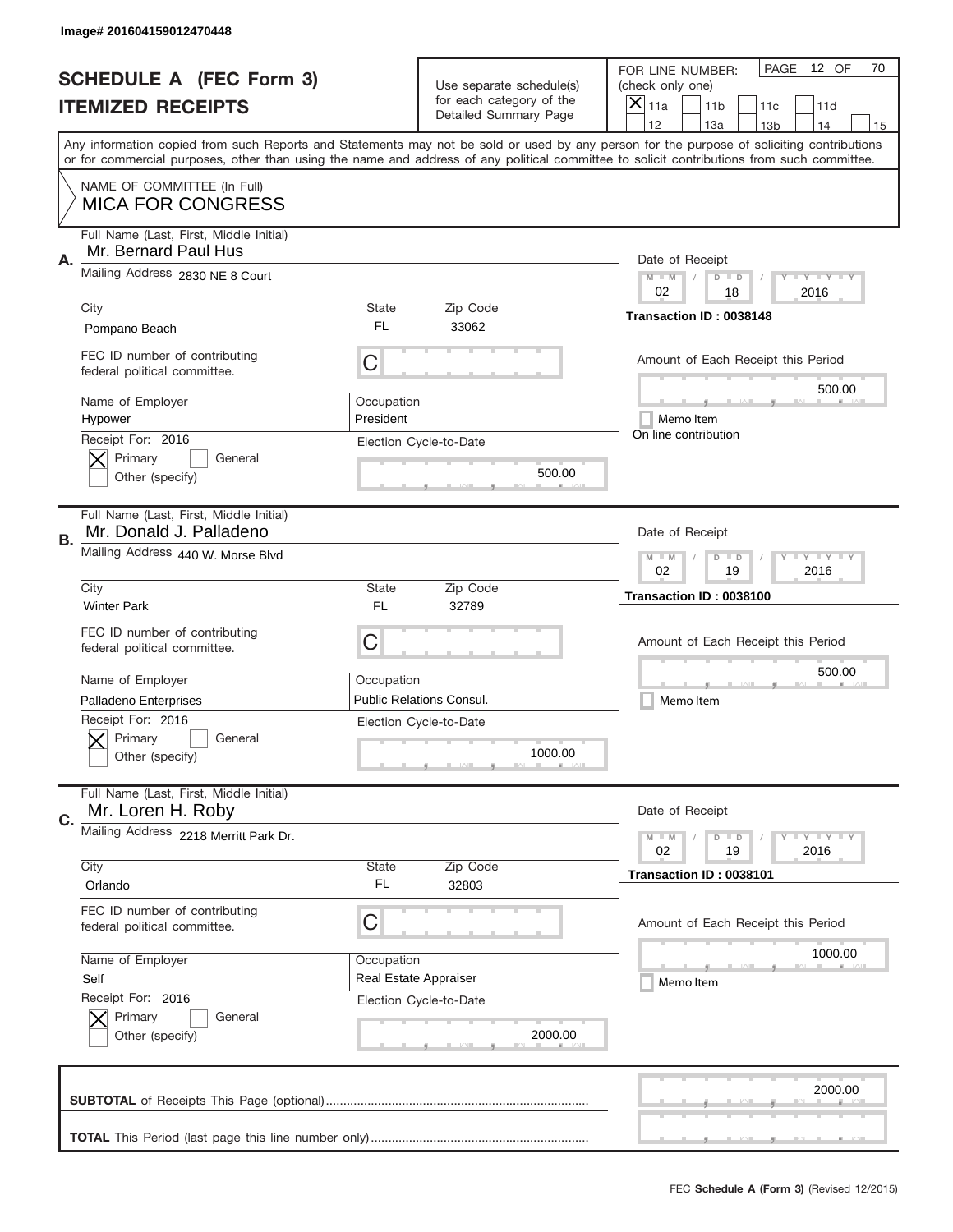Image# 201604159012470448

# SCHEDULE A (FEC Form 3)
## ITEMIZED RECEIPTS

Use separate schedule(s) for each category of the Detailed Summary Page

FOR LINE NUMBER: (check only one)

[X] 11a [ ] 11b [ ] 11c [ ] 11d [ ] 12 [ ] 13a [ ] 13b [ ] 14 [ ] 15

Any information copied from such Reports and Statements may not be sold or used by any person for the purpose of soliciting contributions or for commercial purposes, other than using the name and address of any political committee to solicit contributions from such committee.

NAME OF COMMITTEE (In Full)
**MICA FOR CONGRESS**

---

**A.**

Full Name (Last, First, Middle Initial): Mr. Bernard Paul Hus

Mailing Address: 2830 NE 8 Court

City: Pompano Beach | State: FL | Zip Code: 33062

FEC ID number of contributing federal political committee: C

Name of Employer: Hypower

Occupation: President

Receipt For: 2016 — [X] Primary [ ] General [ ] Other (specify)

Election Cycle-to-Date: 500.00

Date of Receipt: 02 / 18 / 2016

Transaction ID : 0038148

Amount of Each Receipt this Period: 500.00

[ ] Memo Item

On line contribution

---

**B.**

Full Name (Last, First, Middle Initial): Mr. Donald J. Palladeno

Mailing Address: 440 W. Morse Blvd

City: Winter Park | State: FL | Zip Code: 32789

FEC ID number of contributing federal political committee: C

Name of Employer: Palladeno Enterprises

Occupation: Public Relations Consul.

Receipt For: 2016 — [X] Primary [ ] General [ ] Other (specify)

Election Cycle-to-Date: 1000.00

Date of Receipt: 02 / 19 / 2016

Transaction ID : 0038100

Amount of Each Receipt this Period: 500.00

[ ] Memo Item

---

**C.**

Full Name (Last, First, Middle Initial): Mr. Loren H. Roby

Mailing Address: 2218 Merritt Park Dr.

City: Orlando | State: FL | Zip Code: 32803

FEC ID number of contributing federal political committee: C

Name of Employer: Self

Occupation: Real Estate Appraiser

Receipt For: 2016 — [X] Primary [ ] General [ ] Other (specify)

Election Cycle-to-Date: 2000.00

Date of Receipt: 02 / 19 / 2016

Transaction ID : 0038101

Amount of Each Receipt this Period: 1000.00

[ ] Memo Item

---

**SUBTOTAL** of Receipts This Page (optional): 2000.00

**TOTAL** This Period (last page this line number only):

FEC **Schedule A** (Form 3) (Revised 12/2015)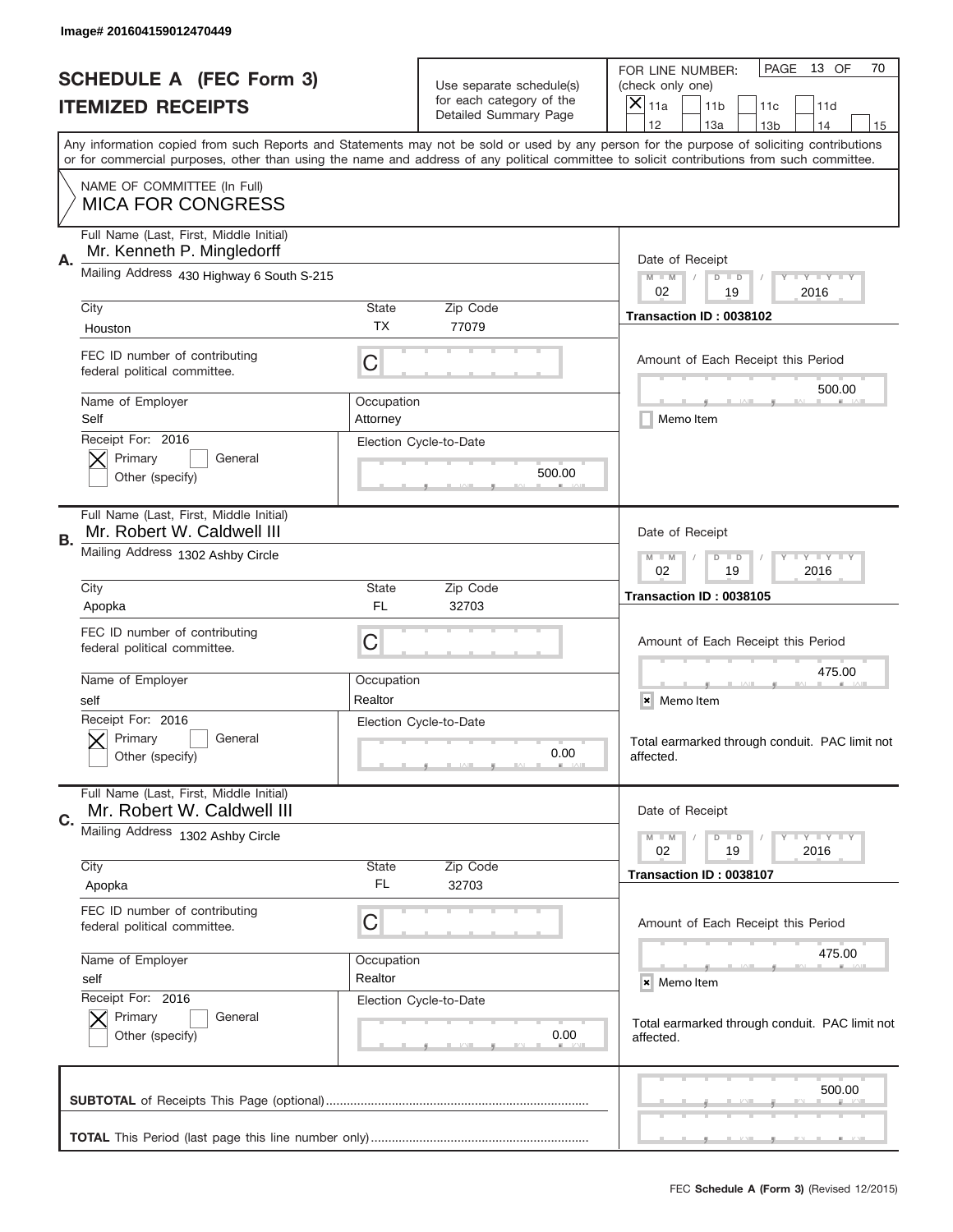Image# 201604159012470449

# SCHEDULE A (FEC Form 3)
# ITEMIZED RECEIPTS

Use separate schedule(s) for each category of the Detailed Summary Page

FOR LINE NUMBER: (check only one)

- [x] 11a
- [ ] 11b
- [ ] 11c
- [ ] 11d
- [ ] 12
- [ ] 13a
- [ ] 13b
- [ ] 14
- [ ] 15

PAGE 13 OF 70

Any information copied from such Reports and Statements may not be sold or used by any person for the purpose of soliciting contributions or for commercial purposes, other than using the name and address of any political committee to solicit contributions from such committee.

NAME OF COMMITTEE (In Full)
MICA FOR CONGRESS

---

**A.**

Full Name (Last, First, Middle Initial): Mr. Kenneth P. Mingledorff

Mailing Address: 430 Highway 6 South S-215

City: Houston | State: TX | Zip Code: 77079

FEC ID number of contributing federal political committee: C

Name of Employer: Self | Occupation: Attorney

Receipt For: 2016
- [x] Primary
- [ ] General
- [ ] Other (specify)

Election Cycle-to-Date: 500.00

Date of Receipt: 02 / 19 / 2016

Transaction ID : 0038102

Amount of Each Receipt this Period: 500.00

- [ ] Memo Item

---

**B.**

Full Name (Last, First, Middle Initial): Mr. Robert W. Caldwell III

Mailing Address: 1302 Ashby Circle

City: Apopka | State: FL | Zip Code: 32703

FEC ID number of contributing federal political committee: C

Name of Employer: self | Occupation: Realtor

Receipt For: 2016
- [x] Primary
- [ ] General
- [ ] Other (specify)

Election Cycle-to-Date: 0.00

Date of Receipt: 02 / 19 / 2016

Transaction ID : 0038105

Amount of Each Receipt this Period: 475.00

- [x] Memo Item

Total earmarked through conduit. PAC limit not affected.

---

**C.**

Full Name (Last, First, Middle Initial): Mr. Robert W. Caldwell III

Mailing Address: 1302 Ashby Circle

City: Apopka | State: FL | Zip Code: 32703

FEC ID number of contributing federal political committee: C

Name of Employer: self | Occupation: Realtor

Receipt For: 2016
- [x] Primary
- [ ] General
- [ ] Other (specify)

Election Cycle-to-Date: 0.00

Date of Receipt: 02 / 19 / 2016

Transaction ID : 0038107

Amount of Each Receipt this Period: 475.00

- [x] Memo Item

Total earmarked through conduit. PAC limit not affected.

---

**SUBTOTAL** of Receipts This Page (optional): 500.00

**TOTAL** This Period (last page this line number only):

FEC **Schedule A** (Form 3) (Revised 12/2015)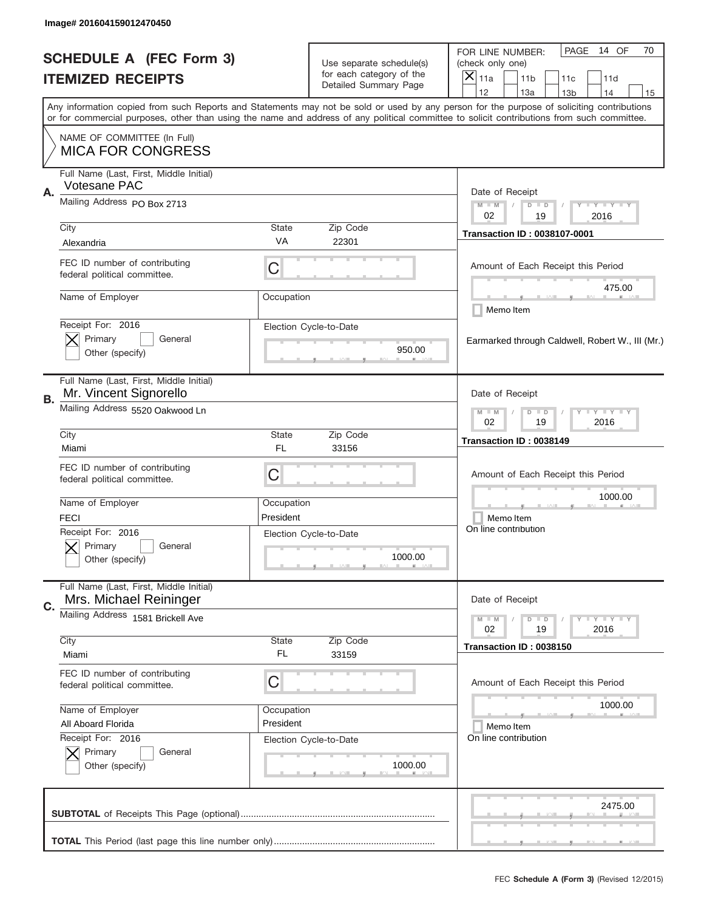Image# 201604159012470450

# SCHEDULE A (FEC Form 3)
## ITEMIZED RECEIPTS

Use separate schedule(s) for each category of the Detailed Summary Page

FOR LINE NUMBER: (check only one)
[X] 11a [ ] 11b [ ] 11c [ ] 11d [ ] 12 [ ] 13a [ ] 13b [ ] 14 [ ] 15

PAGE 14 OF 70

Any information copied from such Reports and Statements may not be sold or used by any person for the purpose of soliciting contributions or for commercial purposes, other than using the name and address of any political committee to solicit contributions from such committee.

NAME OF COMMITTEE (In Full)
**MICA FOR CONGRESS**

---

**A.** Full Name (Last, First, Middle Initial): Votesane PAC
Mailing Address: PO Box 2713
City: Alexandria | State: VA | Zip Code: 22301
FEC ID number of contributing federal political committee: C
Name of Employer: | Occupation:
Receipt For: 2016 — [X] Primary [ ] General [ ] Other (specify)
Election Cycle-to-Date: 950.00

Date of Receipt: 02 / 19 / 2016
Transaction ID : 0038107-0001
Amount of Each Receipt this Period: 475.00
[ ] Memo Item
Earmarked through Caldwell, Robert W., III (Mr.)

---

**B.** Full Name (Last, First, Middle Initial): Mr. Vincent Signorello
Mailing Address: 5520 Oakwood Ln
City: Miami | State: FL | Zip Code: 33156
FEC ID number of contributing federal political committee: C
Name of Employer: FECI | Occupation: President
Receipt For: 2016 — [X] Primary [ ] General [ ] Other (specify)
Election Cycle-to-Date: 1000.00

Date of Receipt: 02 / 19 / 2016
Transaction ID : 0038149
Amount of Each Receipt this Period: 1000.00
[ ] Memo Item
On line contribution

---

**C.** Full Name (Last, First, Middle Initial): Mrs. Michael Reininger
Mailing Address: 1581 Brickell Ave
City: Miami | State: FL | Zip Code: 33159
FEC ID number of contributing federal political committee: C
Name of Employer: All Aboard Florida | Occupation: President
Receipt For: 2016 — [X] Primary [ ] General [ ] Other (specify)
Election Cycle-to-Date: 1000.00

Date of Receipt: 02 / 19 / 2016
Transaction ID : 0038150
Amount of Each Receipt this Period: 1000.00
[ ] Memo Item
On line contribution

---

**SUBTOTAL** of Receipts This Page (optional): 2475.00

**TOTAL** This Period (last page this line number only):

FEC **Schedule A** (Form 3) (Revised 12/2015)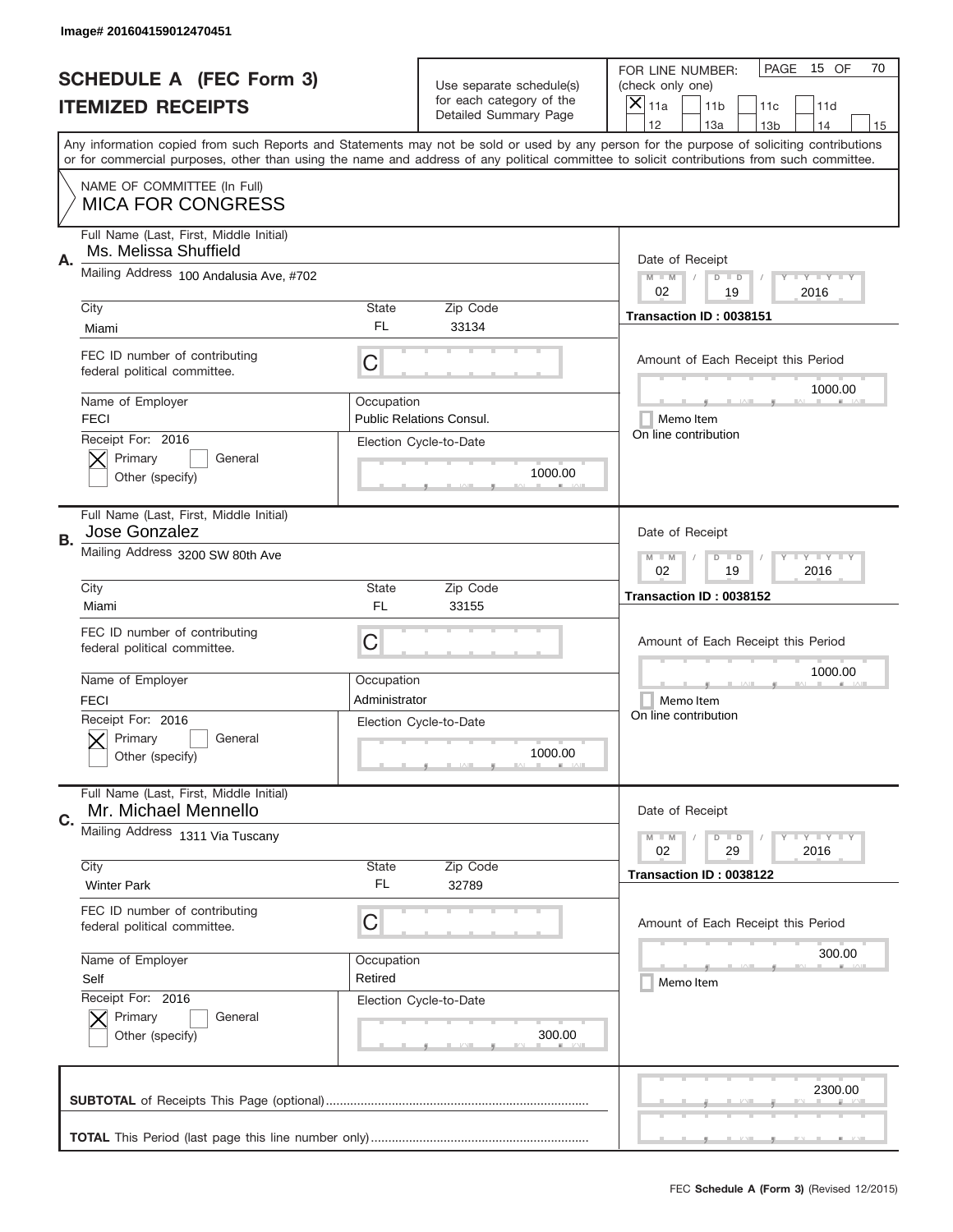Image# 201604159012470451

# SCHEDULE A (FEC Form 3)
# ITEMIZED RECEIPTS

Use separate schedule(s) for each category of the Detailed Summary Page

FOR LINE NUMBER: (check only one)

- [x] 11a
- [ ] 11b
- [ ] 11c
- [ ] 11d
- [ ] 12
- [ ] 13a
- [ ] 13b
- [ ] 14
- [ ] 15

PAGE 15 OF 70

Any information copied from such Reports and Statements may not be sold or used by any person for the purpose of soliciting contributions or for commercial purposes, other than using the name and address of any political committee to solicit contributions from such committee.

NAME OF COMMITTEE (In Full)
**MICA FOR CONGRESS**

---

**A.** Full Name (Last, First, Middle Initial): Ms. Melissa Shuffield

Mailing Address: 100 Andalusia Ave, #702

City: Miami | State: FL | Zip Code: 33134

FEC ID number of contributing federal political committee: C

Name of Employer: FECI

Occupation: Public Relations Consul.

Receipt For: 2016 — [x] Primary [ ] General [ ] Other (specify)

Election Cycle-to-Date: 1000.00

Date of Receipt: 02 / 19 / 2016

Transaction ID : 0038151

Amount of Each Receipt this Period: 1000.00

[ ] Memo Item

On line contribution

---

**B.** Full Name (Last, First, Middle Initial): Jose Gonzalez

Mailing Address: 3200 SW 80th Ave

City: Miami | State: FL | Zip Code: 33155

FEC ID number of contributing federal political committee: C

Name of Employer: FECI

Occupation: Administrator

Receipt For: 2016 — [x] Primary [ ] General [ ] Other (specify)

Election Cycle-to-Date: 1000.00

Date of Receipt: 02 / 19 / 2016

Transaction ID : 0038152

Amount of Each Receipt this Period: 1000.00

[ ] Memo Item

On line contribution

---

**C.** Full Name (Last, First, Middle Initial): Mr. Michael Mennello

Mailing Address: 1311 Via Tuscany

City: Winter Park | State: FL | Zip Code: 32789

FEC ID number of contributing federal political committee: C

Name of Employer: Self

Occupation: Retired

Receipt For: 2016 — [x] Primary [ ] General [ ] Other (specify)

Election Cycle-to-Date: 300.00

Date of Receipt: 02 / 29 / 2016

Transaction ID : 0038122

Amount of Each Receipt this Period: 300.00

[ ] Memo Item

---

**SUBTOTAL** of Receipts This Page (optional): 2300.00

**TOTAL** This Period (last page this line number only):

FEC **Schedule A** (Form 3) (Revised 12/2015)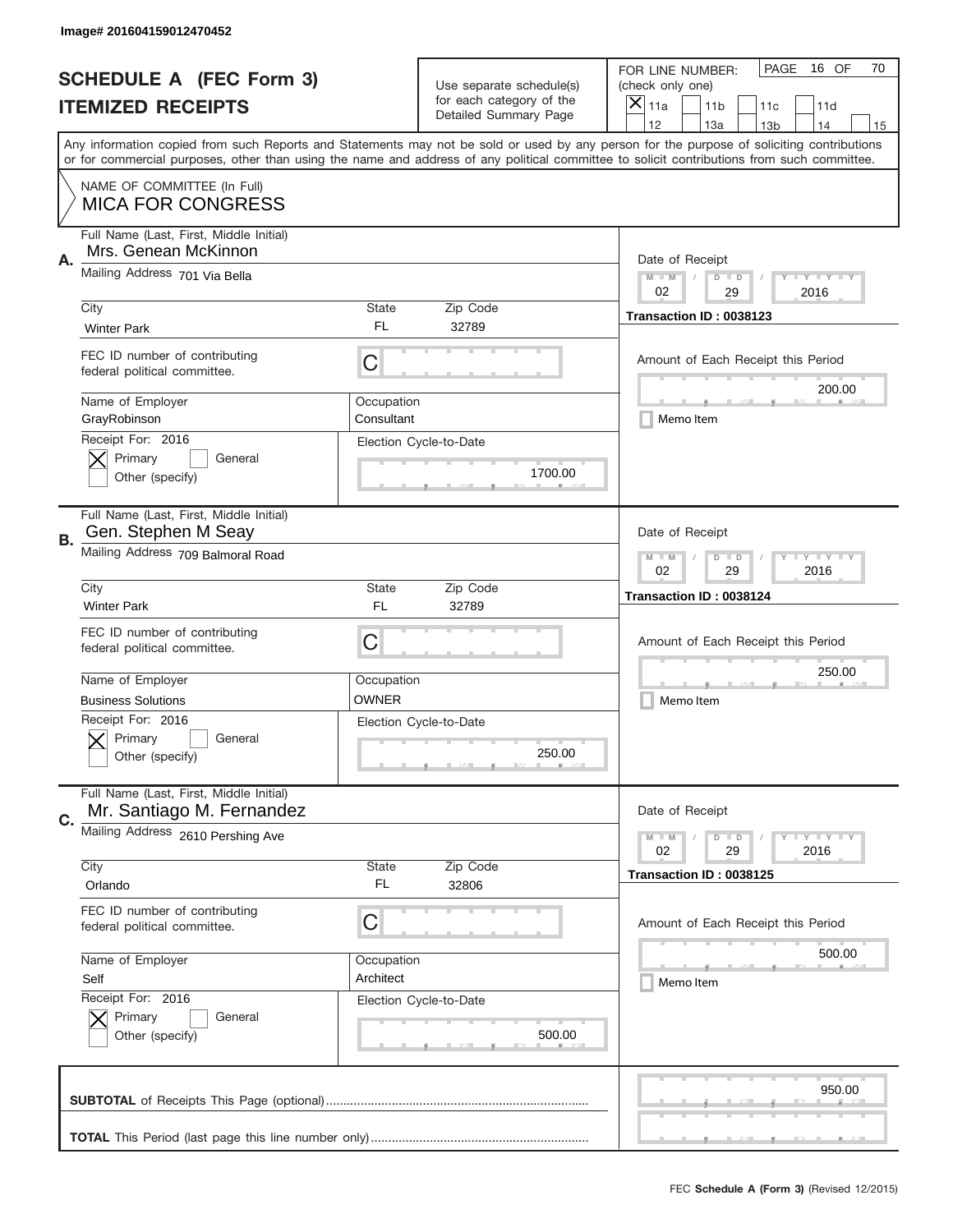Image# 201604159012470452

# SCHEDULE A (FEC Form 3)
## ITEMIZED RECEIPTS

Use separate schedule(s) for each category of the Detailed Summary Page

FOR LINE NUMBER: (check only one)

- [X] 11a
- [ ] 11b
- [ ] 11c
- [ ] 11d
- [ ] 12
- [ ] 13a
- [ ] 13b
- [ ] 14
- [ ] 15

PAGE 16 OF 70

Any information copied from such Reports and Statements may not be sold or used by any person for the purpose of soliciting contributions or for commercial purposes, other than using the name and address of any political committee to solicit contributions from such committee.

NAME OF COMMITTEE (In Full)
MICA FOR CONGRESS

---

**A.**

Full Name (Last, First, Middle Initial): Mrs. Genean McKinnon

Mailing Address: 701 Via Bella

City: Winter Park | State: FL | Zip Code: 32789

FEC ID number of contributing federal political committee: C

Name of Employer: GrayRobinson

Occupation: Consultant

Receipt For: 2016
- [X] Primary
- [ ] General
- [ ] Other (specify)

Election Cycle-to-Date: 1700.00

Date of Receipt: 02 / 29 / 2016

Transaction ID : 0038123

Amount of Each Receipt this Period: 200.00

- [ ] Memo Item

---

**B.**

Full Name (Last, First, Middle Initial): Gen. Stephen M Seay

Mailing Address: 709 Balmoral Road

City: Winter Park | State: FL | Zip Code: 32789

FEC ID number of contributing federal political committee: C

Name of Employer: Business Solutions

Occupation: OWNER

Receipt For: 2016
- [X] Primary
- [ ] General
- [ ] Other (specify)

Election Cycle-to-Date: 250.00

Date of Receipt: 02 / 29 / 2016

Transaction ID : 0038124

Amount of Each Receipt this Period: 250.00

- [ ] Memo Item

---

**C.**

Full Name (Last, First, Middle Initial): Mr. Santiago M. Fernandez

Mailing Address: 2610 Pershing Ave

City: Orlando | State: FL | Zip Code: 32806

FEC ID number of contributing federal political committee: C

Name of Employer: Self

Occupation: Architect

Receipt For: 2016
- [X] Primary
- [ ] General
- [ ] Other (specify)

Election Cycle-to-Date: 500.00

Date of Receipt: 02 / 29 / 2016

Transaction ID : 0038125

Amount of Each Receipt this Period: 500.00

- [ ] Memo Item

---

**SUBTOTAL** of Receipts This Page (optional): 950.00

**TOTAL** This Period (last page this line number only):

FEC **Schedule A (Form 3)** (Revised 12/2015)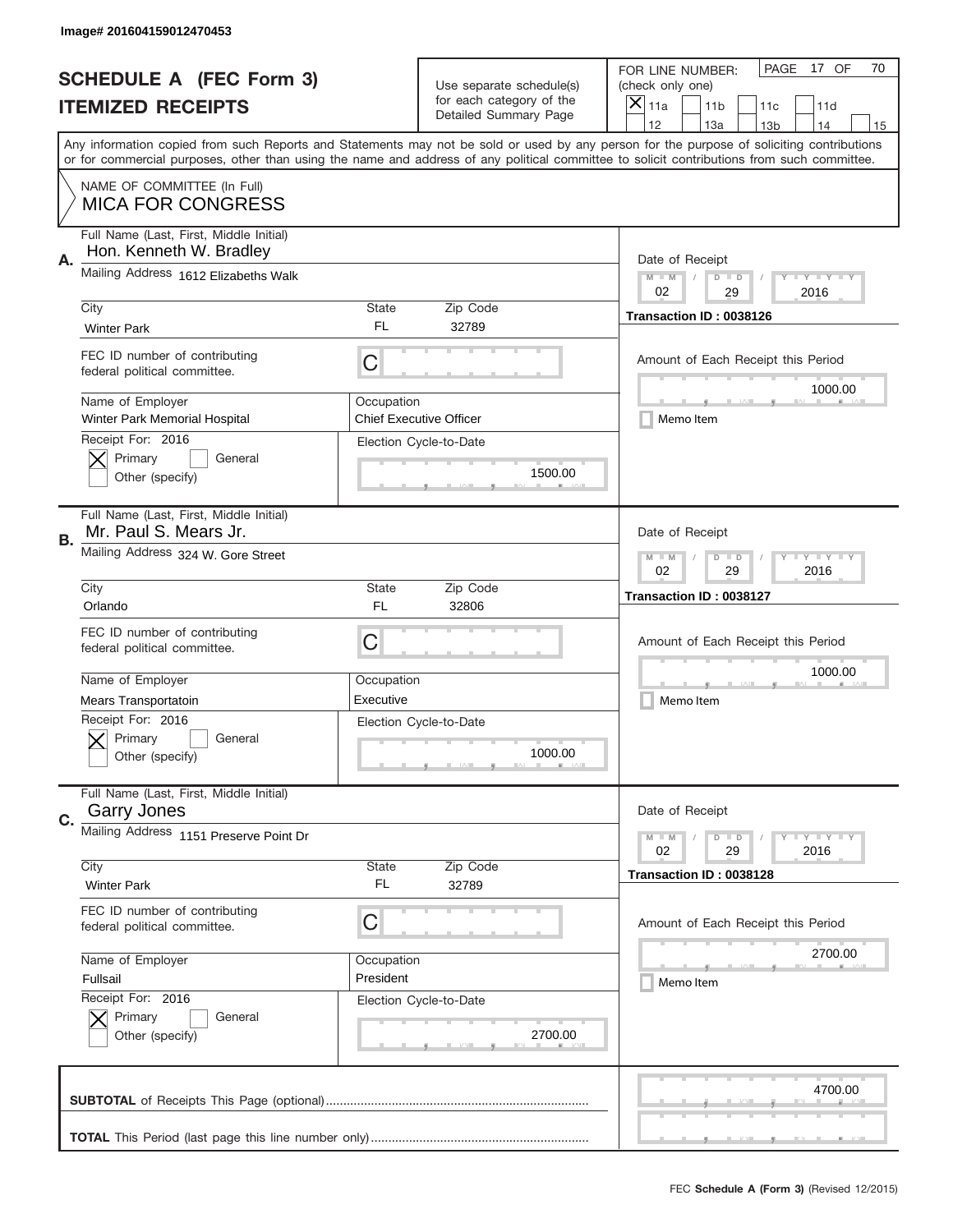Image# 201604159012470453

# SCHEDULE A (FEC Form 3)
# ITEMIZED RECEIPTS

Use separate schedule(s) for each category of the Detailed Summary Page

FOR LINE NUMBER: (check only one)

- [x] 11a
- [ ] 11b
- [ ] 11c
- [ ] 11d
- [ ] 12
- [ ] 13a
- [ ] 13b
- [ ] 14
- [ ] 15

PAGE 17 OF 70

Any information copied from such Reports and Statements may not be sold or used by any person for the purpose of soliciting contributions or for commercial purposes, other than using the name and address of any political committee to solicit contributions from such committee.

NAME OF COMMITTEE (In Full)
**MICA FOR CONGRESS**

---

**A.** Full Name (Last, First, Middle Initial): Hon. Kenneth W. Bradley

Mailing Address: 1612 Elizabeths Walk

City: Winter Park | State: FL | Zip Code: 32789

FEC ID number of contributing federal political committee: C

Name of Employer: Winter Park Memorial Hospital

Occupation: Chief Executive Officer

Receipt For: 2016 — [x] Primary [ ] General [ ] Other (specify)

Election Cycle-to-Date: 1500.00

Date of Receipt: 02 / 29 / 2016

Transaction ID : 0038126

Amount of Each Receipt this Period: 1000.00

[ ] Memo Item

---

**B.** Full Name (Last, First, Middle Initial): Mr. Paul S. Mears Jr.

Mailing Address: 324 W. Gore Street

City: Orlando | State: FL | Zip Code: 32806

FEC ID number of contributing federal political committee: C

Name of Employer: Mears Transportatoin

Occupation: Executive

Receipt For: 2016 — [x] Primary [ ] General [ ] Other (specify)

Election Cycle-to-Date: 1000.00

Date of Receipt: 02 / 29 / 2016

Transaction ID : 0038127

Amount of Each Receipt this Period: 1000.00

[ ] Memo Item

---

**C.** Full Name (Last, First, Middle Initial): Garry Jones

Mailing Address: 1151 Preserve Point Dr

City: Winter Park | State: FL | Zip Code: 32789

FEC ID number of contributing federal political committee: C

Name of Employer: Fullsail

Occupation: President

Receipt For: 2016 — [x] Primary [ ] General [ ] Other (specify)

Election Cycle-to-Date: 2700.00

Date of Receipt: 02 / 29 / 2016

Transaction ID : 0038128

Amount of Each Receipt this Period: 2700.00

[ ] Memo Item

---

**SUBTOTAL** of Receipts This Page (optional): 4700.00

**TOTAL** This Period (last page this line number only):

FEC **Schedule A (Form 3)** (Revised 12/2015)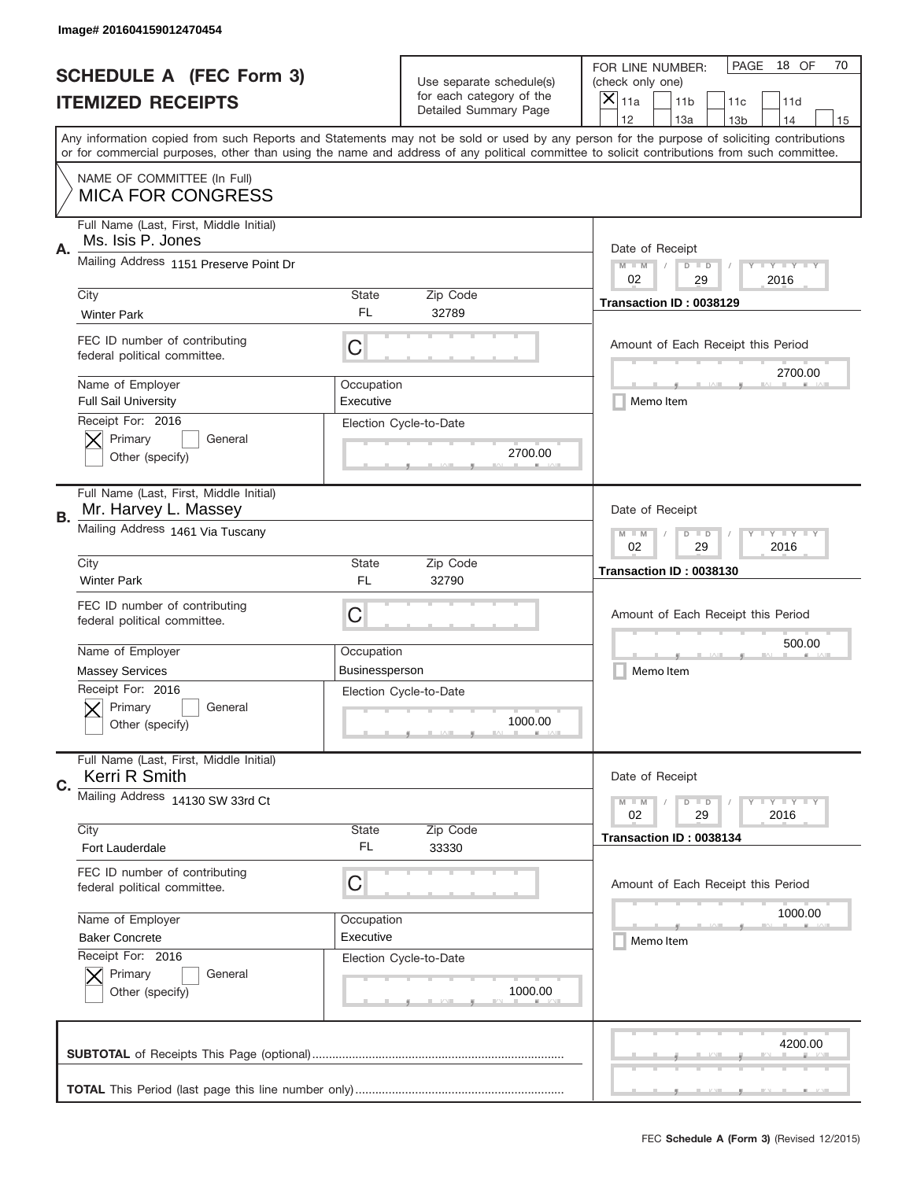Image# 201604159012470454

# SCHEDULE A (FEC Form 3)
# ITEMIZED RECEIPTS

Use separate schedule(s) for each category of the Detailed Summary Page

FOR LINE NUMBER: (check only one)

- [x] 11a
- [ ] 11b
- [ ] 11c
- [ ] 11d
- [ ] 12
- [ ] 13a
- [ ] 13b
- [ ] 14
- [ ] 15

Any information copied from such Reports and Statements may not be sold or used by any person for the purpose of soliciting contributions or for commercial purposes, other than using the name and address of any political committee to solicit contributions from such committee.

NAME OF COMMITTEE (In Full)
**MICA FOR CONGRESS**

---

## A.

| Field | Value |
|---|---|
| Full Name (Last, First, Middle Initial) | Ms. Isis P. Jones |
| Mailing Address | 1151 Preserve Point Dr |
| City | Winter Park |
| State | FL |
| Zip Code | 32789 |
| FEC ID number of contributing federal political committee. | C |
| Name of Employer | Full Sail University |
| Occupation | Executive |
| Receipt For: 2016 | [x] Primary [ ] General [ ] Other (specify) |
| Election Cycle-to-Date | 2700.00 |
| Date of Receipt | 02 / 29 / 2016 |
| Transaction ID | 0038129 |
| Amount of Each Receipt this Period | 2700.00 |
| Memo Item | [ ] |

## B.

| Field | Value |
|---|---|
| Full Name (Last, First, Middle Initial) | Mr. Harvey L. Massey |
| Mailing Address | 1461 Via Tuscany |
| City | Winter Park |
| State | FL |
| Zip Code | 32790 |
| FEC ID number of contributing federal political committee. | C |
| Name of Employer | Massey Services |
| Occupation | Businessperson |
| Receipt For: 2016 | [x] Primary [ ] General [ ] Other (specify) |
| Election Cycle-to-Date | 1000.00 |
| Date of Receipt | 02 / 29 / 2016 |
| Transaction ID | 0038130 |
| Amount of Each Receipt this Period | 500.00 |
| Memo Item | [ ] |

## C.

| Field | Value |
|---|---|
| Full Name (Last, First, Middle Initial) | Kerri R Smith |
| Mailing Address | 14130 SW 33rd Ct |
| City | Fort Lauderdale |
| State | FL |
| Zip Code | 33330 |
| FEC ID number of contributing federal political committee. | C |
| Name of Employer | Baker Concrete |
| Occupation | Executive |
| Receipt For: 2016 | [x] Primary [ ] General [ ] Other (specify) |
| Election Cycle-to-Date | 1000.00 |
| Date of Receipt | 02 / 29 / 2016 |
| Transaction ID | 0038134 |
| Amount of Each Receipt this Period | 1000.00 |
| Memo Item | [ ] |

---

**SUBTOTAL** of Receipts This Page (optional) ............ 4200.00

**TOTAL** This Period (last page this line number only) ............

FEC **Schedule A (Form 3)** (Revised 12/2015)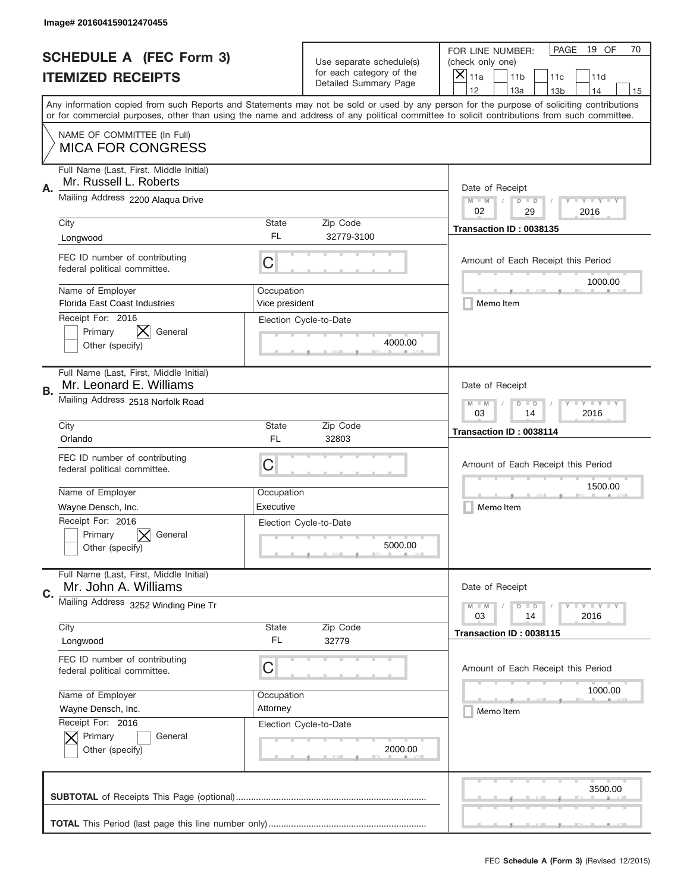Image# 201604159012470455

# SCHEDULE A (FEC Form 3)
## ITEMIZED RECEIPTS

Use separate schedule(s) for each category of the Detailed Summary Page

FOR LINE NUMBER: (check only one)

- [x] 11a
- [ ] 11b
- [ ] 11c
- [ ] 11d
- [ ] 12
- [ ] 13a
- [ ] 13b
- [ ] 14
- [ ] 15

PAGE 19 OF 70

Any information copied from such Reports and Statements may not be sold or used by any person for the purpose of soliciting contributions or for commercial purposes, other than using the name and address of any political committee to solicit contributions from such committee.

NAME OF COMMITTEE (In Full)
**MICA FOR CONGRESS**

---

**A.** Full Name (Last, First, Middle Initial): Mr. Russell L. Roberts

Mailing Address: 2200 Alaqua Drive

City: Longwood | State: FL | Zip Code: 32779-3100

FEC ID number of contributing federal political committee: C

Name of Employer: Florida East Coast Industries

Occupation: Vice president

Receipt For: 2016 — [ ] Primary [x] General [ ] Other (specify)

Election Cycle-to-Date: 4000.00

Date of Receipt: 02 / 29 / 2016

Transaction ID : 0038135

Amount of Each Receipt this Period: 1000.00

[ ] Memo Item

---

**B.** Full Name (Last, First, Middle Initial): Mr. Leonard E. Williams

Mailing Address: 2518 Norfolk Road

City: Orlando | State: FL | Zip Code: 32803

FEC ID number of contributing federal political committee: C

Name of Employer: Wayne Densch, Inc.

Occupation: Executive

Receipt For: 2016 — [ ] Primary [x] General [ ] Other (specify)

Election Cycle-to-Date: 5000.00

Date of Receipt: 03 / 14 / 2016

Transaction ID : 0038114

Amount of Each Receipt this Period: 1500.00

[ ] Memo Item

---

**C.** Full Name (Last, First, Middle Initial): Mr. John A. Williams

Mailing Address: 3252 Winding Pine Tr

City: Longwood | State: FL | Zip Code: 32779

FEC ID number of contributing federal political committee: C

Name of Employer: Wayne Densch, Inc.

Occupation: Attorney

Receipt For: 2016 — [x] Primary [ ] General [ ] Other (specify)

Election Cycle-to-Date: 2000.00

Date of Receipt: 03 / 14 / 2016

Transaction ID : 0038115

Amount of Each Receipt this Period: 1000.00

[ ] Memo Item

---

**SUBTOTAL** of Receipts This Page (optional): 3500.00

**TOTAL** This Period (last page this line number only):

FEC **Schedule A (Form 3)** (Revised 12/2015)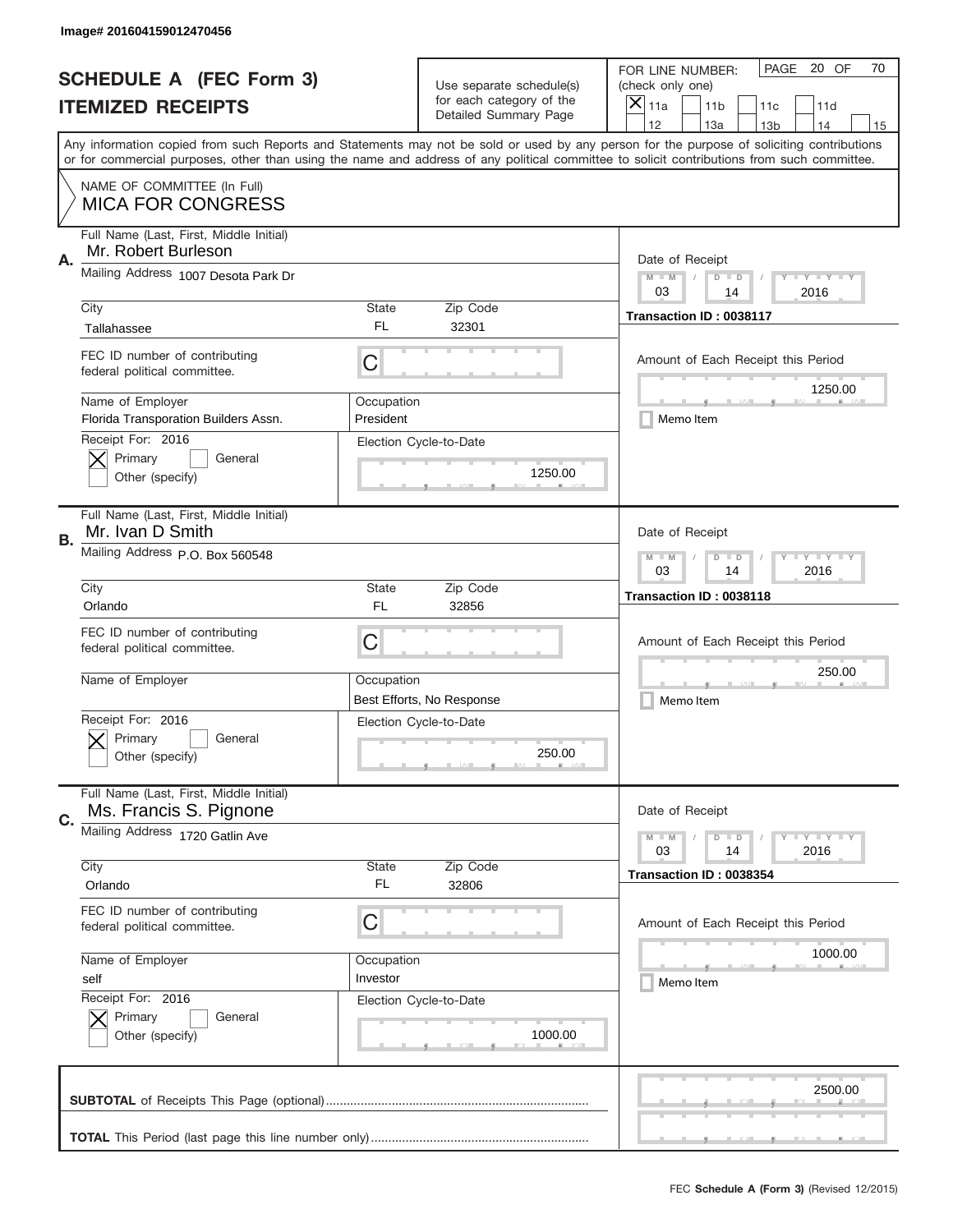Image# 201604159012470456

# SCHEDULE A (FEC Form 3)
# ITEMIZED RECEIPTS

Use separate schedule(s) for each category of the Detailed Summary Page

FOR LINE NUMBER: (check only one)

[X] 11a [ ] 11b [ ] 11c [ ] 11d [ ] 12 [ ] 13a [ ] 13b [ ] 14 [ ] 15

PAGE 20 OF 70

Any information copied from such Reports and Statements may not be sold or used by any person for the purpose of soliciting contributions or for commercial purposes, other than using the name and address of any political committee to solicit contributions from such committee.

NAME OF COMMITTEE (In Full)
**MICA FOR CONGRESS**

---

**A.** Full Name (Last, First, Middle Initial): Mr. Robert Burleson

Mailing Address: 1007 Desota Park Dr

City: Tallahassee | State: FL | Zip Code: 32301

FEC ID number of contributing federal political committee: C

Name of Employer: Florida Transporation Builders Assn.

Occupation: President

Receipt For: 2016 [X] Primary [ ] General [ ] Other (specify)

Election Cycle-to-Date: 1250.00

Date of Receipt: 03 / 14 / 2016

Transaction ID : 0038117

Amount of Each Receipt this Period: 1250.00

[ ] Memo Item

---

**B.** Full Name (Last, First, Middle Initial): Mr. Ivan D Smith

Mailing Address: P.O. Box 560548

City: Orlando | State: FL | Zip Code: 32856

FEC ID number of contributing federal political committee: C

Name of Employer:

Occupation: Best Efforts, No Response

Receipt For: 2016 [X] Primary [ ] General [ ] Other (specify)

Election Cycle-to-Date: 250.00

Date of Receipt: 03 / 14 / 2016

Transaction ID : 0038118

Amount of Each Receipt this Period: 250.00

[ ] Memo Item

---

**C.** Full Name (Last, First, Middle Initial): Ms. Francis S. Pignone

Mailing Address: 1720 Gatlin Ave

City: Orlando | State: FL | Zip Code: 32806

FEC ID number of contributing federal political committee: C

Name of Employer: self

Occupation: Investor

Receipt For: 2016 [X] Primary [ ] General [ ] Other (specify)

Election Cycle-to-Date: 1000.00

Date of Receipt: 03 / 14 / 2016

Transaction ID : 0038354

Amount of Each Receipt this Period: 1000.00

[ ] Memo Item

---

**SUBTOTAL** of Receipts This Page (optional): 2500.00

**TOTAL** This Period (last page this line number only):

FEC **Schedule A (Form 3)** (Revised 12/2015)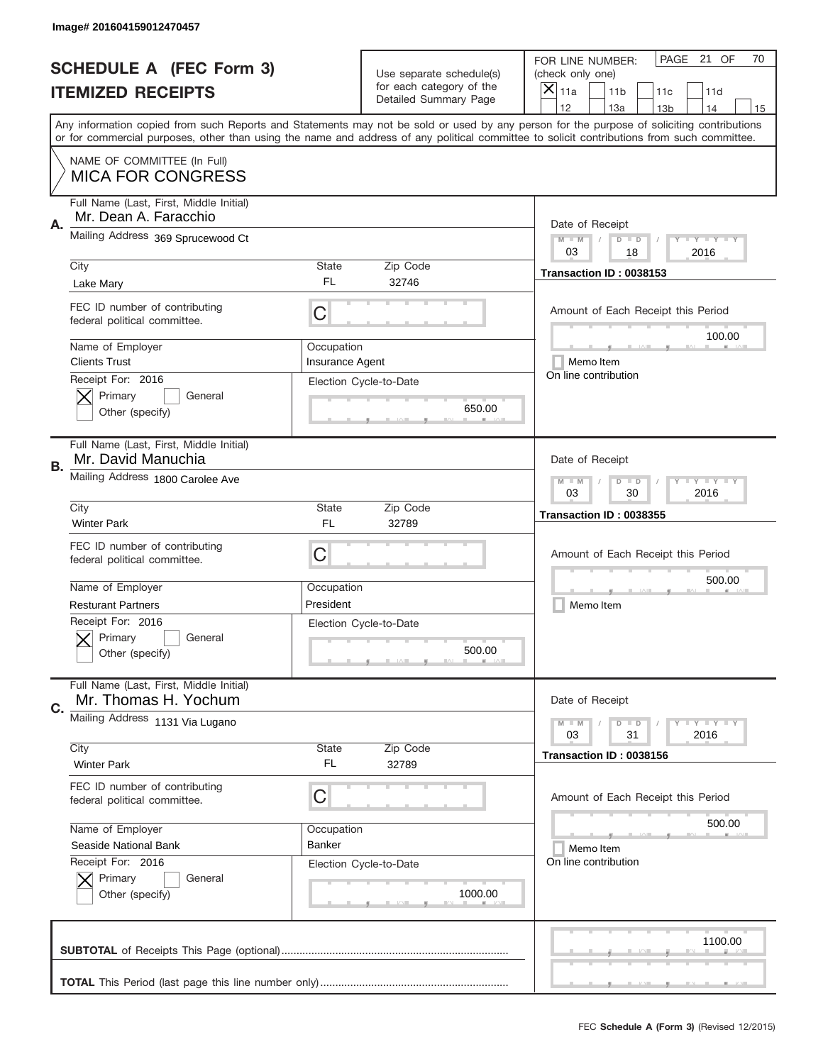Image# 201604159012470457

# SCHEDULE A (FEC Form 3)
## ITEMIZED RECEIPTS

Use separate schedule(s) for each category of the Detailed Summary Page

FOR LINE NUMBER: (check only one)

- [x] 11a
- [ ] 11b
- [ ] 11c
- [ ] 11d
- [ ] 12
- [ ] 13a
- [ ] 13b
- [ ] 14
- [ ] 15

PAGE 21 OF 70

Any information copied from such Reports and Statements may not be sold or used by any person for the purpose of soliciting contributions or for commercial purposes, other than using the name and address of any political committee to solicit contributions from such committee.

NAME OF COMMITTEE (In Full)
**MICA FOR CONGRESS**

---

**A.** Full Name (Last, First, Middle Initial): Mr. Dean A. Faracchio

Mailing Address: 369 Sprucewood Ct

City: Lake Mary | State: FL | Zip Code: 32746

FEC ID number of contributing federal political committee: C

Name of Employer: Clients Trust

Occupation: Insurance Agent

Receipt For: 2016 — [x] Primary [ ] General — Other (specify)

Election Cycle-to-Date: 650.00

Date of Receipt: 03 / 18 / 2016

Transaction ID : 0038153

Amount of Each Receipt this Period: 100.00

[ ] Memo Item

On line contribution

---

**B.** Full Name (Last, First, Middle Initial): Mr. David Manuchia

Mailing Address: 1800 Carolee Ave

City: Winter Park | State: FL | Zip Code: 32789

FEC ID number of contributing federal political committee: C

Name of Employer: Resturant Partners

Occupation: President

Receipt For: 2016 — [x] Primary [ ] General — Other (specify)

Election Cycle-to-Date: 500.00

Date of Receipt: 03 / 30 / 2016

Transaction ID : 0038355

Amount of Each Receipt this Period: 500.00

[ ] Memo Item

---

**C.** Full Name (Last, First, Middle Initial): Mr. Thomas H. Yochum

Mailing Address: 1131 Via Lugano

City: Winter Park | State: FL | Zip Code: 32789

FEC ID number of contributing federal political committee: C

Name of Employer: Seaside National Bank

Occupation: Banker

Receipt For: 2016 — [x] Primary [ ] General — Other (specify)

Election Cycle-to-Date: 1000.00

Date of Receipt: 03 / 31 / 2016

Transaction ID : 0038156

Amount of Each Receipt this Period: 500.00

[ ] Memo Item

On line contribution

---

**SUBTOTAL** of Receipts This Page (optional): 1100.00

**TOTAL** This Period (last page this line number only):

FEC **Schedule A (Form 3)** (Revised 12/2015)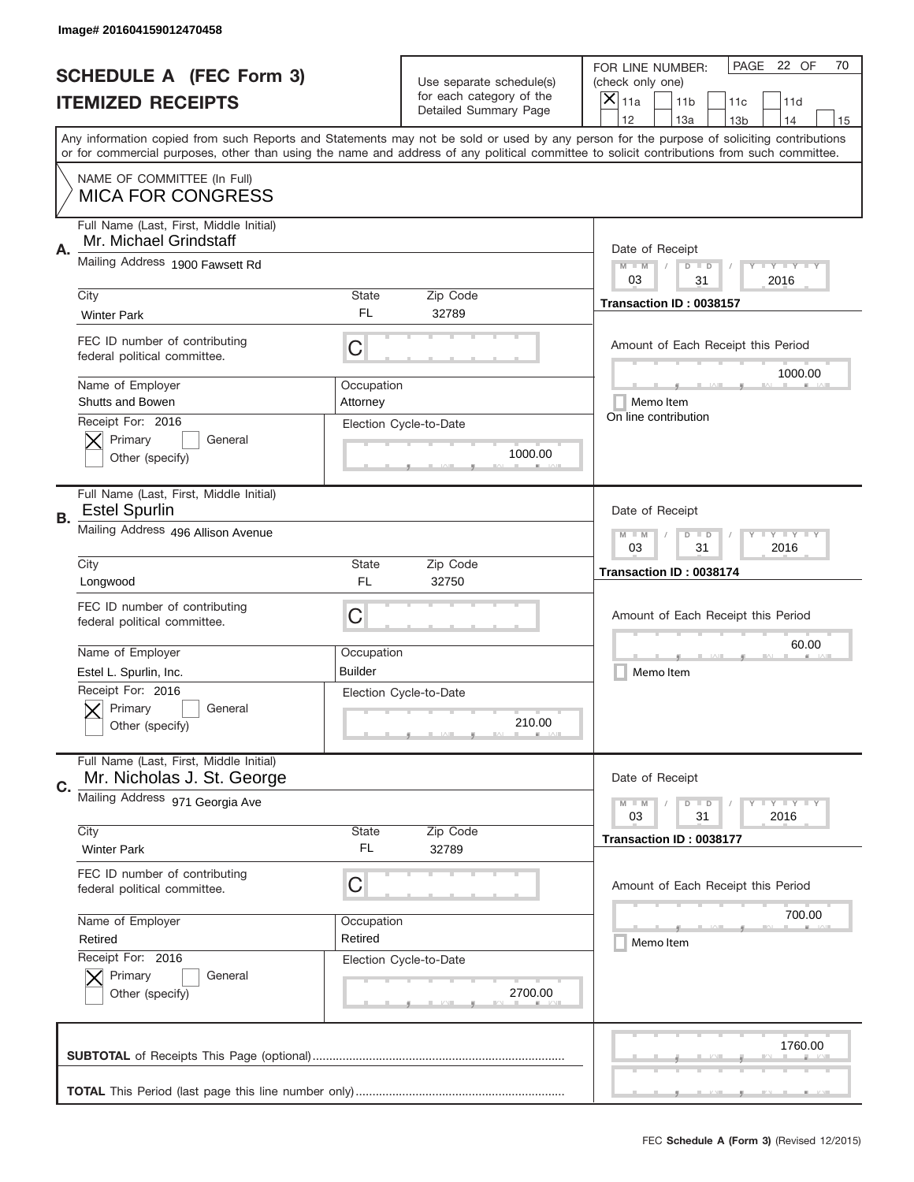Image# 201604159012470458

# SCHEDULE A (FEC Form 3)
## ITEMIZED RECEIPTS

Use separate schedule(s) for each category of the Detailed Summary Page

FOR LINE NUMBER: (check only one)
[X] 11a [ ] 11b [ ] 11c [ ] 11d [ ] 12 [ ] 13a [ ] 13b [ ] 14 [ ] 15

PAGE 22 OF 70

Any information copied from such Reports and Statements may not be sold or used by any person for the purpose of soliciting contributions or for commercial purposes, other than using the name and address of any political committee to solicit contributions from such committee.

NAME OF COMMITTEE (In Full)
**MICA FOR CONGRESS**

---

**A.** Full Name (Last, First, Middle Initial): Mr. Michael Grindstaff

Mailing Address: 1900 Fawsett Rd

| City | State | Zip Code |
|---|---|---|
| Winter Park | FL | 32789 |

FEC ID number of contributing federal political committee: C

| Name of Employer | Occupation |
|---|---|
| Shutts and Bowen | Attorney |

Receipt For: 2016
[X] Primary [ ] General
[ ] Other (specify)

Election Cycle-to-Date: 1000.00

Date of Receipt: 03 / 31 / 2016

Transaction ID : 0038157

Amount of Each Receipt this Period: 1000.00

[ ] Memo Item
On line contribution

---

**B.** Full Name (Last, First, Middle Initial): Estel Spurlin

Mailing Address: 496 Allison Avenue

| City | State | Zip Code |
|---|---|---|
| Longwood | FL | 32750 |

FEC ID number of contributing federal political committee: C

| Name of Employer | Occupation |
|---|---|
| Estel L. Spurlin, Inc. | Builder |

Receipt For: 2016
[X] Primary [ ] General
[ ] Other (specify)

Election Cycle-to-Date: 210.00

Date of Receipt: 03 / 31 / 2016

Transaction ID : 0038174

Amount of Each Receipt this Period: 60.00

[ ] Memo Item

---

**C.** Full Name (Last, First, Middle Initial): Mr. Nicholas J. St. George

Mailing Address: 971 Georgia Ave

| City | State | Zip Code |
|---|---|---|
| Winter Park | FL | 32789 |

FEC ID number of contributing federal political committee: C

| Name of Employer | Occupation |
|---|---|
| Retired | Retired |

Receipt For: 2016
[X] Primary [ ] General
[ ] Other (specify)

Election Cycle-to-Date: 2700.00

Date of Receipt: 03 / 31 / 2016

Transaction ID : 0038177

Amount of Each Receipt this Period: 700.00

[ ] Memo Item

---

**SUBTOTAL** of Receipts This Page (optional): 1760.00

**TOTAL** This Period (last page this line number only):

FEC **Schedule A (Form 3)** (Revised 12/2015)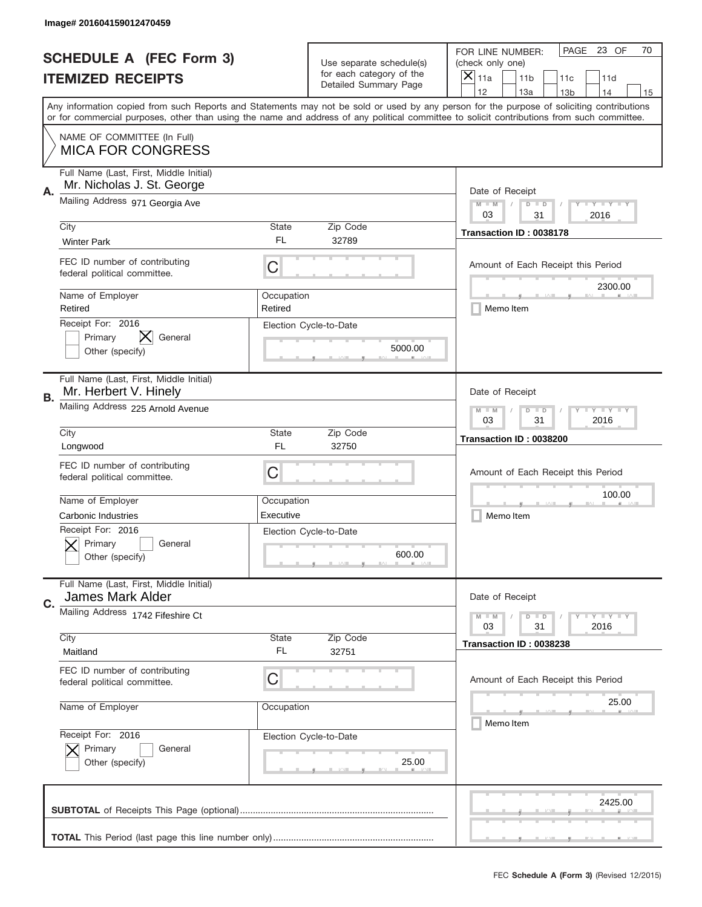Image# 201604159012470459

# SCHEDULE A (FEC Form 3)
## ITEMIZED RECEIPTS

Use separate schedule(s) for each category of the Detailed Summary Page

FOR LINE NUMBER: (check only one)

[X] 11a [ ] 11b [ ] 11c [ ] 11d [ ] 12 [ ] 13a [ ] 13b [ ] 14 [ ] 15

PAGE 23 OF 70

Any information copied from such Reports and Statements may not be sold or used by any person for the purpose of soliciting contributions or for commercial purposes, other than using the name and address of any political committee to solicit contributions from such committee.

NAME OF COMMITTEE (In Full)
MICA FOR CONGRESS

---

**A.** Full Name (Last, First, Middle Initial): Mr. Nicholas J. St. George

Mailing Address: 971 Georgia Ave

City: Winter Park | State: FL | Zip Code: 32789

FEC ID number of contributing federal political committee: C

Name of Employer: Retired | Occupation: Retired

Receipt For: 2016 — [ ] Primary [X] General [ ] Other (specify)

Election Cycle-to-Date: 5000.00

Date of Receipt: 03/31/2016

Transaction ID : 0038178

Amount of Each Receipt this Period: 2300.00

[ ] Memo Item

---

**B.** Full Name (Last, First, Middle Initial): Mr. Herbert V. Hinely

Mailing Address: 225 Arnold Avenue

City: Longwood | State: FL | Zip Code: 32750

FEC ID number of contributing federal political committee: C

Name of Employer: Carbonic Industries | Occupation: Executive

Receipt For: 2016 — [X] Primary [ ] General [ ] Other (specify)

Election Cycle-to-Date: 600.00

Date of Receipt: 03/31/2016

Transaction ID : 0038200

Amount of Each Receipt this Period: 100.00

[ ] Memo Item

---

**C.** Full Name (Last, First, Middle Initial): James Mark Alder

Mailing Address: 1742 Fifeshire Ct

City: Maitland | State: FL | Zip Code: 32751

FEC ID number of contributing federal political committee: C

Name of Employer: | Occupation:

Receipt For: 2016 — [X] Primary [ ] General [ ] Other (specify)

Election Cycle-to-Date: 25.00

Date of Receipt: 03/31/2016

Transaction ID : 0038238

Amount of Each Receipt this Period: 25.00

[ ] Memo Item

---

**SUBTOTAL** of Receipts This Page (optional) .......... 2425.00

**TOTAL** This Period (last page this line number only) ..........

FEC **Schedule A (Form 3)** (Revised 12/2015)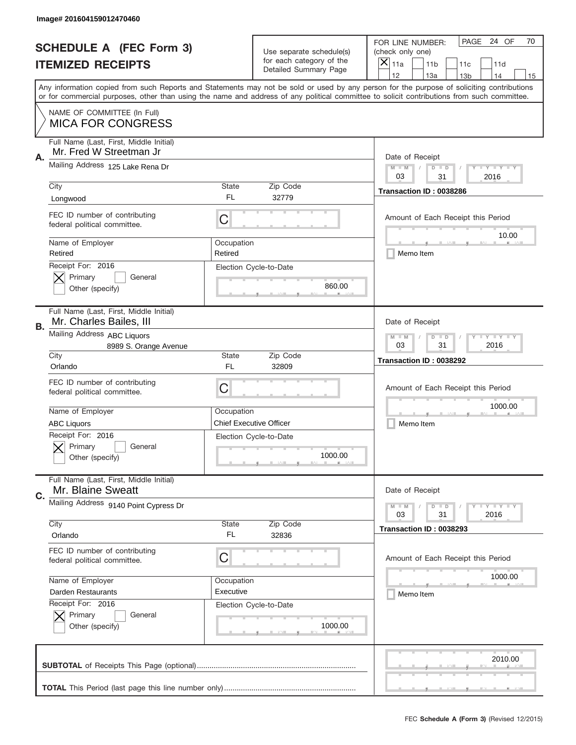Image# 201604159012470460

# SCHEDULE A (FEC Form 3)
## ITEMIZED RECEIPTS

Use separate schedule(s) for each category of the Detailed Summary Page

FOR LINE NUMBER: (check only one)

- [X] 11a
- [ ] 11b
- [ ] 11c
- [ ] 11d
- [ ] 12
- [ ] 13a
- [ ] 13b
- [ ] 14
- [ ] 15

PAGE 24 OF 70

Any information copied from such Reports and Statements may not be sold or used by any person for the purpose of soliciting contributions or for commercial purposes, other than using the name and address of any political committee to solicit contributions from such committee.

NAME OF COMMITTEE (In Full)
**MICA FOR CONGRESS**

---

**A.**

Full Name (Last, First, Middle Initial): Mr. Fred W Streetman Jr

Mailing Address: 125 Lake Rena Dr

City: Longwood | State: FL | Zip Code: 32779

FEC ID number of contributing federal political committee: C

Name of Employer: Retired

Occupation: Retired

Receipt For: 2016 — [X] Primary [ ] General [ ] Other (specify)

Election Cycle-to-Date: 860.00

Date of Receipt: 03 / 31 / 2016

Transaction ID : 0038286

Amount of Each Receipt this Period: 10.00

[ ] Memo Item

---

**B.**

Full Name (Last, First, Middle Initial): Mr. Charles Bailes, III

Mailing Address: ABC Liquors
8989 S. Orange Avenue

City: Orlando | State: FL | Zip Code: 32809

FEC ID number of contributing federal political committee: C

Name of Employer: ABC Liquors

Occupation: Chief Executive Officer

Receipt For: 2016 — [X] Primary [ ] General [ ] Other (specify)

Election Cycle-to-Date: 1000.00

Date of Receipt: 03 / 31 / 2016

Transaction ID : 0038292

Amount of Each Receipt this Period: 1000.00

[ ] Memo Item

---

**C.**

Full Name (Last, First, Middle Initial): Mr. Blaine Sweatt

Mailing Address: 9140 Point Cypress Dr

City: Orlando | State: FL | Zip Code: 32836

FEC ID number of contributing federal political committee: C

Name of Employer: Darden Restaurants

Occupation: Executive

Receipt For: 2016 — [X] Primary [ ] General [ ] Other (specify)

Election Cycle-to-Date: 1000.00

Date of Receipt: 03 / 31 / 2016

Transaction ID : 0038293

Amount of Each Receipt this Period: 1000.00

[ ] Memo Item

---

**SUBTOTAL** of Receipts This Page (optional): 2010.00

**TOTAL** This Period (last page this line number only):

FEC **Schedule A (Form 3)** (Revised 12/2015)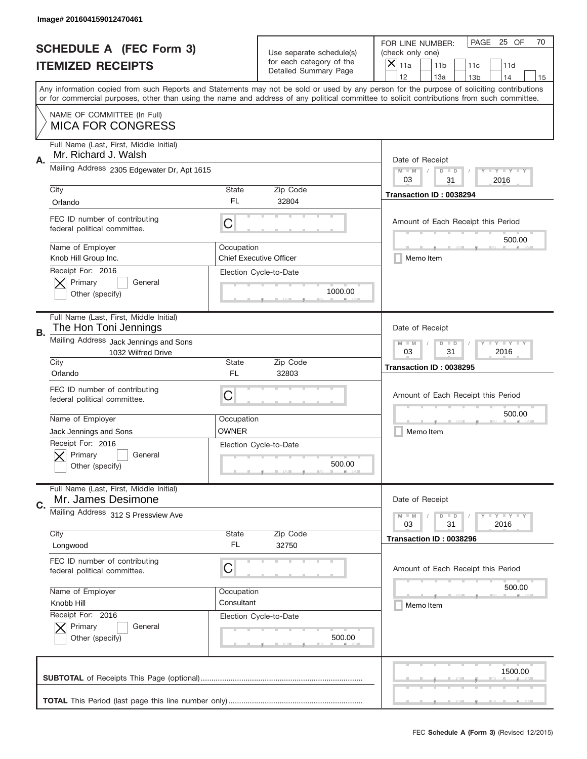Image# 201604159012470461

# SCHEDULE A (FEC Form 3)
## ITEMIZED RECEIPTS

Use separate schedule(s) for each category of the Detailed Summary Page

FOR LINE NUMBER: (check only one)

- [X] 11a
- [ ] 11b
- [ ] 11c
- [ ] 11d
- [ ] 12
- [ ] 13a
- [ ] 13b
- [ ] 14
- [ ] 15

PAGE 25 OF 70

Any information copied from such Reports and Statements may not be sold or used by any person for the purpose of soliciting contributions or for commercial purposes, other than using the name and address of any political committee to solicit contributions from such committee.

NAME OF COMMITTEE (In Full)
**MICA FOR CONGRESS**

---

**A.** Full Name (Last, First, Middle Initial): Mr. Richard J. Walsh

Mailing Address: 2305 Edgewater Dr, Apt 1615

City: Orlando | State: FL | Zip Code: 32804

FEC ID number of contributing federal political committee: C

Name of Employer: Knob Hill Group Inc.

Occupation: Chief Executive Officer

Receipt For: 2016 — [X] Primary [ ] General [ ] Other (specify)

Election Cycle-to-Date: 1000.00

Date of Receipt: 03 / 31 / 2016

Transaction ID : 0038294

Amount of Each Receipt this Period: 500.00

[ ] Memo Item

---

**B.** Full Name (Last, First, Middle Initial): The Hon Toni Jennings

Mailing Address: Jack Jennings and Sons, 1032 Wilfred Drive

City: Orlando | State: FL | Zip Code: 32803

FEC ID number of contributing federal political committee: C

Name of Employer: Jack Jennings and Sons

Occupation: OWNER

Receipt For: 2016 — [X] Primary [ ] General [ ] Other (specify)

Election Cycle-to-Date: 500.00

Date of Receipt: 03 / 31 / 2016

Transaction ID : 0038295

Amount of Each Receipt this Period: 500.00

[ ] Memo Item

---

**C.** Full Name (Last, First, Middle Initial): Mr. James Desimone

Mailing Address: 312 S Pressview Ave

City: Longwood | State: FL | Zip Code: 32750

FEC ID number of contributing federal political committee: C

Name of Employer: Knobb Hill

Occupation: Consultant

Receipt For: 2016 — [X] Primary [ ] General [ ] Other (specify)

Election Cycle-to-Date: 500.00

Date of Receipt: 03 / 31 / 2016

Transaction ID : 0038296

Amount of Each Receipt this Period: 500.00

[ ] Memo Item

---

**SUBTOTAL** of Receipts This Page (optional): 1500.00

**TOTAL** This Period (last page this line number only):

FEC Schedule A (Form 3) (Revised 12/2015)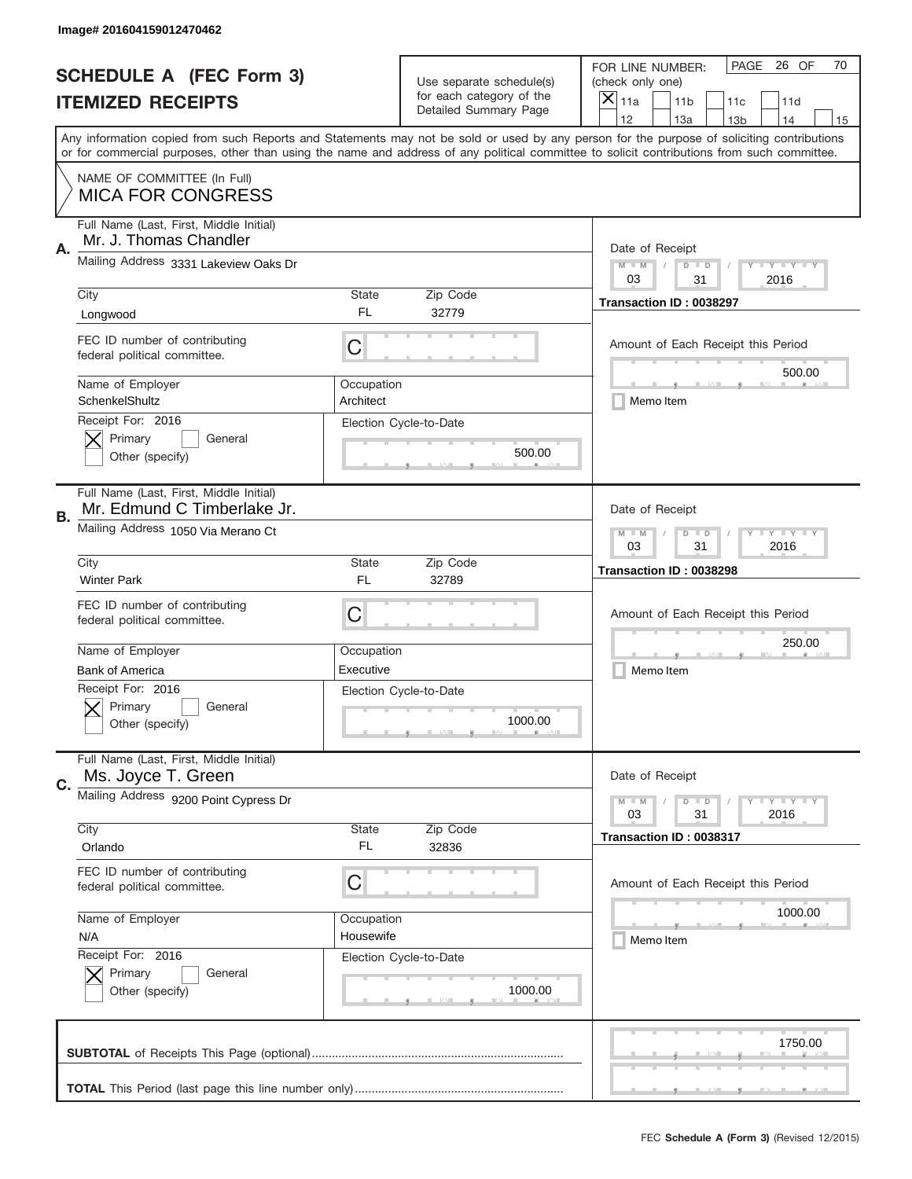Image# 201604159012470462

# SCHEDULE A (FEC Form 3)
## ITEMIZED RECEIPTS

Use separate schedule(s) for each category of the Detailed Summary Page

FOR LINE NUMBER: (check only one)
[X] 11a [ ] 11b [ ] 11c [ ] 11d [ ] 12 [ ] 13a [ ] 13b [ ] 14 [ ] 15

PAGE 26 OF 70

Any information copied from such Reports and Statements may not be sold or used by any person for the purpose of soliciting contributions or for commercial purposes, other than using the name and address of any political committee to solicit contributions from such committee.

NAME OF COMMITTEE (In Full)
MICA FOR CONGRESS

---

**A.** Full Name (Last, First, Middle Initial): Mr. J. Thomas Chandler

Mailing Address: 3331 Lakeview Oaks Dr

City: Longwood | State: FL | Zip Code: 32779

FEC ID number of contributing federal political committee: C

Name of Employer: SchenkelShultz | Occupation: Architect

Receipt For: 2016 — [X] Primary [ ] General [ ] Other (specify)

Election Cycle-to-Date: 500.00

Date of Receipt: 03 / 31 / 2016

Transaction ID : 0038297

Amount of Each Receipt this Period: 500.00

[ ] Memo Item

---

**B.** Full Name (Last, First, Middle Initial): Mr. Edmund C Timberlake Jr.

Mailing Address: 1050 Via Merano Ct

City: Winter Park | State: FL | Zip Code: 32789

FEC ID number of contributing federal political committee: C

Name of Employer: Bank of America | Occupation: Executive

Receipt For: 2016 — [X] Primary [ ] General [ ] Other (specify)

Election Cycle-to-Date: 1000.00

Date of Receipt: 03 / 31 / 2016

Transaction ID : 0038298

Amount of Each Receipt this Period: 250.00

[ ] Memo Item

---

**C.** Full Name (Last, First, Middle Initial): Ms. Joyce T. Green

Mailing Address: 9200 Point Cypress Dr

City: Orlando | State: FL | Zip Code: 32836

FEC ID number of contributing federal political committee: C

Name of Employer: N/A | Occupation: Housewife

Receipt For: 2016 — [X] Primary [ ] General [ ] Other (specify)

Election Cycle-to-Date: 1000.00

Date of Receipt: 03 / 31 / 2016

Transaction ID : 0038317

Amount of Each Receipt this Period: 1000.00

[ ] Memo Item

---

**SUBTOTAL** of Receipts This Page (optional): 1750.00

**TOTAL** This Period (last page this line number only):

FEC **Schedule A (Form 3)** (Revised 12/2015)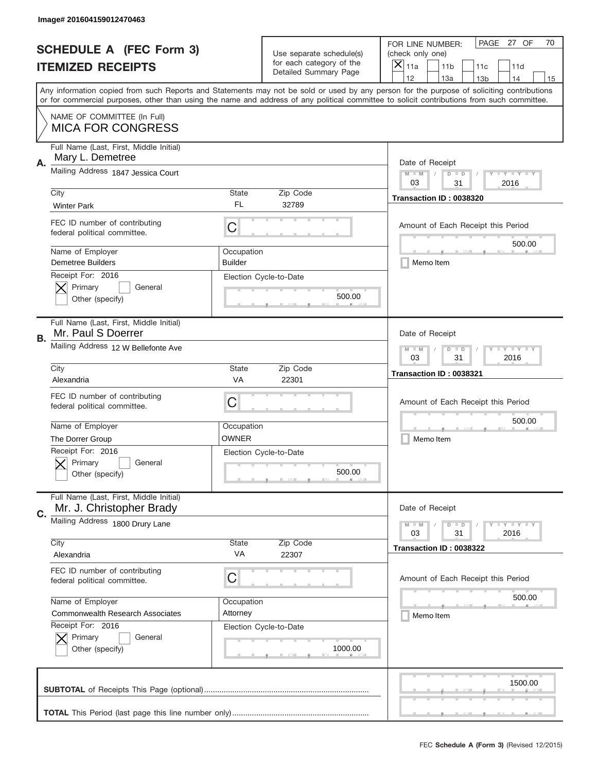Image# 201604159012470463

# SCHEDULE A (FEC Form 3)
## ITEMIZED RECEIPTS

Use separate schedule(s) for each category of the Detailed Summary Page

FOR LINE NUMBER: (check only one)

[X] 11a [ ] 11b [ ] 11c [ ] 11d [ ] 12 [ ] 13a [ ] 13b [ ] 14 [ ] 15

PAGE 27 OF 70

Any information copied from such Reports and Statements may not be sold or used by any person for the purpose of soliciting contributions or for commercial purposes, other than using the name and address of any political committee to solicit contributions from such committee.

NAME OF COMMITTEE (In Full)
MICA FOR CONGRESS

---

**A.**

Full Name (Last, First, Middle Initial): Mary L. Demetree

Mailing Address: 1847 Jessica Court

City: Winter Park | State: FL | Zip Code: 32789

FEC ID number of contributing federal political committee: C

Name of Employer: Demetree Builders

Occupation: Builder

Receipt For: 2016 — [X] Primary [ ] General [ ] Other (specify)

Election Cycle-to-Date: 500.00

Date of Receipt: 03 / 31 / 2016

Transaction ID : 0038320

Amount of Each Receipt this Period: 500.00

[ ] Memo Item

---

**B.**

Full Name (Last, First, Middle Initial): Mr. Paul S Doerrer

Mailing Address: 12 W Bellefonte Ave

City: Alexandria | State: VA | Zip Code: 22301

FEC ID number of contributing federal political committee: C

Name of Employer: The Dorrer Group

Occupation: OWNER

Receipt For: 2016 — [X] Primary [ ] General [ ] Other (specify)

Election Cycle-to-Date: 500.00

Date of Receipt: 03 / 31 / 2016

Transaction ID : 0038321

Amount of Each Receipt this Period: 500.00

[ ] Memo Item

---

**C.**

Full Name (Last, First, Middle Initial): Mr. J. Christopher Brady

Mailing Address: 1800 Drury Lane

City: Alexandria | State: VA | Zip Code: 22307

FEC ID number of contributing federal political committee: C

Name of Employer: Commonwealth Research Associates

Occupation: Attorney

Receipt For: 2016 — [X] Primary [ ] General [ ] Other (specify)

Election Cycle-to-Date: 1000.00

Date of Receipt: 03 / 31 / 2016

Transaction ID : 0038322

Amount of Each Receipt this Period: 500.00

[ ] Memo Item

---

**SUBTOTAL** of Receipts This Page (optional): 1500.00

**TOTAL** This Period (last page this line number only):

FEC Schedule A (Form 3) (Revised 12/2015)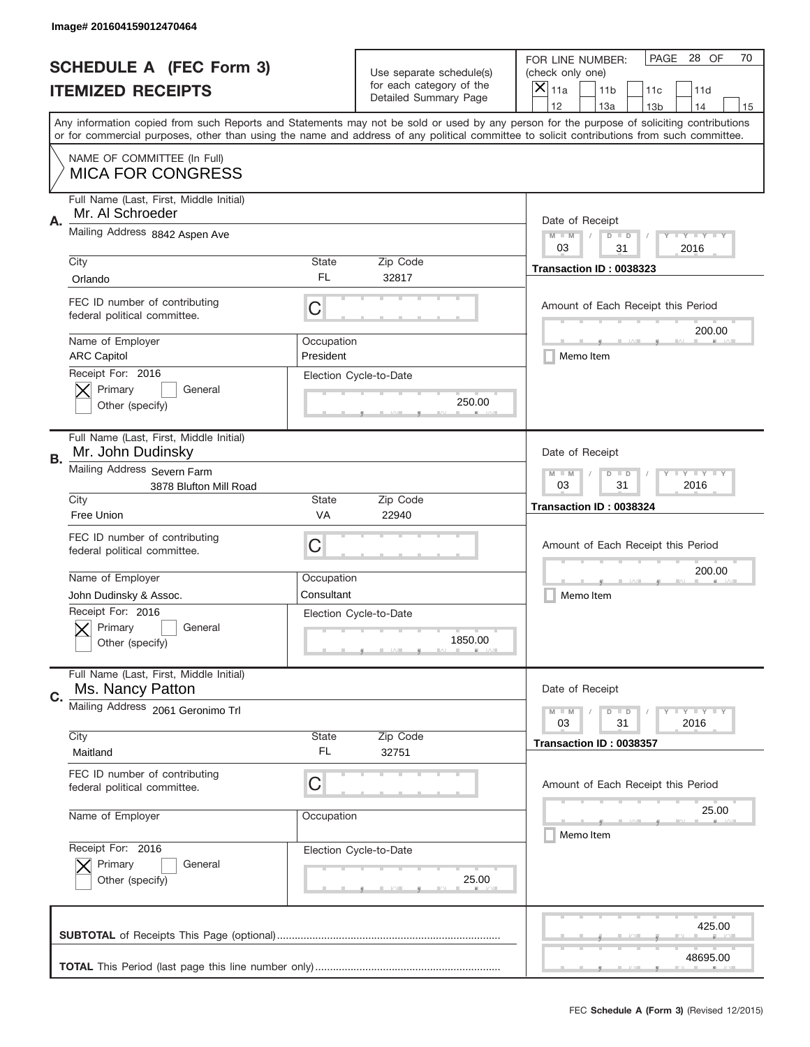Image# 201604159012470464

# SCHEDULE A (FEC Form 3)

# ITEMIZED RECEIPTS

Use separate schedule(s) for each category of the Detailed Summary Page

FOR LINE NUMBER: (check only one)

- [x] 11a
- [ ] 11b
- [ ] 11c
- [ ] 11d
- [ ] 12
- [ ] 13a
- [ ] 13b
- [ ] 14
- [ ] 15

PAGE 28 OF 70

Any information copied from such Reports and Statements may not be sold or used by any person for the purpose of soliciting contributions or for commercial purposes, other than using the name and address of any political committee to solicit contributions from such committee.

NAME OF COMMITTEE (In Full)
**MICA FOR CONGRESS**

---

**A.**

Full Name (Last, First, Middle Initial): Mr. Al Schroeder

Mailing Address: 8842 Aspen Ave

City: Orlando | State: FL | Zip Code: 32817

FEC ID number of contributing federal political committee: C

Name of Employer: ARC Capitol | Occupation: President

Receipt For: 2016 — [x] Primary [ ] General [ ] Other (specify)

Election Cycle-to-Date: 250.00

Date of Receipt: 03 / 31 / 2016

Transaction ID : 0038323

Amount of Each Receipt this Period: 200.00

[ ] Memo Item

---

**B.**

Full Name (Last, First, Middle Initial): Mr. John Dudinsky

Mailing Address: Severn Farm, 3878 Blufton Mill Road

City: Free Union | State: VA | Zip Code: 22940

FEC ID number of contributing federal political committee: C

Name of Employer: John Dudinsky & Assoc. | Occupation: Consultant

Receipt For: 2016 — [x] Primary [ ] General [ ] Other (specify)

Election Cycle-to-Date: 1850.00

Date of Receipt: 03 / 31 / 2016

Transaction ID : 0038324

Amount of Each Receipt this Period: 200.00

[ ] Memo Item

---

**C.**

Full Name (Last, First, Middle Initial): Ms. Nancy Patton

Mailing Address: 2061 Geronimo Trl

City: Maitland | State: FL | Zip Code: 32751

FEC ID number of contributing federal political committee: C

Name of Employer: | Occupation:

Receipt For: 2016 — [x] Primary [ ] General [ ] Other (specify)

Election Cycle-to-Date: 25.00

Date of Receipt: 03 / 31 / 2016

Transaction ID : 0038357

Amount of Each Receipt this Period: 25.00

[ ] Memo Item

---

**SUBTOTAL** of Receipts This Page (optional): 425.00

**TOTAL** This Period (last page this line number only): 48695.00

FEC **Schedule A (Form 3)** (Revised 12/2015)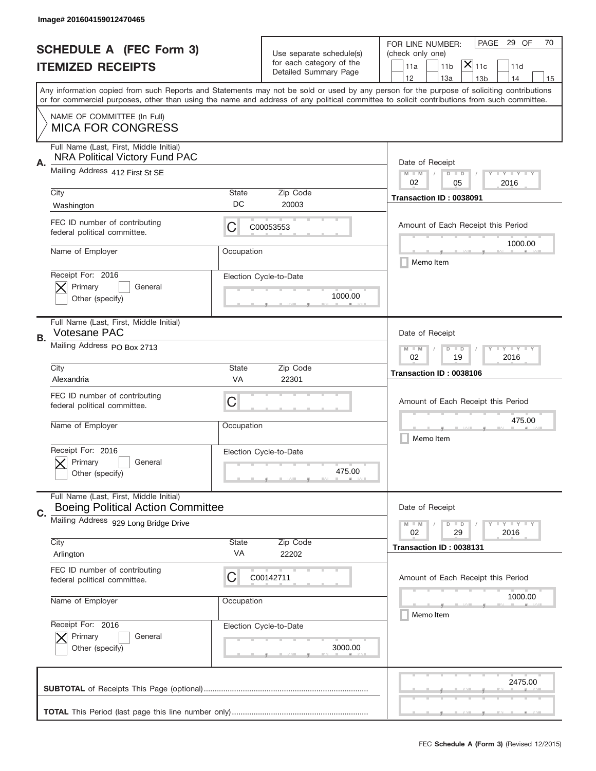Image# 201604159012470465

# SCHEDULE A (FEC Form 3)
# ITEMIZED RECEIPTS

Use separate schedule(s) for each category of the Detailed Summary Page

FOR LINE NUMBER: (check only one)

PAGE 29 OF 70

[ ] 11a [ ] 11b [X] 11c [ ] 11d
[ ] 12 [ ] 13a [ ] 13b [ ] 14 [ ] 15

Any information copied from such Reports and Statements may not be sold or used by any person for the purpose of soliciting contributions or for commercial purposes, other than using the name and address of any political committee to solicit contributions from such committee.

NAME OF COMMITTEE (In Full)
MICA FOR CONGRESS

---

**A.**
Full Name (Last, First, Middle Initial): NRA Political Victory Fund PAC
Mailing Address: 412 First St SE
City: Washington | State: DC | Zip Code: 20003
FEC ID number of contributing federal political committee: C C00053553
Name of Employer: | Occupation:
Receipt For: 2016 [X] Primary [ ] General [ ] Other (specify)
Election Cycle-to-Date: 1000.00

Date of Receipt: 02 / 05 / 2016
Transaction ID : 0038091
Amount of Each Receipt this Period: 1000.00
[ ] Memo Item

---

**B.**
Full Name (Last, First, Middle Initial): Votesane PAC
Mailing Address: PO Box 2713
City: Alexandria | State: VA | Zip Code: 22301
FEC ID number of contributing federal political committee: C
Name of Employer: | Occupation:
Receipt For: 2016 [X] Primary [ ] General [ ] Other (specify)
Election Cycle-to-Date: 475.00

Date of Receipt: 02 / 19 / 2016
Transaction ID : 0038106
Amount of Each Receipt this Period: 475.00
[ ] Memo Item

---

**C.**
Full Name (Last, First, Middle Initial): Boeing Political Action Committee
Mailing Address: 929 Long Bridge Drive
City: Arlington | State: VA | Zip Code: 22202
FEC ID number of contributing federal political committee: C C00142711
Name of Employer: | Occupation:
Receipt For: 2016 [X] Primary [ ] General [ ] Other (specify)
Election Cycle-to-Date: 3000.00

Date of Receipt: 02 / 29 / 2016
Transaction ID : 0038131
Amount of Each Receipt this Period: 1000.00
[ ] Memo Item

---

**SUBTOTAL** of Receipts This Page (optional): 2475.00

**TOTAL** This Period (last page this line number only):

FEC **Schedule A (Form 3)** (Revised 12/2015)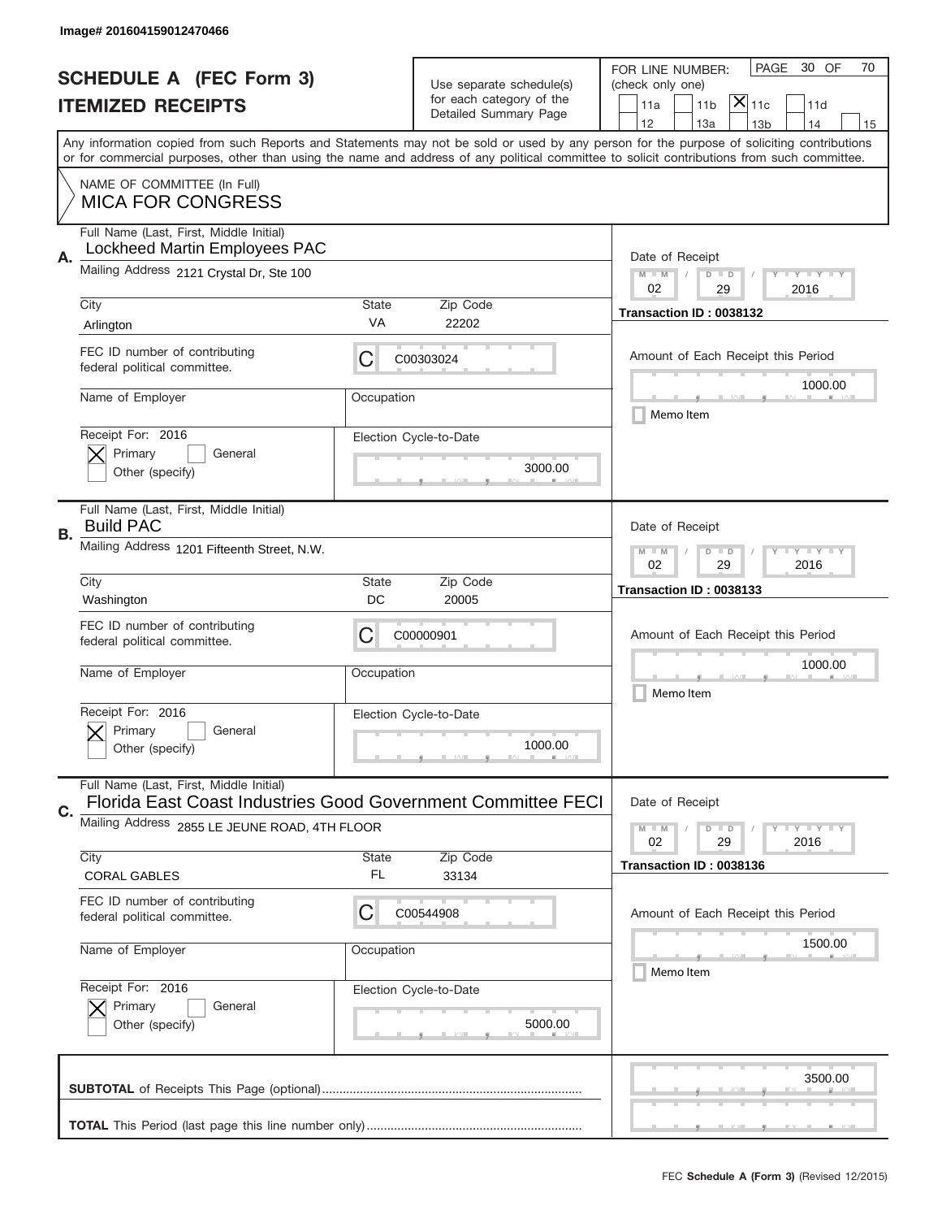Image# 201604159012470466

# SCHEDULE A (FEC Form 3)
## ITEMIZED RECEIPTS

Use separate schedule(s) for each category of the Detailed Summary Page

FOR LINE NUMBER: (check only one)

11a | 11b | [X] 11c | 11d | 12 | 13a | 13b | 14 | 15

PAGE 30 OF 70

Any information copied from such Reports and Statements may not be sold or used by any person for the purpose of soliciting contributions or for commercial purposes, other than using the name and address of any political committee to solicit contributions from such committee.

NAME OF COMMITTEE (In Full)
**MICA FOR CONGRESS**

---

**A.** Full Name (Last, First, Middle Initial): Lockheed Martin Employees PAC

Mailing Address: 2121 Crystal Dr, Ste 100

City: Arlington | State: VA | Zip Code: 22202

FEC ID number of contributing federal political committee: C C00303024

Name of Employer: | Occupation:

Receipt For: 2016 — [X] Primary [ ] General [ ] Other (specify)

Election Cycle-to-Date: 3000.00

Date of Receipt: 02 / 29 / 2016

Transaction ID : 0038132

Amount of Each Receipt this Period: 1000.00

[ ] Memo Item

---

**B.** Full Name (Last, First, Middle Initial): Build PAC

Mailing Address: 1201 Fifteenth Street, N.W.

City: Washington | State: DC | Zip Code: 20005

FEC ID number of contributing federal political committee: C C00000901

Name of Employer: | Occupation:

Receipt For: 2016 — [X] Primary [ ] General [ ] Other (specify)

Election Cycle-to-Date: 1000.00

Date of Receipt: 02 / 29 / 2016

Transaction ID : 0038133

Amount of Each Receipt this Period: 1000.00

[ ] Memo Item

---

**C.** Full Name (Last, First, Middle Initial): Florida East Coast Industries Good Government Committee FECI

Mailing Address: 2855 LE JEUNE ROAD, 4TH FLOOR

City: CORAL GABLES | State: FL | Zip Code: 33134

FEC ID number of contributing federal political committee: C C00544908

Name of Employer: | Occupation:

Receipt For: 2016 — [X] Primary [ ] General [ ] Other (specify)

Election Cycle-to-Date: 5000.00

Date of Receipt: 02 / 29 / 2016

Transaction ID : 0038136

Amount of Each Receipt this Period: 1500.00

[ ] Memo Item

---

**SUBTOTAL** of Receipts This Page (optional): 3500.00

**TOTAL** This Period (last page this line number only):

FEC **Schedule A (Form 3)** (Revised 12/2015)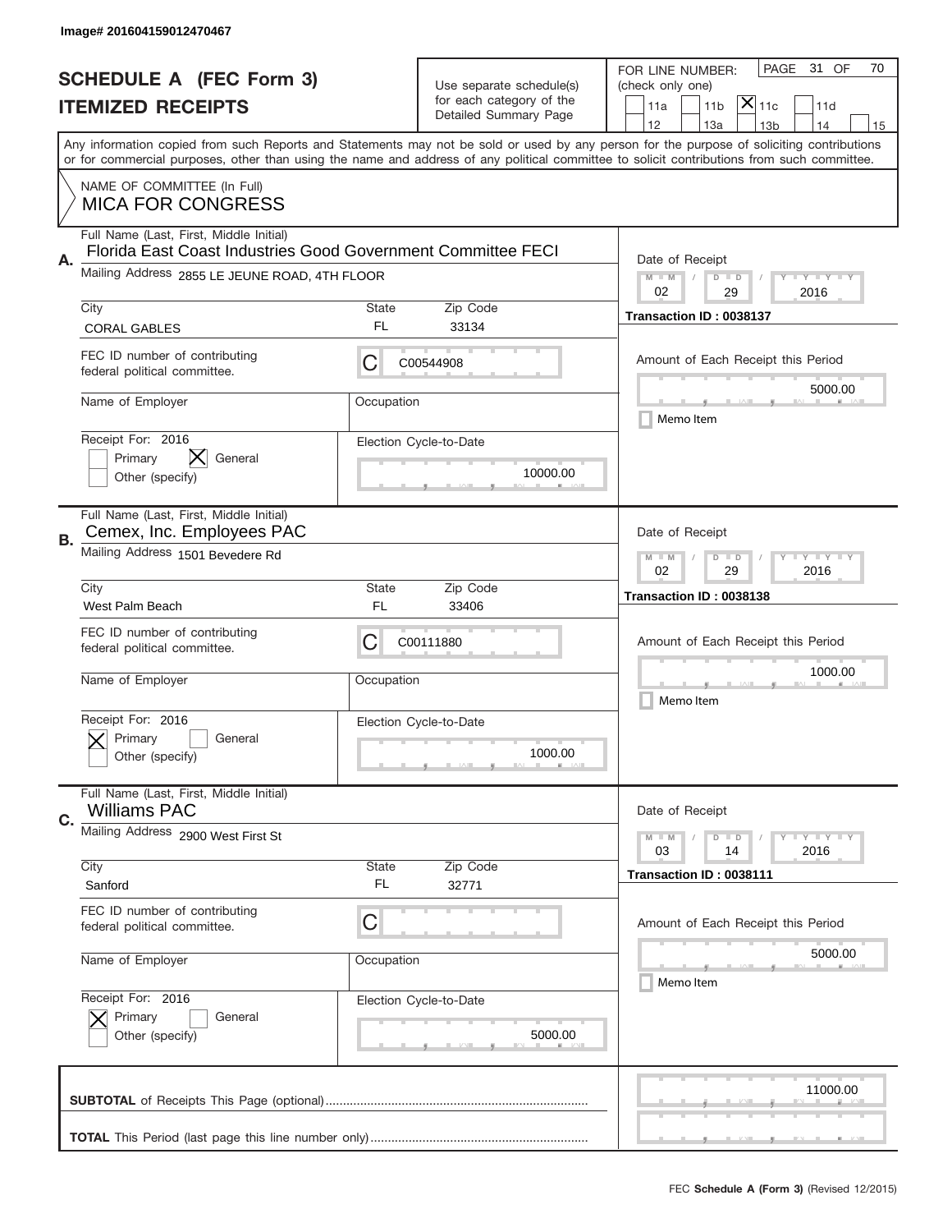Image# 201604159012470467

# SCHEDULE A (FEC Form 3)
## ITEMIZED RECEIPTS

Use separate schedule(s) for each category of the Detailed Summary Page

FOR LINE NUMBER: (check only one)
11a | 11b | [X] 11c | 11d | 12 | 13a | 13b | 14 | 15

PAGE 31 OF 70

Any information copied from such Reports and Statements may not be sold or used by any person for the purpose of soliciting contributions or for commercial purposes, other than using the name and address of any political committee to solicit contributions from such committee.

NAME OF COMMITTEE (In Full)
**MICA FOR CONGRESS**

---

**A.** Full Name (Last, First, Middle Initial)
Florida East Coast Industries Good Government Committee FECI

Mailing Address: 2855 LE JEUNE ROAD, 4TH FLOOR

City: CORAL GABLES | State: FL | Zip Code: 33134

FEC ID number of contributing federal political committee: C00544908

Name of Employer: | Occupation:

Receipt For: 2016 — [ ] Primary [X] General [ ] Other (specify)

Election Cycle-to-Date: 10000.00

Date of Receipt: 02 / 29 / 2016
Transaction ID : 0038137

Amount of Each Receipt this Period: 5000.00

[ ] Memo Item

---

**B.** Full Name (Last, First, Middle Initial)
Cemex, Inc. Employees PAC

Mailing Address: 1501 Bevedere Rd

City: West Palm Beach | State: FL | Zip Code: 33406

FEC ID number of contributing federal political committee: C00111880

Name of Employer: | Occupation:

Receipt For: 2016 — [X] Primary [ ] General [ ] Other (specify)

Election Cycle-to-Date: 1000.00

Date of Receipt: 02 / 29 / 2016
Transaction ID : 0038138

Amount of Each Receipt this Period: 1000.00

[ ] Memo Item

---

**C.** Full Name (Last, First, Middle Initial)
Williams PAC

Mailing Address: 2900 West First St

City: Sanford | State: FL | Zip Code: 32771

FEC ID number of contributing federal political committee: C

Name of Employer: | Occupation:

Receipt For: 2016 — [X] Primary [ ] General [ ] Other (specify)

Election Cycle-to-Date: 5000.00

Date of Receipt: 03 / 14 / 2016
Transaction ID : 0038111

Amount of Each Receipt this Period: 5000.00

[ ] Memo Item

---

**SUBTOTAL** of Receipts This Page (optional): 11000.00

**TOTAL** This Period (last page this line number only):

FEC **Schedule A (Form 3)** (Revised 12/2015)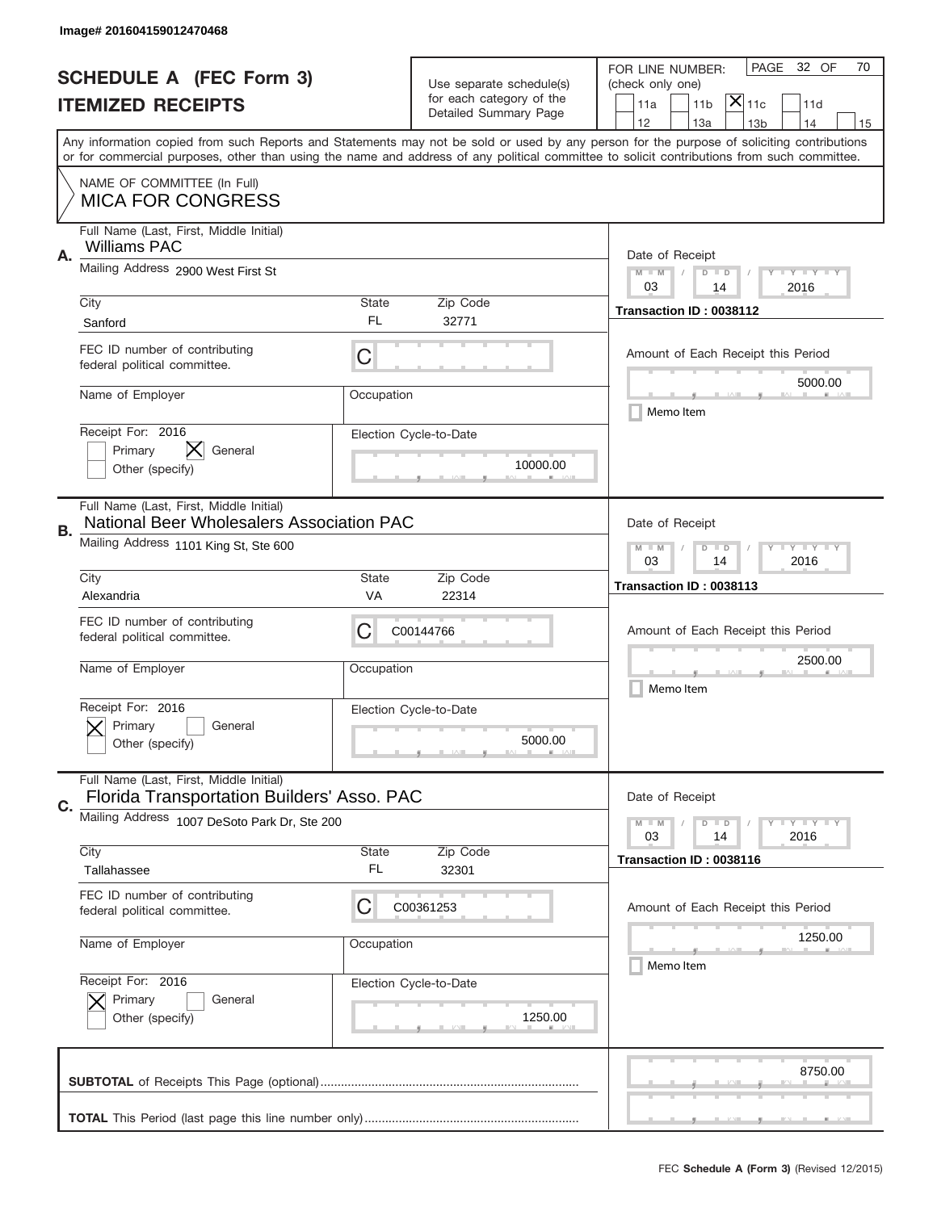Image# 201604159012470468

# SCHEDULE A (FEC Form 3)
## ITEMIZED RECEIPTS

Use separate schedule(s) for each category of the Detailed Summary Page

FOR LINE NUMBER: (check only one)

[ ] 11a [ ] 11b [X] 11c [ ] 11d [ ] 12 [ ] 13a [ ] 13b [ ] 14 [ ] 15

PAGE 32 OF 70

Any information copied from such Reports and Statements may not be sold or used by any person for the purpose of soliciting contributions or for commercial purposes, other than using the name and address of any political committee to solicit contributions from such committee.

NAME OF COMMITTEE (In Full)
MICA FOR CONGRESS

---

**A.** Full Name (Last, First, Middle Initial): Williams PAC

Mailing Address: 2900 West First St

| City | State | Zip Code |
|---|---|---|
| Sanford | FL | 32771 |

FEC ID number of contributing federal political committee: C

Name of Employer:

Occupation:

Receipt For: 2016 — [ ] Primary [X] General [ ] Other (specify)

Election Cycle-to-Date: 10000.00

Date of Receipt: 03 / 14 / 2016

Transaction ID : 0038112

Amount of Each Receipt this Period: 5000.00

[ ] Memo Item

---

**B.** Full Name (Last, First, Middle Initial): National Beer Wholesalers Association PAC

Mailing Address: 1101 King St, Ste 600

| City | State | Zip Code |
|---|---|---|
| Alexandria | VA | 22314 |

FEC ID number of contributing federal political committee: C C00144766

Name of Employer:

Occupation:

Receipt For: 2016 — [X] Primary [ ] General [ ] Other (specify)

Election Cycle-to-Date: 5000.00

Date of Receipt: 03 / 14 / 2016

Transaction ID : 0038113

Amount of Each Receipt this Period: 2500.00

[ ] Memo Item

---

**C.** Full Name (Last, First, Middle Initial): Florida Transportation Builders' Asso. PAC

Mailing Address: 1007 DeSoto Park Dr, Ste 200

| City | State | Zip Code |
|---|---|---|
| Tallahassee | FL | 32301 |

FEC ID number of contributing federal political committee: C C00361253

Name of Employer:

Occupation:

Receipt For: 2016 — [X] Primary [ ] General [ ] Other (specify)

Election Cycle-to-Date: 1250.00

Date of Receipt: 03 / 14 / 2016

Transaction ID : 0038116

Amount of Each Receipt this Period: 1250.00

[ ] Memo Item

---

**SUBTOTAL** of Receipts This Page (optional): 8750.00

**TOTAL** This Period (last page this line number only):

FEC **Schedule A (Form 3)** (Revised 12/2015)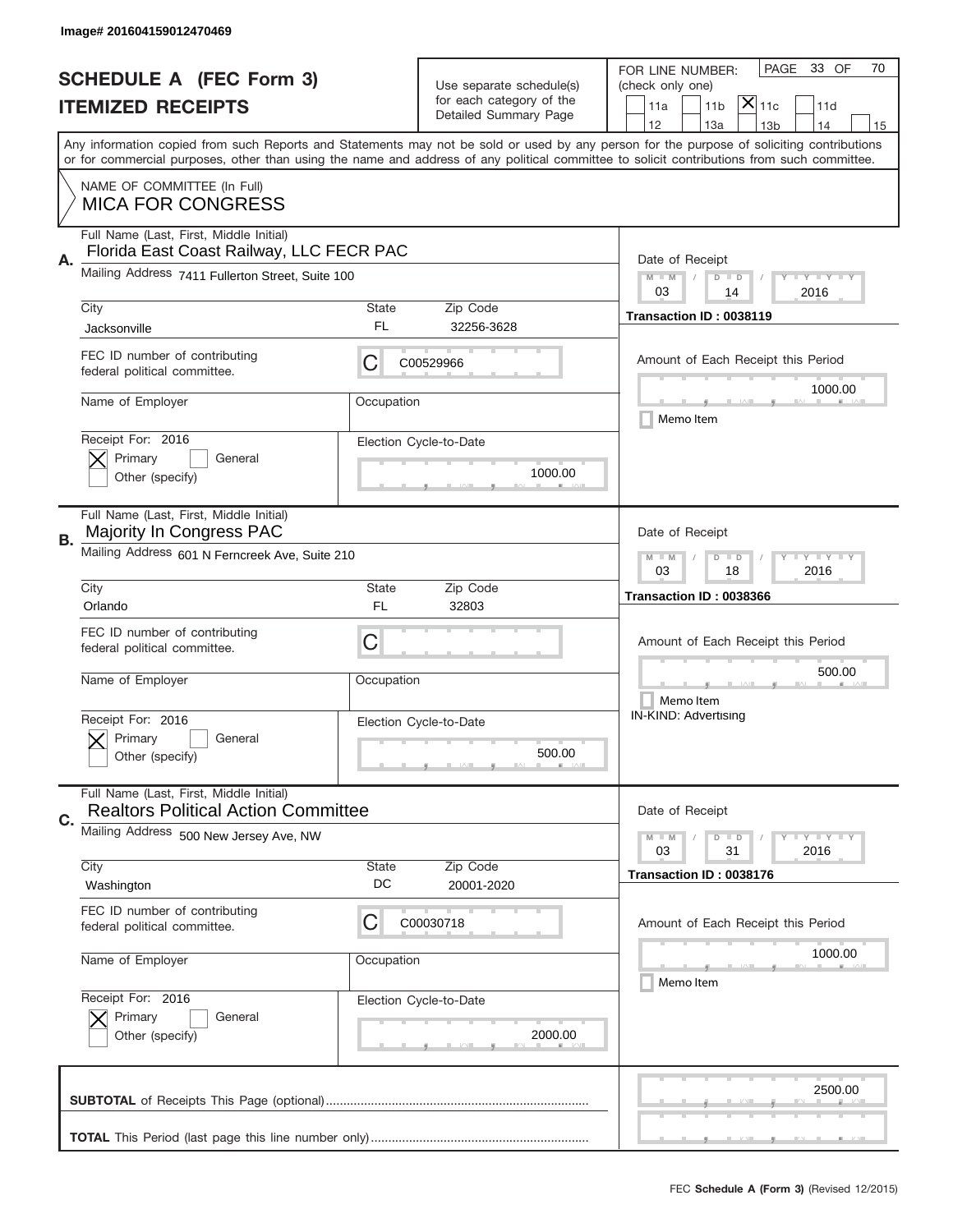Image# 201604159012470469

# SCHEDULE A (FEC Form 3)
# ITEMIZED RECEIPTS

Use separate schedule(s) for each category of the Detailed Summary Page

FOR LINE NUMBER: (check only one)

11a | 11b | [X] 11c | 11d
12 | 13a | 13b | 14 | 15

PAGE 33 OF 70

Any information copied from such Reports and Statements may not be sold or used by any person for the purpose of soliciting contributions or for commercial purposes, other than using the name and address of any political committee to solicit contributions from such committee.

NAME OF COMMITTEE (In Full)
**MICA FOR CONGRESS**

---

**A.** Full Name (Last, First, Middle Initial): Florida East Coast Railway, LLC FECR PAC

Mailing Address: 7411 Fullerton Street, Suite 100

City: Jacksonville | State: FL | Zip Code: 32256-3628

FEC ID number of contributing federal political committee: C C00529966

Name of Employer: | Occupation:

Receipt For: 2016 — [X] Primary [ ] General [ ] Other (specify)

Election Cycle-to-Date: 1000.00

Date of Receipt: 03 / 14 / 2016

Transaction ID : 0038119

Amount of Each Receipt this Period: 1000.00

[ ] Memo Item

---

**B.** Full Name (Last, First, Middle Initial): Majority In Congress PAC

Mailing Address: 601 N Ferncreek Ave, Suite 210

City: Orlando | State: FL | Zip Code: 32803

FEC ID number of contributing federal political committee: C

Name of Employer: | Occupation:

Receipt For: 2016 — [X] Primary [ ] General [ ] Other (specify)

Election Cycle-to-Date: 500.00

Date of Receipt: 03 / 18 / 2016

Transaction ID : 0038366

Amount of Each Receipt this Period: 500.00

[ ] Memo Item

IN-KIND: Advertising

---

**C.** Full Name (Last, First, Middle Initial): Realtors Political Action Committee

Mailing Address: 500 New Jersey Ave, NW

City: Washington | State: DC | Zip Code: 20001-2020

FEC ID number of contributing federal political committee: C C00030718

Name of Employer: | Occupation:

Receipt For: 2016 — [X] Primary [ ] General [ ] Other (specify)

Election Cycle-to-Date: 2000.00

Date of Receipt: 03 / 31 / 2016

Transaction ID : 0038176

Amount of Each Receipt this Period: 1000.00

[ ] Memo Item

---

**SUBTOTAL** of Receipts This Page (optional): 2500.00

**TOTAL** This Period (last page this line number only):

FEC **Schedule A (Form 3)** (Revised 12/2015)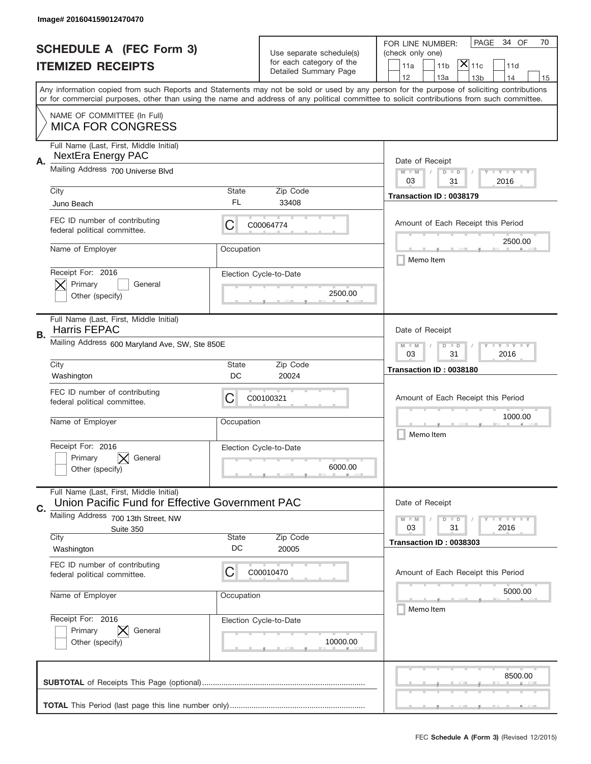Image# 201604159012470470

# SCHEDULE A (FEC Form 3)
## ITEMIZED RECEIPTS

Use separate schedule(s) for each category of the Detailed Summary Page

FOR LINE NUMBER: (check only one)

PAGE 34 OF 70

11a | 11b | [X] 11c | 11d | 12 | 13a | 13b | 14 | 15

Any information copied from such Reports and Statements may not be sold or used by any person for the purpose of soliciting contributions or for commercial purposes, other than using the name and address of any political committee to solicit contributions from such committee.

NAME OF COMMITTEE (In Full)
MICA FOR CONGRESS

---

**A.** Full Name (Last, First, Middle Initial): NextEra Energy PAC

Mailing Address: 700 Universe Blvd

City: Juno Beach | State: FL | Zip Code: 33408

FEC ID number of contributing federal political committee: C C00064774

Name of Employer: | Occupation:

Receipt For: 2016 — [X] Primary [ ] General [ ] Other (specify)

Election Cycle-to-Date: 2500.00

Date of Receipt: 03 / 31 / 2016

Transaction ID : 0038179

Amount of Each Receipt this Period: 2500.00

[ ] Memo Item

---

**B.** Full Name (Last, First, Middle Initial): Harris FEPAC

Mailing Address: 600 Maryland Ave, SW, Ste 850E

City: Washington | State: DC | Zip Code: 20024

FEC ID number of contributing federal political committee: C C00100321

Name of Employer: | Occupation:

Receipt For: 2016 — [ ] Primary [X] General [ ] Other (specify)

Election Cycle-to-Date: 6000.00

Date of Receipt: 03 / 31 / 2016

Transaction ID : 0038180

Amount of Each Receipt this Period: 1000.00

[ ] Memo Item

---

**C.** Full Name (Last, First, Middle Initial): Union Pacific Fund for Effective Government PAC

Mailing Address: 700 13th Street, NW, Suite 350

City: Washington | State: DC | Zip Code: 20005

FEC ID number of contributing federal political committee: C C00010470

Name of Employer: | Occupation:

Receipt For: 2016 — [ ] Primary [X] General [ ] Other (specify)

Election Cycle-to-Date: 10000.00

Date of Receipt: 03 / 31 / 2016

Transaction ID : 0038303

Amount of Each Receipt this Period: 5000.00

[ ] Memo Item

---

**SUBTOTAL** of Receipts This Page (optional): 8500.00

**TOTAL** This Period (last page this line number only):

FEC **Schedule A** (Form 3) (Revised 12/2015)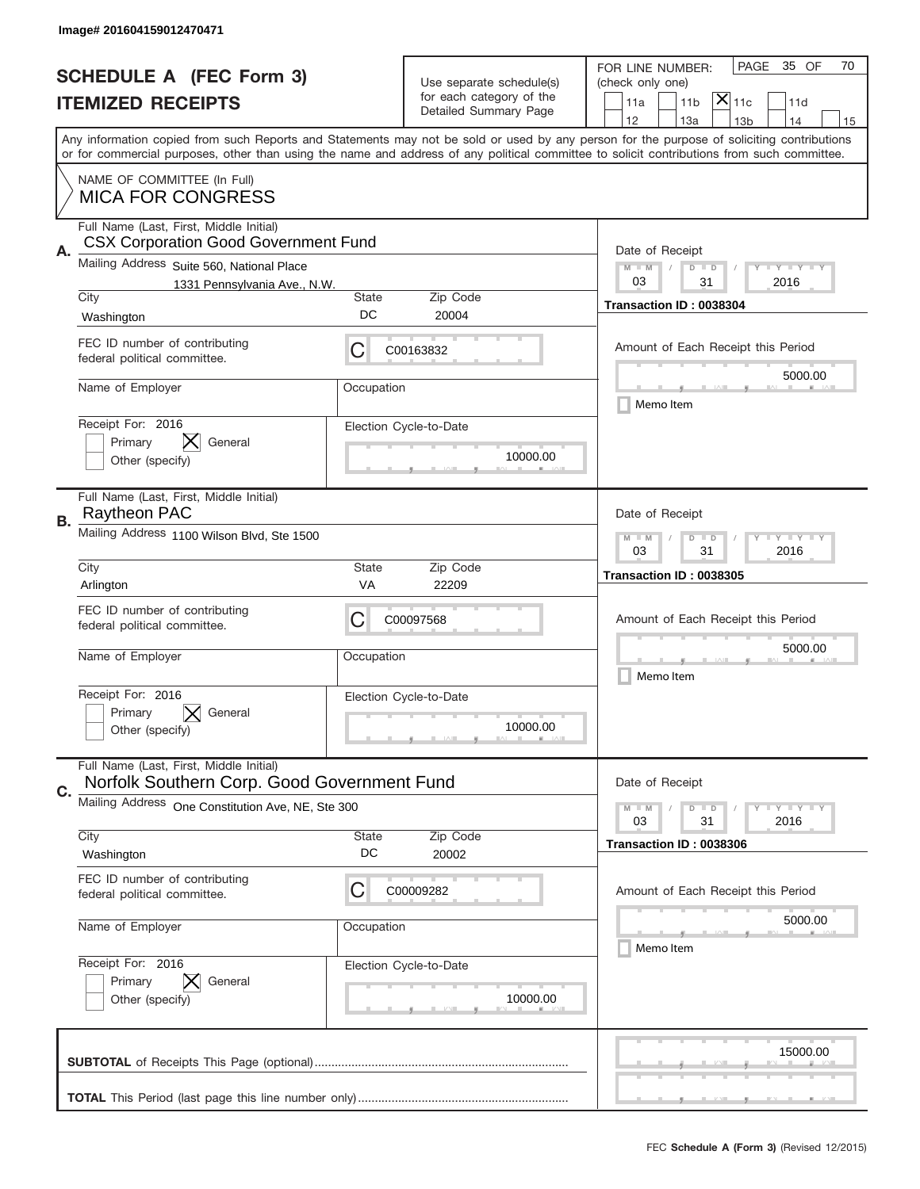Image# 201604159012470471

# SCHEDULE A (FEC Form 3)
## ITEMIZED RECEIPTS

Use separate schedule(s) for each category of the Detailed Summary Page

FOR LINE NUMBER: (check only one)

PAGE 35 OF 70

11a | 11b | [X] 11c | 11d | 12 | 13a | 13b | 14 | 15

Any information copied from such Reports and Statements may not be sold or used by any person for the purpose of soliciting contributions or for commercial purposes, other than using the name and address of any political committee to solicit contributions from such committee.

NAME OF COMMITTEE (In Full)
MICA FOR CONGRESS

---

**A.** Full Name (Last, First, Middle Initial): CSX Corporation Good Government Fund

Mailing Address: Suite 560, National Place, 1331 Pennsylvania Ave., N.W.

City: Washington | State: DC | Zip Code: 20004

FEC ID number of contributing federal political committee: C C00163832

Name of Employer: | Occupation:

Receipt For: 2016 — Primary [ ] General [X] Other (specify) [ ]

Election Cycle-to-Date: 10000.00

Date of Receipt: 03 / 31 / 2016

Transaction ID : 0038304

Amount of Each Receipt this Period: 5000.00

Memo Item [ ]

---

**B.** Full Name (Last, First, Middle Initial): Raytheon PAC

Mailing Address: 1100 Wilson Blvd, Ste 1500

City: Arlington | State: VA | Zip Code: 22209

FEC ID number of contributing federal political committee: C C00097568

Name of Employer: | Occupation:

Receipt For: 2016 — Primary [ ] General [X] Other (specify) [ ]

Election Cycle-to-Date: 10000.00

Date of Receipt: 03 / 31 / 2016

Transaction ID : 0038305

Amount of Each Receipt this Period: 5000.00

Memo Item [ ]

---

**C.** Full Name (Last, First, Middle Initial): Norfolk Southern Corp. Good Government Fund

Mailing Address: One Constitution Ave, NE, Ste 300

City: Washington | State: DC | Zip Code: 20002

FEC ID number of contributing federal political committee: C C00009282

Name of Employer: | Occupation:

Receipt For: 2016 — Primary [ ] General [X] Other (specify) [ ]

Election Cycle-to-Date: 10000.00

Date of Receipt: 03 / 31 / 2016

Transaction ID : 0038306

Amount of Each Receipt this Period: 5000.00

Memo Item [ ]

---

**SUBTOTAL** of Receipts This Page (optional): 15000.00

**TOTAL** This Period (last page this line number only):

FEC **Schedule A (Form 3)** (Revised 12/2015)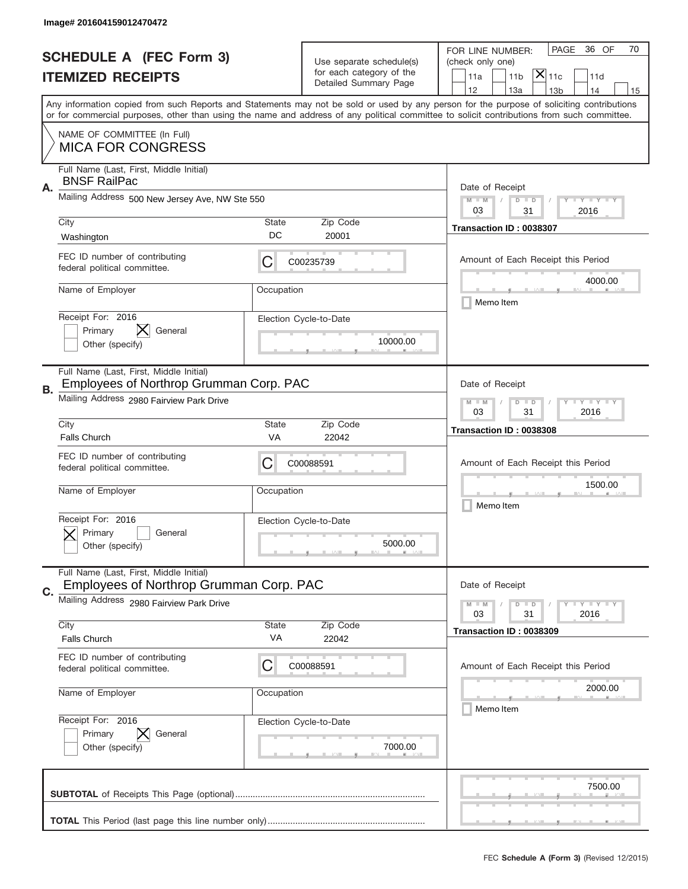Image# 201604159012470472

# SCHEDULE A (FEC Form 3)
# ITEMIZED RECEIPTS

Use separate schedule(s) for each category of the Detailed Summary Page

FOR LINE NUMBER: (check only one)

PAGE 36 OF 70

- [ ] 11a
- [ ] 11b
- [X] 11c
- [ ] 11d
- [ ] 12
- [ ] 13a
- [ ] 13b
- [ ] 14
- [ ] 15

Any information copied from such Reports and Statements may not be sold or used by any person for the purpose of soliciting contributions or for commercial purposes, other than using the name and address of any political committee to solicit contributions from such committee.

NAME OF COMMITTEE (In Full)
MICA FOR CONGRESS

## A.

Full Name (Last, First, Middle Initial): BNSF RailPac

Mailing Address: 500 New Jersey Ave, NW Ste 550

City: Washington | State: DC | Zip Code: 20001

FEC ID number of contributing federal political committee: C C00235739

Name of Employer:

Occupation:

Receipt For: 2016
- [ ] Primary
- [X] General
- [ ] Other (specify)

Election Cycle-to-Date: 10000.00

Date of Receipt: 03 / 31 / 2016

Transaction ID : 0038307

Amount of Each Receipt this Period: 4000.00

- [ ] Memo Item

## B.

Full Name (Last, First, Middle Initial): Employees of Northrop Grumman Corp. PAC

Mailing Address: 2980 Fairview Park Drive

City: Falls Church | State: VA | Zip Code: 22042

FEC ID number of contributing federal political committee: C C00088591

Name of Employer:

Occupation:

Receipt For: 2016
- [X] Primary
- [ ] General
- [ ] Other (specify)

Election Cycle-to-Date: 5000.00

Date of Receipt: 03 / 31 / 2016

Transaction ID : 0038308

Amount of Each Receipt this Period: 1500.00

- [ ] Memo Item

## C.

Full Name (Last, First, Middle Initial): Employees of Northrop Grumman Corp. PAC

Mailing Address: 2980 Fairview Park Drive

City: Falls Church | State: VA | Zip Code: 22042

FEC ID number of contributing federal political committee: C C00088591

Name of Employer:

Occupation:

Receipt For: 2016
- [ ] Primary
- [X] General
- [ ] Other (specify)

Election Cycle-to-Date: 7000.00

Date of Receipt: 03 / 31 / 2016

Transaction ID : 0038309

Amount of Each Receipt this Period: 2000.00

- [ ] Memo Item

**SUBTOTAL** of Receipts This Page (optional): 7500.00

**TOTAL** This Period (last page this line number only):

FEC **Schedule A (Form 3)** (Revised 12/2015)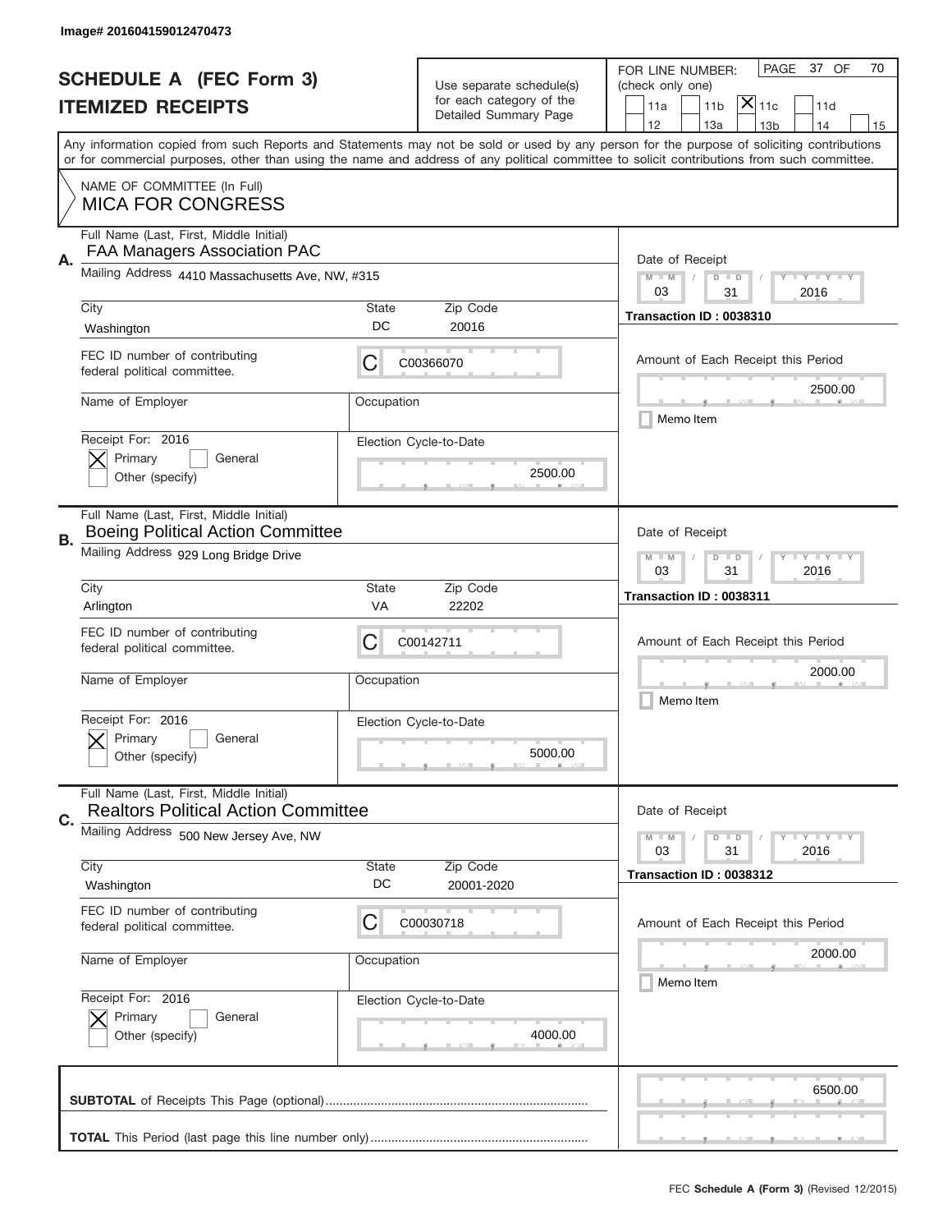Image# 201604159012470473

# SCHEDULE A (FEC Form 3)
# ITEMIZED RECEIPTS

Use separate schedule(s) for each category of the Detailed Summary Page

FOR LINE NUMBER: (check only one)

11a | 11b | [X] 11c | 11d | 12 | 13a | 13b | 14 | 15

PAGE 37 OF 70

Any information copied from such Reports and Statements may not be sold or used by any person for the purpose of soliciting contributions or for commercial purposes, other than using the name and address of any political committee to solicit contributions from such committee.

NAME OF COMMITTEE (In Full)
MICA FOR CONGRESS

## A.

Full Name (Last, First, Middle Initial): FAA Managers Association PAC

Mailing Address: 4410 Massachusetts Ave, NW, #315

City: Washington | State: DC | Zip Code: 20016

FEC ID number of contributing federal political committee: C00366070

Name of Employer: | Occupation:

Receipt For: 2016 — [X] Primary [ ] General [ ] Other (specify)

Election Cycle-to-Date: 2500.00

Date of Receipt: 03/31/2016

Transaction ID : 0038310

Amount of Each Receipt this Period: 2500.00

[ ] Memo Item

## B.

Full Name (Last, First, Middle Initial): Boeing Political Action Committee

Mailing Address: 929 Long Bridge Drive

City: Arlington | State: VA | Zip Code: 22202

FEC ID number of contributing federal political committee: C00142711

Name of Employer: | Occupation:

Receipt For: 2016 — [X] Primary [ ] General [ ] Other (specify)

Election Cycle-to-Date: 5000.00

Date of Receipt: 03/31/2016

Transaction ID : 0038311

Amount of Each Receipt this Period: 2000.00

[ ] Memo Item

## C.

Full Name (Last, First, Middle Initial): Realtors Political Action Committee

Mailing Address: 500 New Jersey Ave, NW

City: Washington | State: DC | Zip Code: 20001-2020

FEC ID number of contributing federal political committee: C00030718

Name of Employer: | Occupation:

Receipt For: 2016 — [X] Primary [ ] General [ ] Other (specify)

Election Cycle-to-Date: 4000.00

Date of Receipt: 03/31/2016

Transaction ID : 0038312

Amount of Each Receipt this Period: 2000.00

[ ] Memo Item

**SUBTOTAL** of Receipts This Page (optional): 6500.00

**TOTAL** This Period (last page this line number only):

FEC **Schedule A (Form 3)** (Revised 12/2015)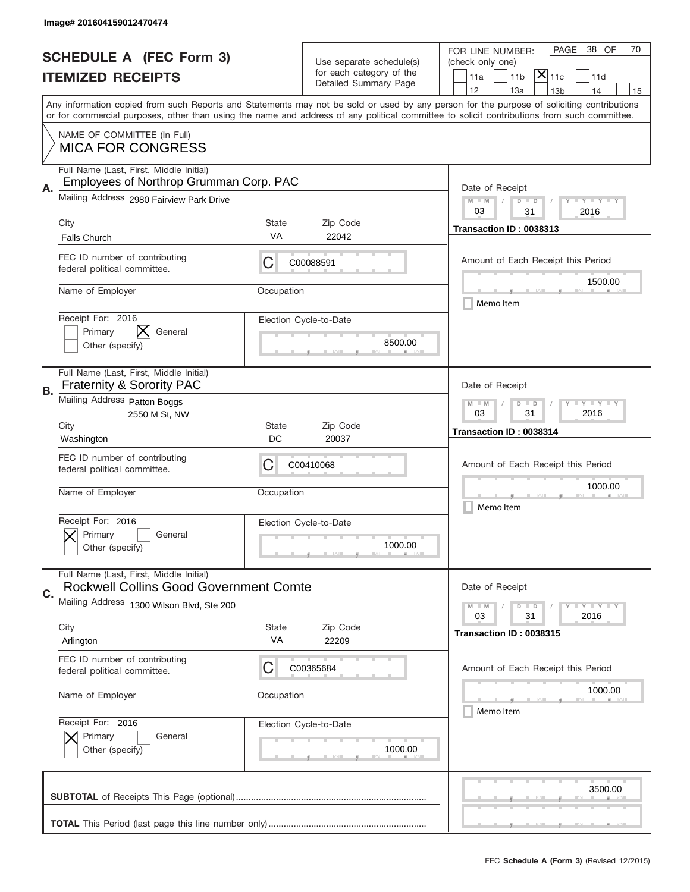Image# 201604159012470474

# SCHEDULE A (FEC Form 3)
# ITEMIZED RECEIPTS

Use separate schedule(s) for each category of the Detailed Summary Page

FOR LINE NUMBER: (check only one)

PAGE 38 OF 70

- [ ] 11a
- [ ] 11b
- [x] 11c
- [ ] 11d
- [ ] 12
- [ ] 13a
- [ ] 13b
- [ ] 14
- [ ] 15

Any information copied from such Reports and Statements may not be sold or used by any person for the purpose of soliciting contributions or for commercial purposes, other than using the name and address of any political committee to solicit contributions from such committee.

NAME OF COMMITTEE (In Full)
MICA FOR CONGRESS

---

**A.** Full Name (Last, First, Middle Initial)
Employees of Northrop Grumman Corp. PAC

Mailing Address 2980 Fairview Park Drive

City: Falls Church | State: VA | Zip Code: 22042

FEC ID number of contributing federal political committee: C C00088591

Name of Employer:
Occupation:

Receipt For: 2016
- [ ] Primary
- [x] General
- [ ] Other (specify)

Election Cycle-to-Date: 8500.00

Date of Receipt: 03 / 31 / 2016

Transaction ID : 0038313

Amount of Each Receipt this Period: 1500.00

- [ ] Memo Item

---

**B.** Full Name (Last, First, Middle Initial)
Fraternity & Sorority PAC

Mailing Address Patton Boggs
2550 M St, NW

City: Washington | State: DC | Zip Code: 20037

FEC ID number of contributing federal political committee: C C00410068

Name of Employer:
Occupation:

Receipt For: 2016
- [x] Primary
- [ ] General
- [ ] Other (specify)

Election Cycle-to-Date: 1000.00

Date of Receipt: 03 / 31 / 2016

Transaction ID : 0038314

Amount of Each Receipt this Period: 1000.00

- [ ] Memo Item

---

**C.** Full Name (Last, First, Middle Initial)
Rockwell Collins Good Government Comte

Mailing Address 1300 Wilson Blvd, Ste 200

City: Arlington | State: VA | Zip Code: 22209

FEC ID number of contributing federal political committee: C C00365684

Name of Employer:
Occupation:

Receipt For: 2016
- [x] Primary
- [ ] General
- [ ] Other (specify)

Election Cycle-to-Date: 1000.00

Date of Receipt: 03 / 31 / 2016

Transaction ID : 0038315

Amount of Each Receipt this Period: 1000.00

- [ ] Memo Item

---

**SUBTOTAL** of Receipts This Page (optional): 3500.00

**TOTAL** This Period (last page this line number only):

FEC Schedule A (Form 3) (Revised 12/2015)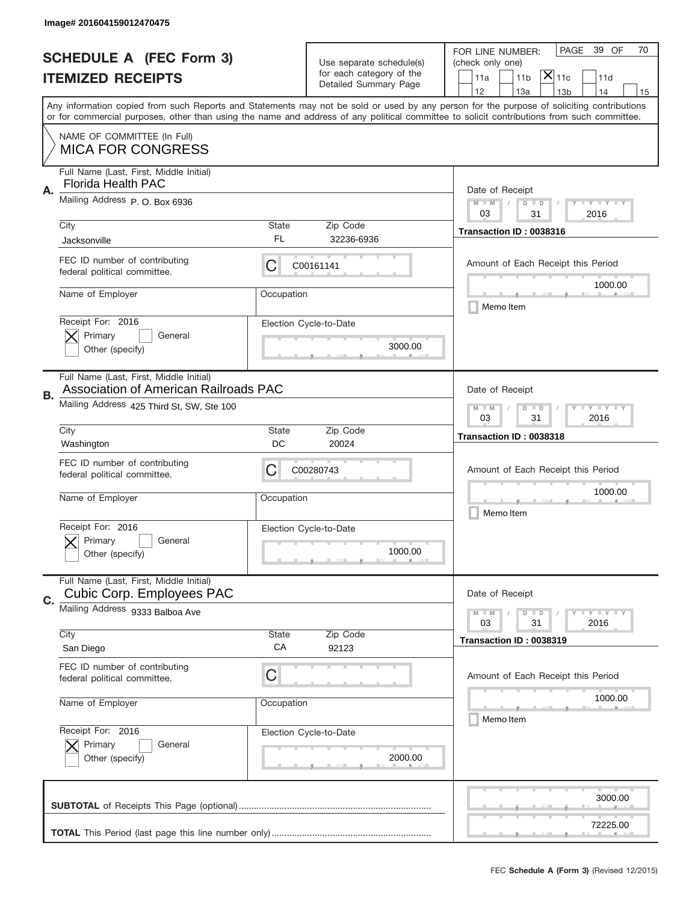Image# 201604159012470475

# SCHEDULE A (FEC Form 3)
## ITEMIZED RECEIPTS

Use separate schedule(s) for each category of the Detailed Summary Page

FOR LINE NUMBER: (check only one)
PAGE 39 OF 70

[ ] 11a [ ] 11b [X] 11c [ ] 11d
[ ] 12 [ ] 13a [ ] 13b [ ] 14 [ ] 15

Any information copied from such Reports and Statements may not be sold or used by any person for the purpose of soliciting contributions or for commercial purposes, other than using the name and address of any political committee to solicit contributions from such committee.

NAME OF COMMITTEE (In Full)
**MICA FOR CONGRESS**

---

**A.** Full Name (Last, First, Middle Initial): Florida Health PAC

Mailing Address: P. O. Box 6936

City: Jacksonville | State: FL | Zip Code: 32236-6936

FEC ID number of contributing federal political committee: C C00161141

Name of Employer: | Occupation:

Receipt For: 2016 — [X] Primary [ ] General [ ] Other (specify)

Election Cycle-to-Date: 3000.00

Date of Receipt: 03 / 31 / 2016

Transaction ID : 0038316

Amount of Each Receipt this Period: 1000.00

[ ] Memo Item

---

**B.** Full Name (Last, First, Middle Initial): Association of American Railroads PAC

Mailing Address: 425 Third St, SW, Ste 100

City: Washington | State: DC | Zip Code: 20024

FEC ID number of contributing federal political committee: C C00280743

Name of Employer: | Occupation:

Receipt For: 2016 — [X] Primary [ ] General [ ] Other (specify)

Election Cycle-to-Date: 1000.00

Date of Receipt: 03 / 31 / 2016

Transaction ID : 0038318

Amount of Each Receipt this Period: 1000.00

[ ] Memo Item

---

**C.** Full Name (Last, First, Middle Initial): Cubic Corp. Employees PAC

Mailing Address: 9333 Balboa Ave

City: San Diego | State: CA | Zip Code: 92123

FEC ID number of contributing federal political committee: C

Name of Employer: | Occupation:

Receipt For: 2016 — [X] Primary [ ] General [ ] Other (specify)

Election Cycle-to-Date: 2000.00

Date of Receipt: 03 / 31 / 2016

Transaction ID : 0038319

Amount of Each Receipt this Period: 1000.00

[ ] Memo Item

---

**SUBTOTAL** of Receipts This Page (optional): 3000.00

**TOTAL** This Period (last page this line number only): 72225.00

FEC **Schedule A (Form 3)** (Revised 12/2015)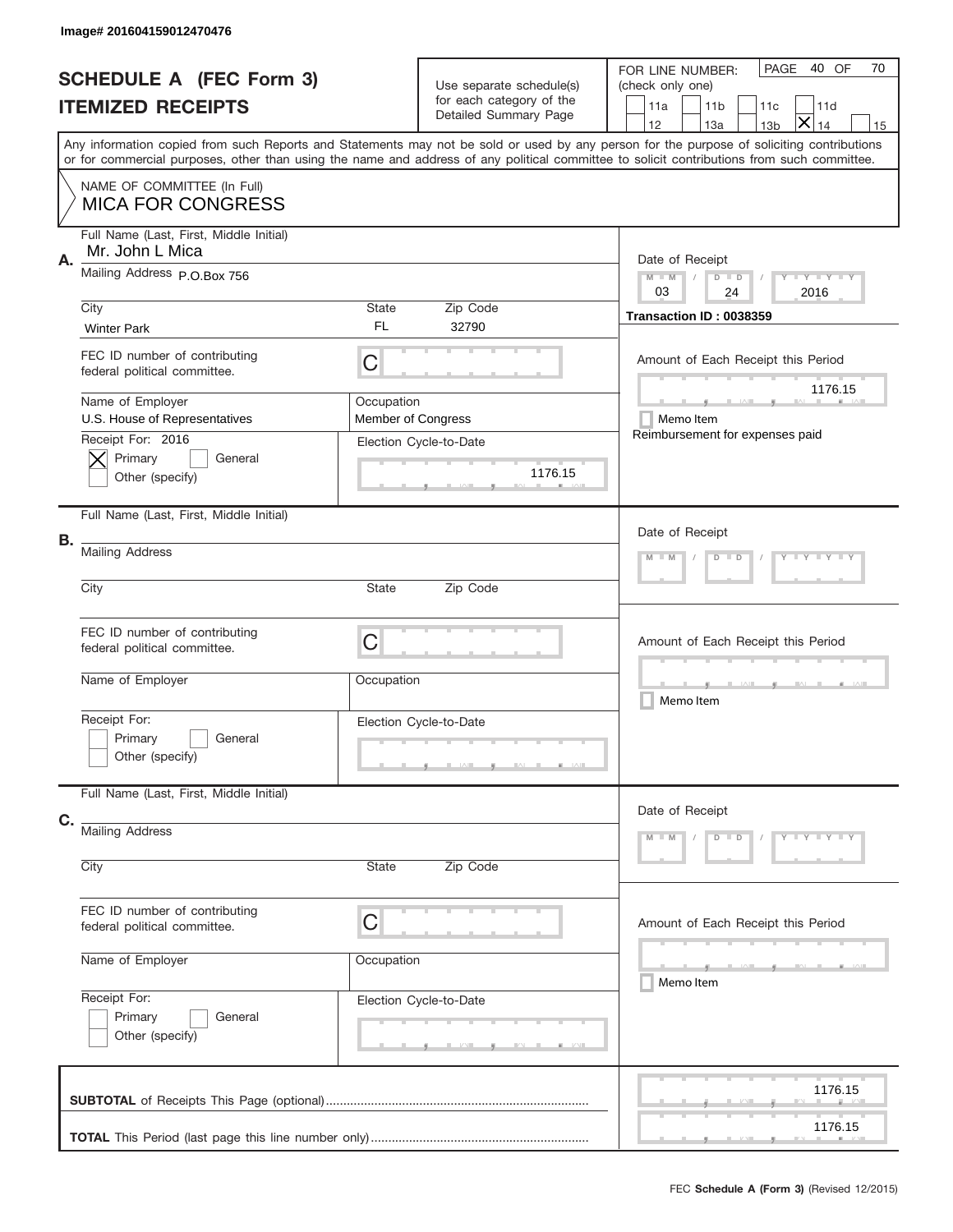Image# 201604159012470476

# SCHEDULE A (FEC Form 3)
## ITEMIZED RECEIPTS

Use separate schedule(s) for each category of the Detailed Summary Page

FOR LINE NUMBER: (check only one)

☐ 11a ☐ 11b ☐ 11c ☐ 11d ☐ 12 ☐ 13a ☐ 13b ☒ 14 ☐ 15

PAGE 40 OF 70

Any information copied from such Reports and Statements may not be sold or used by any person for the purpose of soliciting contributions or for commercial purposes, other than using the name and address of any political committee to solicit contributions from such committee.

NAME OF COMMITTEE (In Full)
MICA FOR CONGRESS

**A.**

Full Name (Last, First, Middle Initial): Mr. John L Mica

Mailing Address: P.O.Box 756

City: Winter Park | State: FL | Zip Code: 32790

FEC ID number of contributing federal political committee: C

Name of Employer: U.S. House of Representatives

Occupation: Member of Congress

Receipt For: 2016
☒ Primary ☐ General
☐ Other (specify)

Election Cycle-to-Date: 1176.15

Date of Receipt: 03 / 24 / 2016

Transaction ID : 0038359

Amount of Each Receipt this Period: 1176.15

☐ Memo Item

Reimbursement for expenses paid

**B.**

Full Name (Last, First, Middle Initial):

Mailing Address:

City: | State: | Zip Code:

FEC ID number of contributing federal political committee: C

Name of Employer:

Occupation:

Receipt For:
☐ Primary ☐ General
☐ Other (specify)

Election Cycle-to-Date:

Date of Receipt: M M / D D / Y Y Y Y

Amount of Each Receipt this Period:

☐ Memo Item

**C.**

Full Name (Last, First, Middle Initial):

Mailing Address:

City: | State: | Zip Code:

FEC ID number of contributing federal political committee: C

Name of Employer:

Occupation:

Receipt For:
☐ Primary ☐ General
☐ Other (specify)

Election Cycle-to-Date:

Date of Receipt: M M / D D / Y Y Y Y

Amount of Each Receipt this Period:

☐ Memo Item

**SUBTOTAL** of Receipts This Page (optional): 1176.15

**TOTAL** This Period (last page this line number only): 1176.15

FEC **Schedule A (Form 3)** (Revised 12/2015)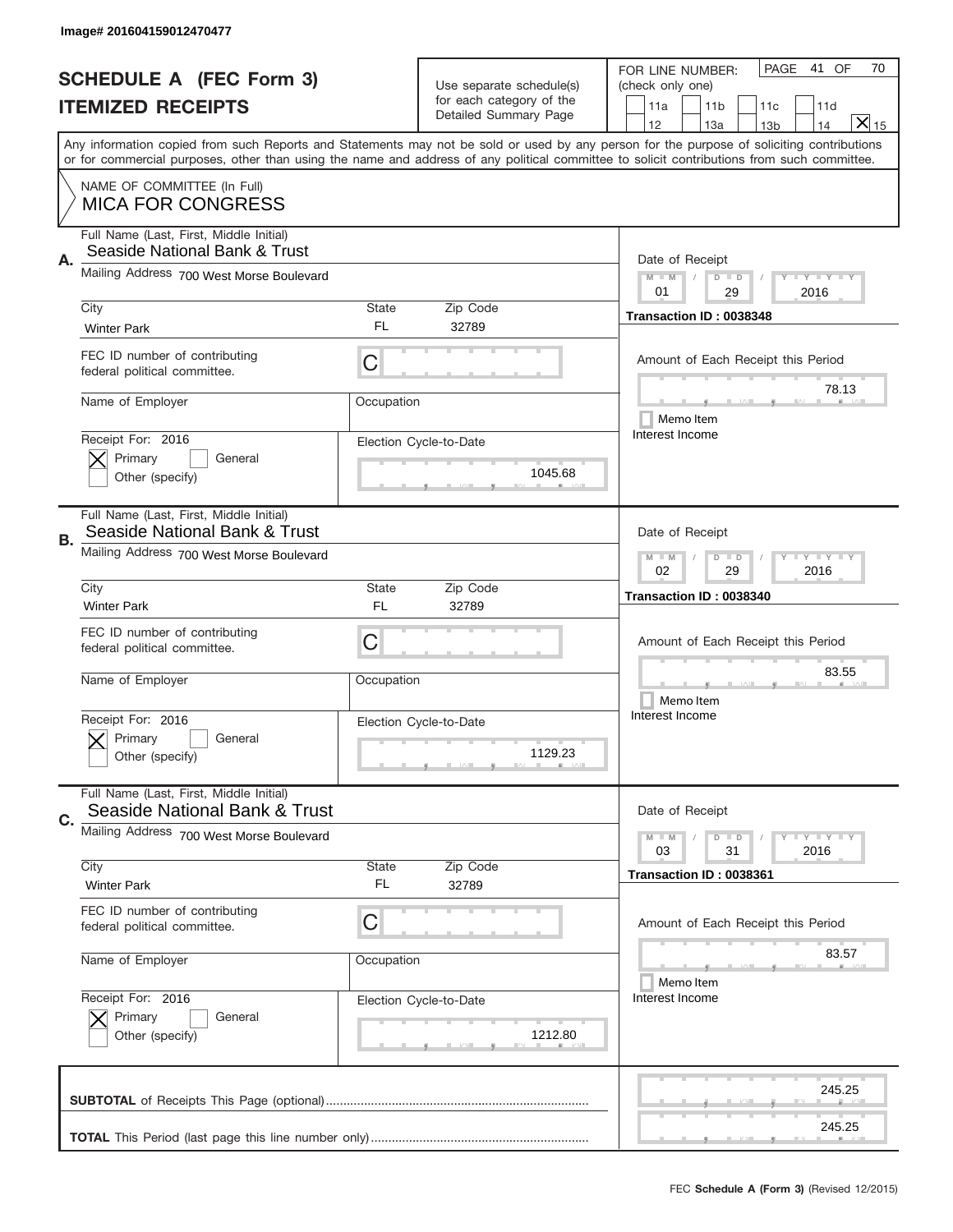Image# 201604159012470477

# SCHEDULE A (FEC Form 3)
## ITEMIZED RECEIPTS

Use separate schedule(s) for each category of the Detailed Summary Page

FOR LINE NUMBER: (check only one)

11a | 11b | 11c | 11d | 12 | 13a | 13b | 14 | [X] 15

PAGE 41 OF 70

Any information copied from such Reports and Statements may not be sold or used by any person for the purpose of soliciting contributions or for commercial purposes, other than using the name and address of any political committee to solicit contributions from such committee.

NAME OF COMMITTEE (In Full)
MICA FOR CONGRESS

---

**A.** Full Name (Last, First, Middle Initial): Seaside National Bank & Trust

Mailing Address: 700 West Morse Boulevard

City: Winter Park | State: FL | Zip Code: 32789

FEC ID number of contributing federal political committee: C

Name of Employer: | Occupation:

Receipt For: 2016 — [X] Primary [ ] General [ ] Other (specify)

Election Cycle-to-Date: 1045.68

Date of Receipt: 01 / 29 / 2016

Transaction ID : 0038348

Amount of Each Receipt this Period: 78.13

[ ] Memo Item

Interest Income

---

**B.** Full Name (Last, First, Middle Initial): Seaside National Bank & Trust

Mailing Address: 700 West Morse Boulevard

City: Winter Park | State: FL | Zip Code: 32789

FEC ID number of contributing federal political committee: C

Name of Employer: | Occupation:

Receipt For: 2016 — [X] Primary [ ] General [ ] Other (specify)

Election Cycle-to-Date: 1129.23

Date of Receipt: 02 / 29 / 2016

Transaction ID : 0038340

Amount of Each Receipt this Period: 83.55

[ ] Memo Item

Interest Income

---

**C.** Full Name (Last, First, Middle Initial): Seaside National Bank & Trust

Mailing Address: 700 West Morse Boulevard

City: Winter Park | State: FL | Zip Code: 32789

FEC ID number of contributing federal political committee: C

Name of Employer: | Occupation:

Receipt For: 2016 — [X] Primary [ ] General [ ] Other (specify)

Election Cycle-to-Date: 1212.80

Date of Receipt: 03 / 31 / 2016

Transaction ID : 0038361

Amount of Each Receipt this Period: 83.57

[ ] Memo Item

Interest Income

---

**SUBTOTAL** of Receipts This Page (optional): 245.25

**TOTAL** This Period (last page this line number only): 245.25

FEC **Schedule A (Form 3)** (Revised 12/2015)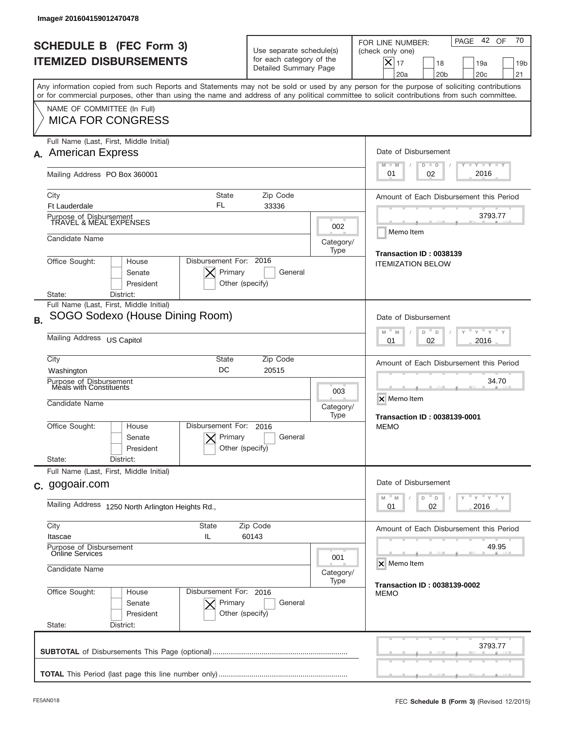Image# 201604159012470478

# SCHEDULE B (FEC Form 3)
# ITEMIZED DISBURSEMENTS

Use separate schedule(s) for each category of the Detailed Summary Page

FOR LINE NUMBER: (check only one)

- [X] 17
- [ ] 18
- [ ] 19a
- [ ] 19b
- [ ] 20a
- [ ] 20b
- [ ] 20c
- [ ] 21

Any information copied from such Reports and Statements may not be sold or used by any person for the purpose of soliciting contributions or for commercial purposes, other than using the name and address of any political committee to solicit contributions from such committee.

NAME OF COMMITTEE (In Full)
MICA FOR CONGRESS

---

**A.** Full Name (Last, First, Middle Initial): American Express

Mailing Address: PO Box 360001

City: Ft Lauderdale | State: FL | Zip Code: 33336

Purpose of Disbursement: TRAVEL & MEAL EXPENSES

Category/Type: 002

Candidate Name:

Office Sought: [ ] House [ ] Senate [ ] President

Disbursement For: 2016 [X] Primary [ ] General [ ] Other (specify)

State: District:

Date of Disbursement: 01 / 02 / 2016

Amount of Each Disbursement this Period: 3793.77

[ ] Memo Item

Transaction ID : 0038139

ITEMIZATION BELOW

---

**B.** Full Name (Last, First, Middle Initial): SOGO Sodexo (House Dining Room)

Mailing Address: US Capitol

City: Washington | State: DC | Zip Code: 20515

Purpose of Disbursement: Meals with Constituents

Category/Type: 003

Candidate Name:

Office Sought: [ ] House [ ] Senate [ ] President

Disbursement For: 2016 [X] Primary [ ] General [ ] Other (specify)

State: District:

Date of Disbursement: 01 / 02 / 2016

Amount of Each Disbursement this Period: 34.70

[X] Memo Item

Transaction ID : 0038139-0001

MEMO

---

**C.** Full Name (Last, First, Middle Initial): gogoair.com

Mailing Address: 1250 North Arlington Heights Rd.,

City: Itascae | State: IL | Zip Code: 60143

Purpose of Disbursement: Online Services

Category/Type: 001

Candidate Name:

Office Sought: [ ] House [ ] Senate [ ] President

Disbursement For: 2016 [X] Primary [ ] General [ ] Other (specify)

State: District:

Date of Disbursement: 01 / 02 / 2016

Amount of Each Disbursement this Period: 49.95

[X] Memo Item

Transaction ID : 0038139-0002

MEMO

---

**SUBTOTAL** of Disbursements This Page (optional): 3793.77

**TOTAL** This Period (last page this line number only):

FE5AN018 | FEC **Schedule B (Form 3)** (Revised 12/2015)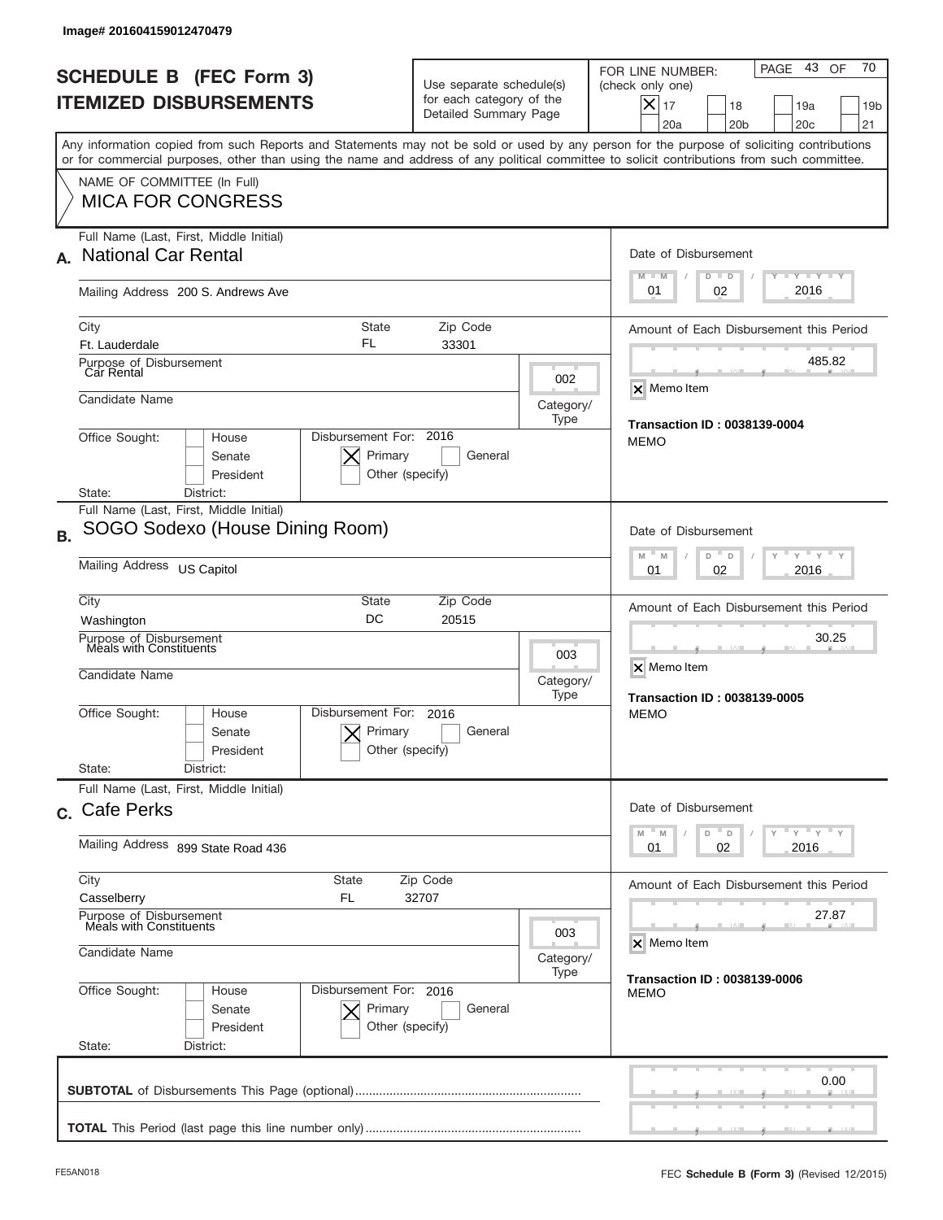Image# 201604159012470479

# SCHEDULE B (FEC Form 3)
## ITEMIZED DISBURSEMENTS

Use separate schedule(s) for each category of the Detailed Summary Page

FOR LINE NUMBER: (check only one)

- [x] 17
- [ ] 18
- [ ] 19a
- [ ] 19b
- [ ] 20a
- [ ] 20b
- [ ] 20c
- [ ] 21

Any information copied from such Reports and Statements may not be sold or used by any person for the purpose of soliciting contributions or for commercial purposes, other than using the name and address of any political committee to solicit contributions from such committee.

NAME OF COMMITTEE (In Full)
**MICA FOR CONGRESS**

---

**A.** Full Name (Last, First, Middle Initial): **National Car Rental**

Mailing Address: 200 S. Andrews Ave

City: Ft. Lauderdale | State: FL | Zip Code: 33301

Purpose of Disbursement: Car Rental

Category/Type: 002

Candidate Name:

Office Sought: House / Senate / President

Disbursement For: 2016 — [x] Primary [ ] General [ ] Other (specify)

State: District:

Date of Disbursement: 01 / 02 / 2016

Amount of Each Disbursement this Period: 485.82

[x] Memo Item

**Transaction ID : 0038139-0004**
MEMO

---

**B.** Full Name (Last, First, Middle Initial): **SOGO Sodexo (House Dining Room)**

Mailing Address: US Capitol

City: Washington | State: DC | Zip Code: 20515

Purpose of Disbursement: Meals with Constituents

Category/Type: 003

Candidate Name:

Office Sought: House / Senate / President

Disbursement For: 2016 — [x] Primary [ ] General [ ] Other (specify)

State: District:

Date of Disbursement: 01 / 02 / 2016

Amount of Each Disbursement this Period: 30.25

[x] Memo Item

**Transaction ID : 0038139-0005**
MEMO

---

**C.** Full Name (Last, First, Middle Initial): **Cafe Perks**

Mailing Address: 899 State Road 436

City: Casselberry | State: FL | Zip Code: 32707

Purpose of Disbursement: Meals with Constituents

Category/Type: 003

Candidate Name:

Office Sought: House / Senate / President

Disbursement For: 2016 — [x] Primary [ ] General [ ] Other (specify)

State: District:

Date of Disbursement: 01 / 02 / 2016

Amount of Each Disbursement this Period: 27.87

[x] Memo Item

**Transaction ID : 0038139-0006**
MEMO

---

**SUBTOTAL** of Disbursements This Page (optional): 0.00

**TOTAL** This Period (last page this line number only):

FE5AN018

FEC **Schedule B** (Form 3) (Revised 12/2015)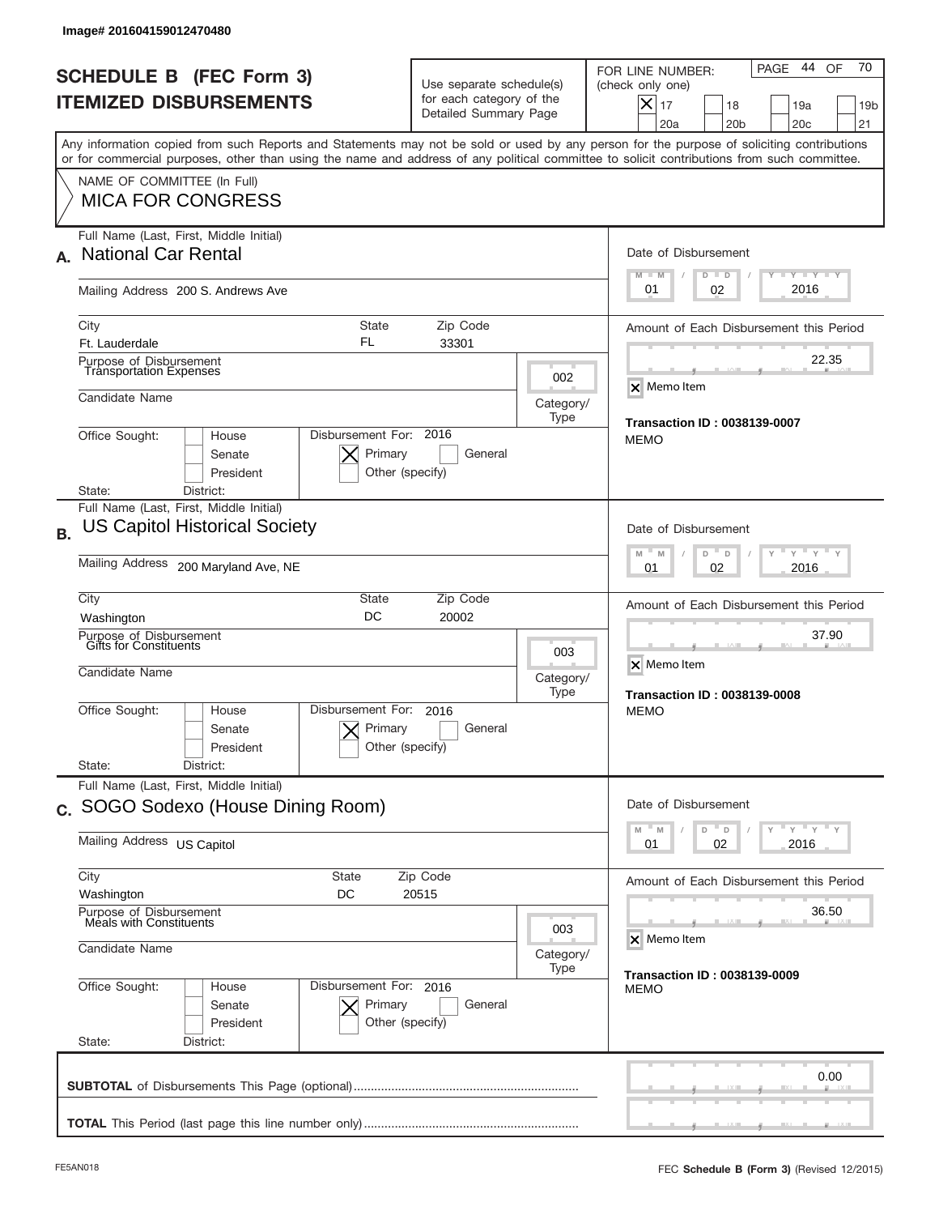Image# 201604159012470480

# SCHEDULE B (FEC Form 3)
## ITEMIZED DISBURSEMENTS

Use separate schedule(s) for each category of the Detailed Summary Page

FOR LINE NUMBER: (check only one)

- [x] 17
- [ ] 18
- [ ] 19a
- [ ] 19b
- [ ] 20a
- [ ] 20b
- [ ] 20c
- [ ] 21

PAGE 44 OF 70

Any information copied from such Reports and Statements may not be sold or used by any person for the purpose of soliciting contributions or for commercial purposes, other than using the name and address of any political committee to solicit contributions from such committee.

NAME OF COMMITTEE (In Full)
**MICA FOR CONGRESS**

---

**A.** Full Name (Last, First, Middle Initial): **National Car Rental**

Mailing Address: 200 S. Andrews Ave

City: Ft. Lauderdale | State: FL | Zip Code: 33301

Purpose of Disbursement: Transportation Expenses

Category/Type: 002

Candidate Name:

Office Sought: [ ] House [ ] Senate [ ] President

State: District:

Disbursement For: 2016 [x] Primary [ ] General [ ] Other (specify)

Date of Disbursement: 01 / 02 / 2016

Amount of Each Disbursement this Period: 22.35

[x] Memo Item

**Transaction ID : 0038139-0007**
MEMO

---

**B.** Full Name (Last, First, Middle Initial): **US Capitol Historical Society**

Mailing Address: 200 Maryland Ave, NE

City: Washington | State: DC | Zip Code: 20002

Purpose of Disbursement: Gifts for Constituents

Category/Type: 003

Candidate Name:

Office Sought: [ ] House [ ] Senate [ ] President

State: District:

Disbursement For: 2016 [x] Primary [ ] General [ ] Other (specify)

Date of Disbursement: 01 / 02 / 2016

Amount of Each Disbursement this Period: 37.90

[x] Memo Item

**Transaction ID : 0038139-0008**
MEMO

---

**C.** Full Name (Last, First, Middle Initial): **SOGO Sodexo (House Dining Room)**

Mailing Address: US Capitol

City: Washington | State: DC | Zip Code: 20515

Purpose of Disbursement: Meals with Constituents

Category/Type: 003

Candidate Name:

Office Sought: [ ] House [ ] Senate [ ] President

State: District:

Disbursement For: 2016 [x] Primary [ ] General [ ] Other (specify)

Date of Disbursement: 01 / 02 / 2016

Amount of Each Disbursement this Period: 36.50

[x] Memo Item

**Transaction ID : 0038139-0009**
MEMO

---

**SUBTOTAL** of Disbursements This Page (optional): 0.00

**TOTAL** This Period (last page this line number only):

FE5AN018

FEC **Schedule B (Form 3)** (Revised 12/2015)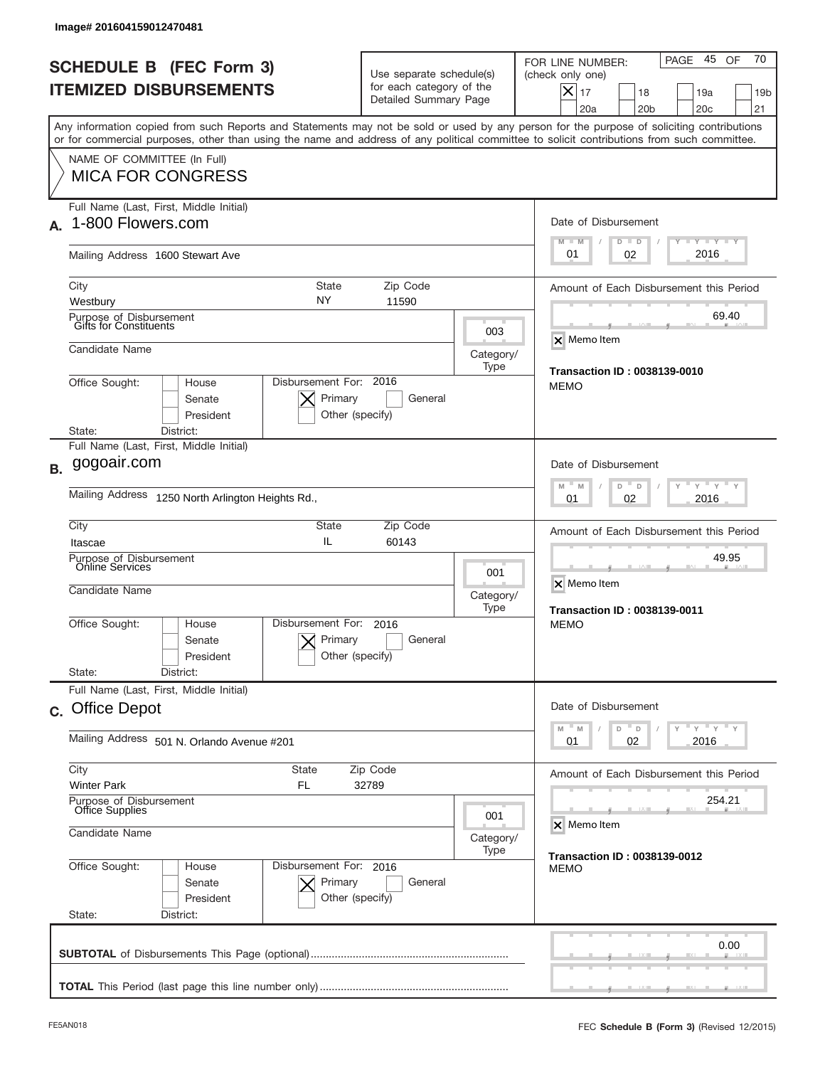Image# 201604159012470481

# SCHEDULE B (FEC Form 3)
## ITEMIZED DISBURSEMENTS

Use separate schedule(s) for each category of the Detailed Summary Page

FOR LINE NUMBER: (check only one)
[X] 17 [ ] 18 [ ] 19a [ ] 19b [ ] 20a [ ] 20b [ ] 20c [ ] 21

PAGE 45 OF 70

Any information copied from such Reports and Statements may not be sold or used by any person for the purpose of soliciting contributions or for commercial purposes, other than using the name and address of any political committee to solicit contributions from such committee.

NAME OF COMMITTEE (In Full)
MICA FOR CONGRESS

---

**A.** Full Name (Last, First, Middle Initial): 1-800 Flowers.com

Mailing Address: 1600 Stewart Ave

City: Westbury | State: NY | Zip Code: 11590

Purpose of Disbursement: Gifts for Constituents

Category/Type: 003

Candidate Name:

Office Sought: [ ] House [ ] Senate [ ] President

State: District:

Disbursement For: 2016 [X] Primary [ ] General [ ] Other (specify)

Date of Disbursement: 01/02/2016

Amount of Each Disbursement this Period: 69.40

[X] Memo Item

Transaction ID : 0038139-0010
MEMO

---

**B.** Full Name (Last, First, Middle Initial): gogoair.com

Mailing Address: 1250 North Arlington Heights Rd.,

City: Itascae | State: IL | Zip Code: 60143

Purpose of Disbursement: Online Services

Category/Type: 001

Candidate Name:

Office Sought: [ ] House [ ] Senate [ ] President

State: District:

Disbursement For: 2016 [X] Primary [ ] General [ ] Other (specify)

Date of Disbursement: 01/02/2016

Amount of Each Disbursement this Period: 49.95

[X] Memo Item

Transaction ID : 0038139-0011
MEMO

---

**C.** Full Name (Last, First, Middle Initial): Office Depot

Mailing Address: 501 N. Orlando Avenue #201

City: Winter Park | State: FL | Zip Code: 32789

Purpose of Disbursement: Office Supplies

Category/Type: 001

Candidate Name:

Office Sought: [ ] House [ ] Senate [ ] President

State: District:

Disbursement For: 2016 [X] Primary [ ] General [ ] Other (specify)

Date of Disbursement: 01/02/2016

Amount of Each Disbursement this Period: 254.21

[X] Memo Item

Transaction ID : 0038139-0012
MEMO

---

**SUBTOTAL** of Disbursements This Page (optional): 0.00

**TOTAL** This Period (last page this line number only):

FE5AN018 FEC **Schedule B** (Form 3) (Revised 12/2015)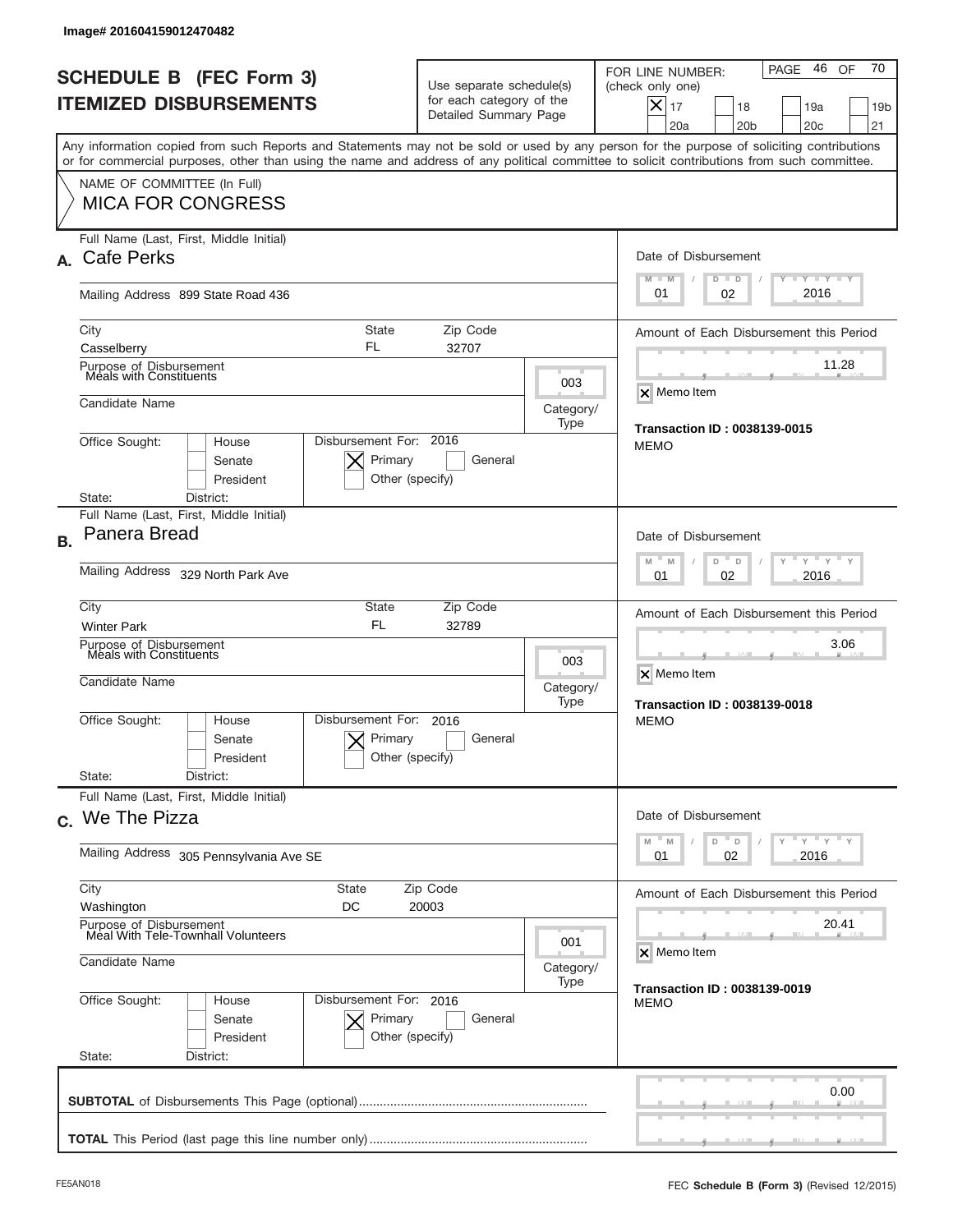Image# 201604159012470482

# SCHEDULE B (FEC Form 3)
## ITEMIZED DISBURSEMENTS

Use separate schedule(s) for each category of the Detailed Summary Page

FOR LINE NUMBER: (check only one)
[X] 17 [ ] 18 [ ] 19a [ ] 19b [ ] 20a [ ] 20b [ ] 20c [ ] 21

PAGE 46 OF 70

Any information copied from such Reports and Statements may not be sold or used by any person for the purpose of soliciting contributions or for commercial purposes, other than using the name and address of any political committee to solicit contributions from such committee.

NAME OF COMMITTEE (In Full)
**MICA FOR CONGRESS**

---

**A.** Full Name (Last, First, Middle Initial): **Cafe Perks**

Mailing Address: 899 State Road 436

City: Casselberry | State: FL | Zip Code: 32707

Purpose of Disbursement: Meals with Constituents

Category/Type: 003

Candidate Name:

Office Sought: [ ] House [ ] Senate [ ] President

State: District:

Disbursement For: 2016 [X] Primary [ ] General [ ] Other (specify)

Date of Disbursement: 01 / 02 / 2016

Amount of Each Disbursement this Period: 11.28

[X] Memo Item

**Transaction ID : 0038139-0015**

MEMO

---

**B.** Full Name (Last, First, Middle Initial): **Panera Bread**

Mailing Address: 329 North Park Ave

City: Winter Park | State: FL | Zip Code: 32789

Purpose of Disbursement: Meals with Constituents

Category/Type: 003

Candidate Name:

Office Sought: [ ] House [ ] Senate [ ] President

State: District:

Disbursement For: 2016 [X] Primary [ ] General [ ] Other (specify)

Date of Disbursement: 01 / 02 / 2016

Amount of Each Disbursement this Period: 3.06

[X] Memo Item

**Transaction ID : 0038139-0018**

MEMO

---

**C.** Full Name (Last, First, Middle Initial): **We The Pizza**

Mailing Address: 305 Pennsylvania Ave SE

City: Washington | State: DC | Zip Code: 20003

Purpose of Disbursement: Meal With Tele-Townhall Volunteers

Category/Type: 001

Candidate Name:

Office Sought: [ ] House [ ] Senate [ ] President

State: District:

Disbursement For: 2016 [X] Primary [ ] General [ ] Other (specify)

Date of Disbursement: 01 / 02 / 2016

Amount of Each Disbursement this Period: 20.41

[X] Memo Item

**Transaction ID : 0038139-0019**

MEMO

---

**SUBTOTAL** of Disbursements This Page (optional): 0.00

**TOTAL** This Period (last page this line number only):

FE5AN018 — FEC **Schedule B** (Form 3) (Revised 12/2015)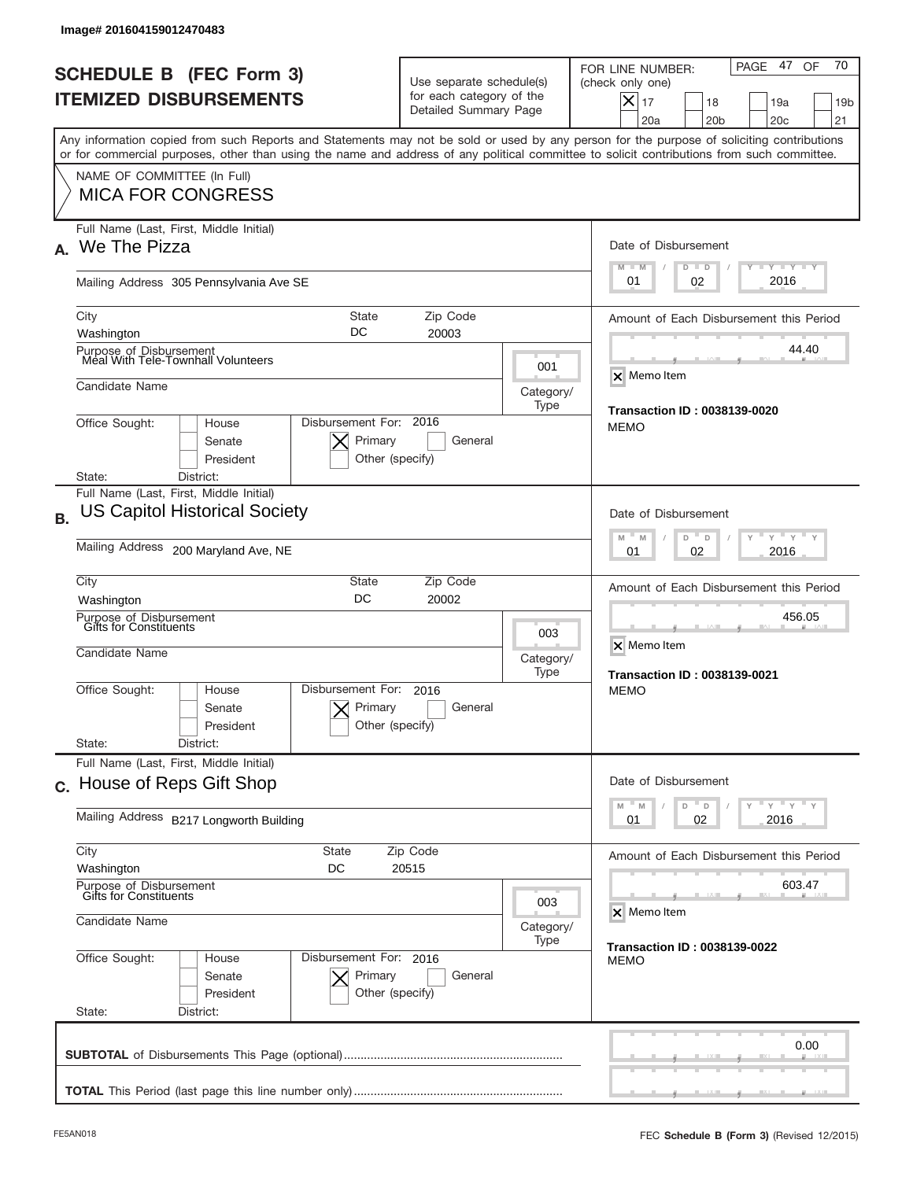Image# 201604159012470483

# SCHEDULE B (FEC Form 3)
# ITEMIZED DISBURSEMENTS

Use separate schedule(s) for each category of the Detailed Summary Page

FOR LINE NUMBER: (check only one)

- [x] 17
- [ ] 18
- [ ] 19a
- [ ] 19b
- [ ] 20a
- [ ] 20b
- [ ] 20c
- [ ] 21

Any information copied from such Reports and Statements may not be sold or used by any person for the purpose of soliciting contributions or for commercial purposes, other than using the name and address of any political committee to solicit contributions from such committee.

NAME OF COMMITTEE (In Full)
MICA FOR CONGRESS

---

**A.** Full Name (Last, First, Middle Initial): We The Pizza

Mailing Address: 305 Pennsylvania Ave SE

City: Washington | State: DC | Zip Code: 20003

Purpose of Disbursement: Meal With Tele-Townhall Volunteers

Category/Type: 001

Candidate Name:

Office Sought: [ ] House [ ] Senate [ ] President

State: District:

Disbursement For: 2016 [x] Primary [ ] General [ ] Other (specify)

Date of Disbursement: 01 / 02 / 2016

Amount of Each Disbursement this Period: 44.40

[x] Memo Item

Transaction ID : 0038139-0020
MEMO

---

**B.** Full Name (Last, First, Middle Initial): US Capitol Historical Society

Mailing Address: 200 Maryland Ave, NE

City: Washington | State: DC | Zip Code: 20002

Purpose of Disbursement: Gifts for Constituents

Category/Type: 003

Candidate Name:

Office Sought: [ ] House [ ] Senate [ ] President

State: District:

Disbursement For: 2016 [x] Primary [ ] General [ ] Other (specify)

Date of Disbursement: 01 / 02 / 2016

Amount of Each Disbursement this Period: 456.05

[x] Memo Item

Transaction ID : 0038139-0021
MEMO

---

**C.** Full Name (Last, First, Middle Initial): House of Reps Gift Shop

Mailing Address: B217 Longworth Building

City: Washington | State: DC | Zip Code: 20515

Purpose of Disbursement: Gifts for Constituents

Category/Type: 003

Candidate Name:

Office Sought: [ ] House [ ] Senate [ ] President

State: District:

Disbursement For: 2016 [x] Primary [ ] General [ ] Other (specify)

Date of Disbursement: 01 / 02 / 2016

Amount of Each Disbursement this Period: 603.47

[x] Memo Item

Transaction ID : 0038139-0022
MEMO

---

**SUBTOTAL** of Disbursements This Page (optional): 0.00

**TOTAL** This Period (last page this line number only):

FE5AN018 | FEC **Schedule B** (Form 3) (Revised 12/2015)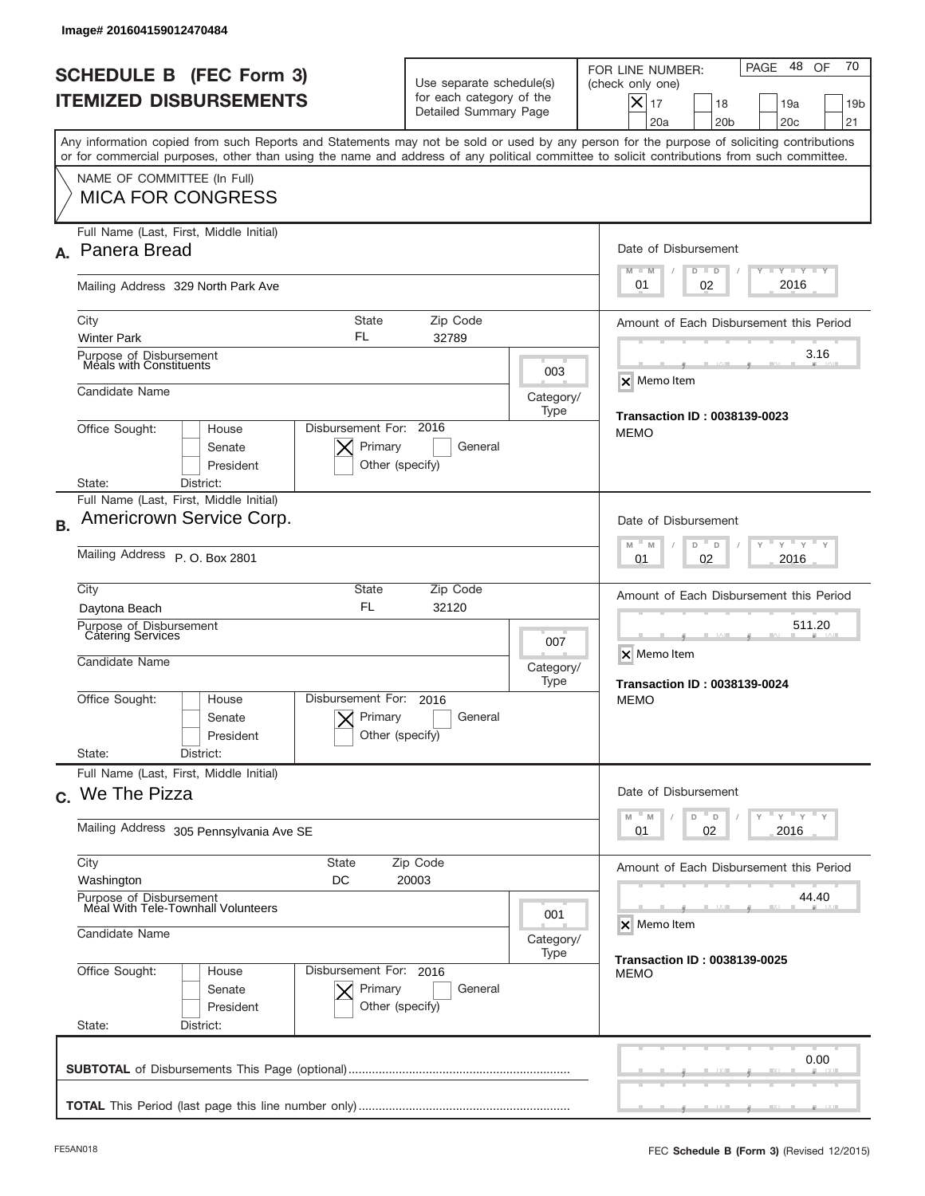Image# 201604159012470484

# SCHEDULE B (FEC Form 3)
## ITEMIZED DISBURSEMENTS

Use separate schedule(s) for each category of the Detailed Summary Page

FOR LINE NUMBER: (check only one)
[X] 17 [ ] 18 [ ] 19a [ ] 19b [ ] 20a [ ] 20b [ ] 20c [ ] 21

Any information copied from such Reports and Statements may not be sold or used by any person for the purpose of soliciting contributions or for commercial purposes, other than using the name and address of any political committee to solicit contributions from such committee.

NAME OF COMMITTEE (In Full)
MICA FOR CONGRESS

---

**A.** Full Name (Last, First, Middle Initial): Panera Bread

Mailing Address: 329 North Park Ave

City: Winter Park | State: FL | Zip Code: 32789

Purpose of Disbursement: Meals with Constituents

Category/Type: 003

Candidate Name:

Office Sought: [ ] House [ ] Senate [ ] President

State: District:

Disbursement For: 2016 [X] Primary [ ] General [ ] Other (specify)

Date of Disbursement: 01/02/2016

Amount of Each Disbursement this Period: 3.16

[X] Memo Item

Transaction ID : 0038139-0023

MEMO

---

**B.** Full Name (Last, First, Middle Initial): Americrown Service Corp.

Mailing Address: P. O. Box 2801

City: Daytona Beach | State: FL | Zip Code: 32120

Purpose of Disbursement: Catering Services

Category/Type: 007

Candidate Name:

Office Sought: [ ] House [ ] Senate [ ] President

State: District:

Disbursement For: 2016 [X] Primary [ ] General [ ] Other (specify)

Date of Disbursement: 01/02/2016

Amount of Each Disbursement this Period: 511.20

[X] Memo Item

Transaction ID : 0038139-0024

MEMO

---

**C.** Full Name (Last, First, Middle Initial): We The Pizza

Mailing Address: 305 Pennsylvania Ave SE

City: Washington | State: DC | Zip Code: 20003

Purpose of Disbursement: Meal With Tele-Townhall Volunteers

Category/Type: 001

Candidate Name:

Office Sought: [ ] House [ ] Senate [ ] President

State: District:

Disbursement For: 2016 [X] Primary [ ] General [ ] Other (specify)

Date of Disbursement: 01/02/2016

Amount of Each Disbursement this Period: 44.40

[X] Memo Item

Transaction ID : 0038139-0025

MEMO

---

**SUBTOTAL** of Disbursements This Page (optional): 0.00

**TOTAL** This Period (last page this line number only):

FE5AN018 FEC **Schedule B (Form 3)** (Revised 12/2015)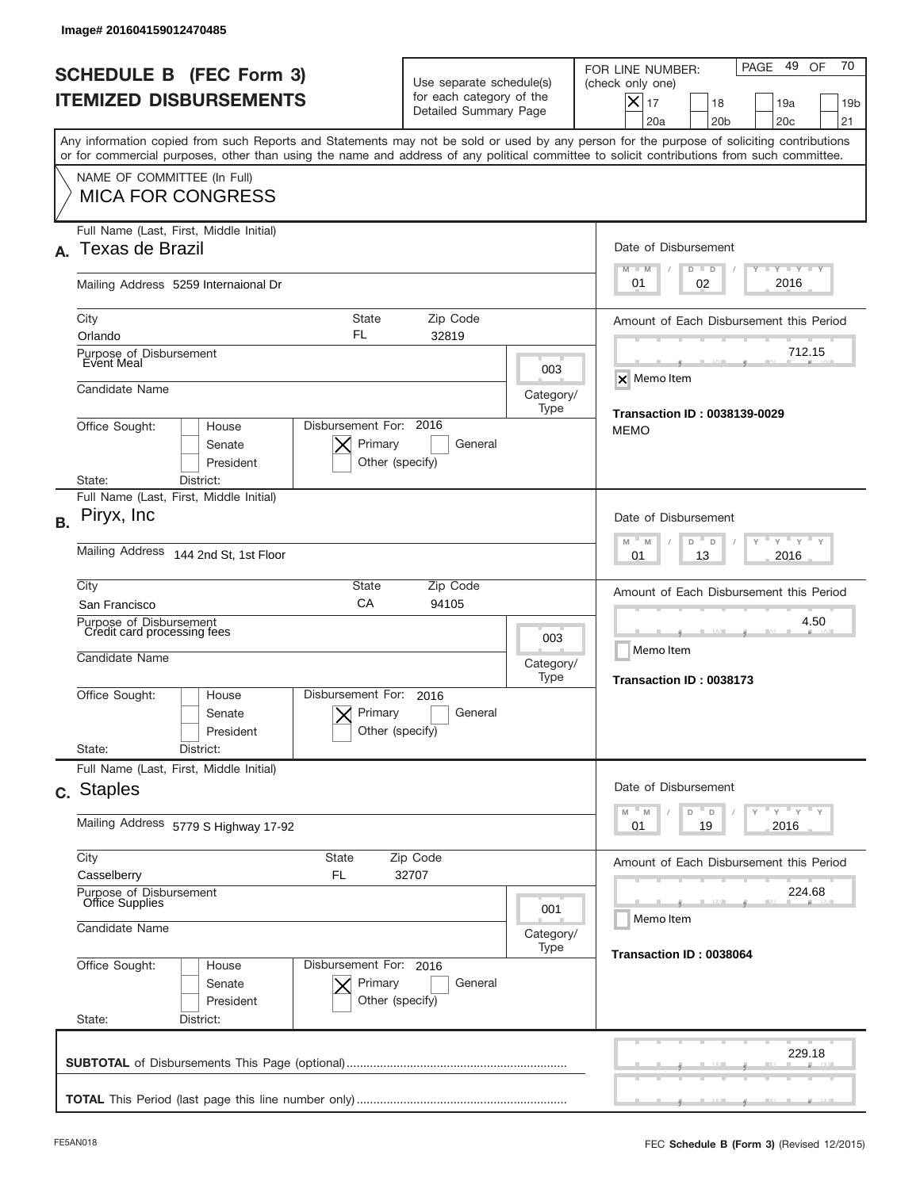Image# 201604159012470485

# SCHEDULE B (FEC Form 3)
# ITEMIZED DISBURSEMENTS

Use separate schedule(s) for each category of the Detailed Summary Page

FOR LINE NUMBER: (check only one)

[X] 17 [ ] 18 [ ] 19a [ ] 19b [ ] 20a [ ] 20b [ ] 20c [ ] 21

PAGE 49 OF 70

Any information copied from such Reports and Statements may not be sold or used by any person for the purpose of soliciting contributions or for commercial purposes, other than using the name and address of any political committee to solicit contributions from such committee.

NAME OF COMMITTEE (In Full)
MICA FOR CONGRESS

---

**A.** Full Name (Last, First, Middle Initial): Texas de Brazil

Mailing Address: 5259 Internaional Dr

City: Orlando | State: FL | Zip Code: 32819

Purpose of Disbursement: Event Meal

Category/Type: 003

Candidate Name:

Office Sought: [ ] House [ ] Senate [ ] President

State: District:

Disbursement For: 2016 [X] Primary [ ] General [ ] Other (specify)

Date of Disbursement: 01/02/2016

Amount of Each Disbursement this Period: 712.15

[X] Memo Item

Transaction ID : 0038139-0029

MEMO

---

**B.** Full Name (Last, First, Middle Initial): Piryx, Inc

Mailing Address: 144 2nd St, 1st Floor

City: San Francisco | State: CA | Zip Code: 94105

Purpose of Disbursement: Credit card processing fees

Category/Type: 003

Candidate Name:

Office Sought: [ ] House [ ] Senate [ ] President

State: District:

Disbursement For: 2016 [X] Primary [ ] General [ ] Other (specify)

Date of Disbursement: 01/13/2016

Amount of Each Disbursement this Period: 4.50

[ ] Memo Item

Transaction ID : 0038173

---

**C.** Full Name (Last, First, Middle Initial): Staples

Mailing Address: 5779 S Highway 17-92

City: Casselberry | State: FL | Zip Code: 32707

Purpose of Disbursement: Office Supplies

Category/Type: 001

Candidate Name:

Office Sought: [ ] House [ ] Senate [ ] President

State: District:

Disbursement For: 2016 [X] Primary [ ] General [ ] Other (specify)

Date of Disbursement: 01/19/2016

Amount of Each Disbursement this Period: 224.68

[ ] Memo Item

Transaction ID : 0038064

---

**SUBTOTAL** of Disbursements This Page (optional): 229.18

**TOTAL** This Period (last page this line number only):

FE5AN018 — FEC **Schedule B (Form 3)** (Revised 12/2015)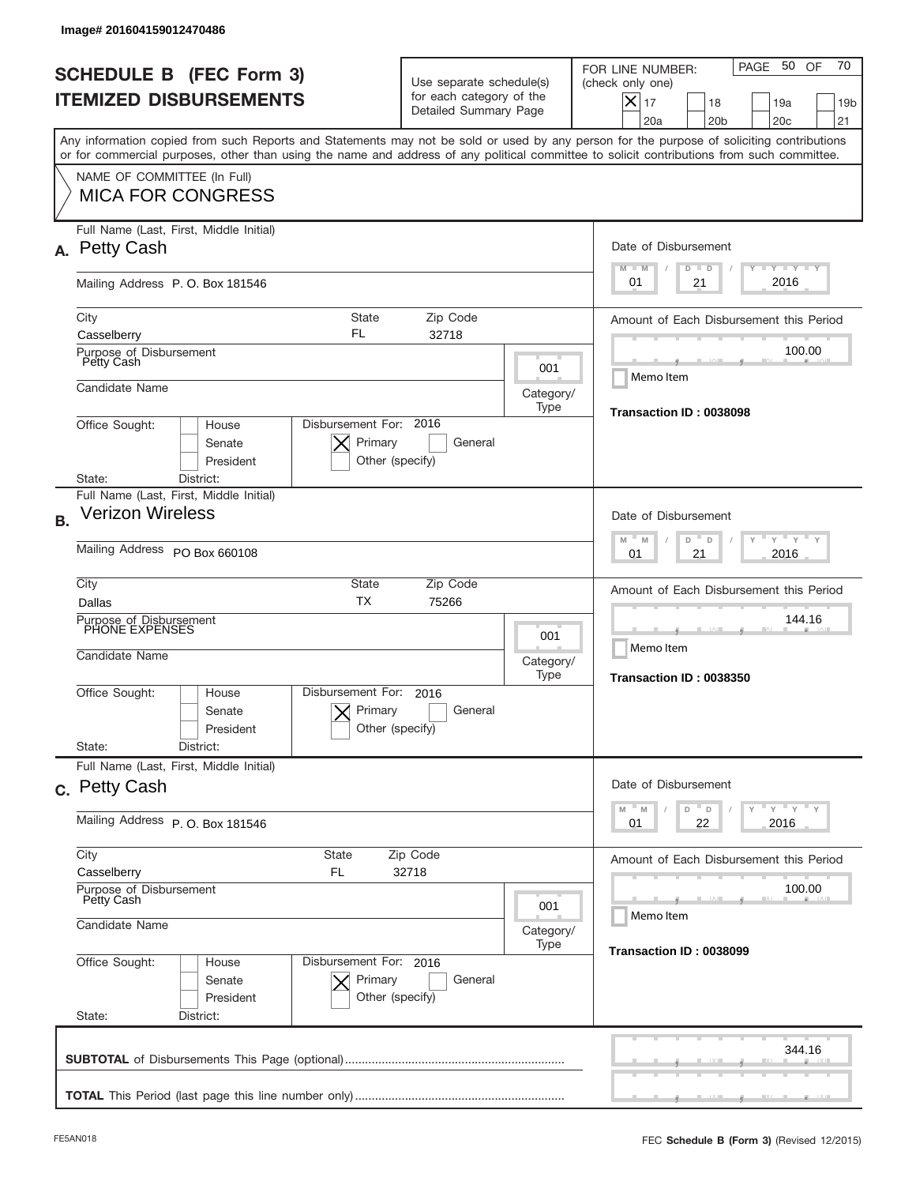Image# 201604159012470486

# SCHEDULE B (FEC Form 3)
## ITEMIZED DISBURSEMENTS

Use separate schedule(s) for each category of the Detailed Summary Page

FOR LINE NUMBER: (check only one)

- [X] 17
- [ ] 18
- [ ] 19a
- [ ] 19b
- [ ] 20a
- [ ] 20b
- [ ] 20c
- [ ] 21

Any information copied from such Reports and Statements may not be sold or used by any person for the purpose of soliciting contributions or for commercial purposes, other than using the name and address of any political committee to solicit contributions from such committee.

NAME OF COMMITTEE (In Full)
**MICA FOR CONGRESS**

---

**A.** Full Name (Last, First, Middle Initial): **Petty Cash**

Mailing Address: P. O. Box 181546

City: Casselberry | State: FL | Zip Code: 32718

Purpose of Disbursement: Petty Cash

Category/Type: 001

Candidate Name:

Office Sought: [ ] House [ ] Senate [ ] President

State: District:

Disbursement For: 2016 [X] Primary [ ] General [ ] Other (specify)

Date of Disbursement: 01 / 21 / 2016

Amount of Each Disbursement this Period: 100.00

[ ] Memo Item

Transaction ID : 0038098

---

**B.** Full Name (Last, First, Middle Initial): **Verizon Wireless**

Mailing Address: PO Box 660108

City: Dallas | State: TX | Zip Code: 75266

Purpose of Disbursement: PHONE EXPENSES

Category/Type: 001

Candidate Name:

Office Sought: [ ] House [ ] Senate [ ] President

State: District:

Disbursement For: 2016 [X] Primary [ ] General [ ] Other (specify)

Date of Disbursement: 01 / 21 / 2016

Amount of Each Disbursement this Period: 144.16

[ ] Memo Item

Transaction ID : 0038350

---

**C.** Full Name (Last, First, Middle Initial): **Petty Cash**

Mailing Address: P. O. Box 181546

City: Casselberry | State: FL | Zip Code: 32718

Purpose of Disbursement: Petty Cash

Category/Type: 001

Candidate Name:

Office Sought: [ ] House [ ] Senate [ ] President

State: District:

Disbursement For: 2016 [X] Primary [ ] General [ ] Other (specify)

Date of Disbursement: 01 / 22 / 2016

Amount of Each Disbursement this Period: 100.00

[ ] Memo Item

Transaction ID : 0038099

---

**SUBTOTAL** of Disbursements This Page (optional): 344.16

**TOTAL** This Period (last page this line number only):

FE5AN018 — FEC **Schedule B (Form 3)** (Revised 12/2015)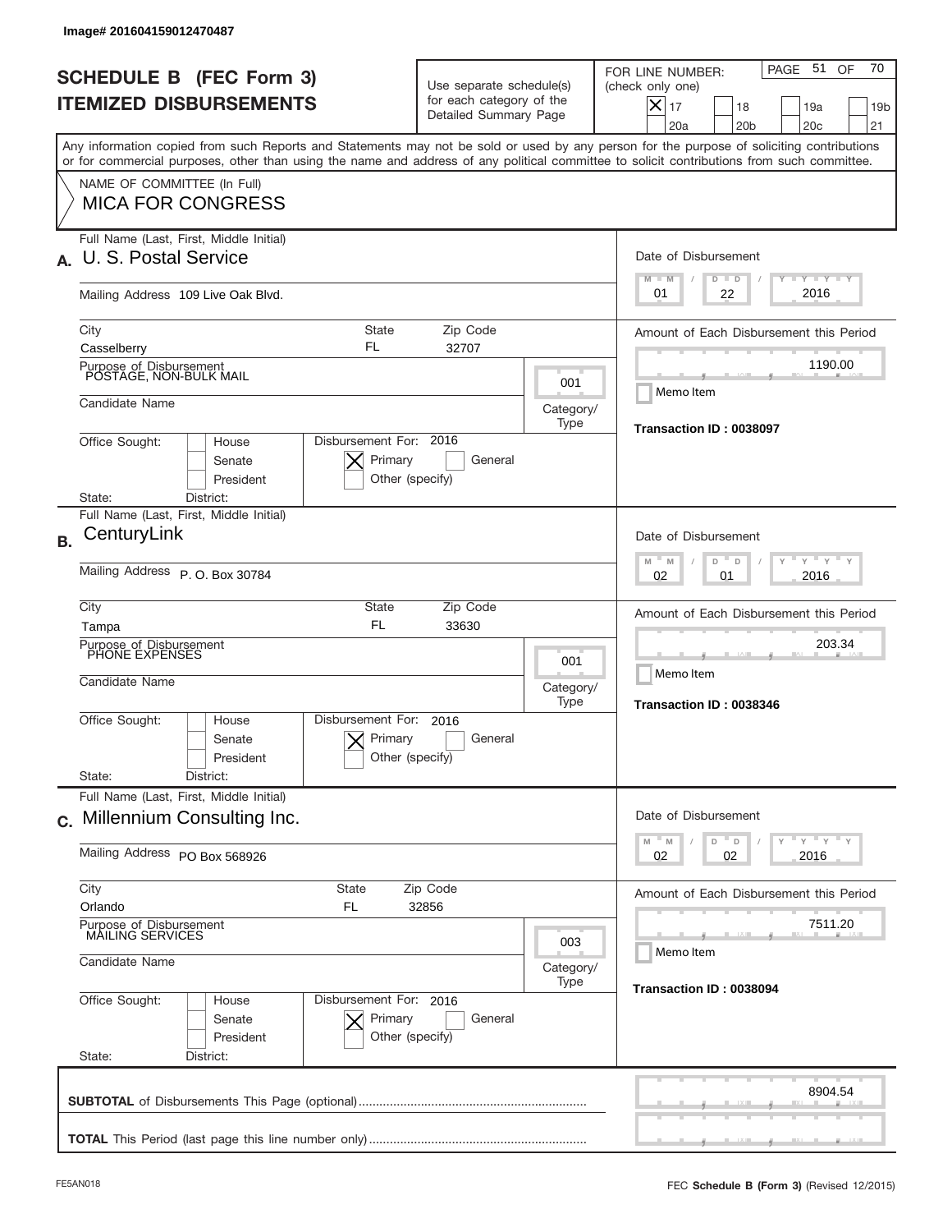Image# 201604159012470487

# SCHEDULE B (FEC Form 3)
# ITEMIZED DISBURSEMENTS

Use separate schedule(s) for each category of the Detailed Summary Page

FOR LINE NUMBER: (check only one)

- [x] 17
- [ ] 18
- [ ] 19a
- [ ] 19b
- [ ] 20a
- [ ] 20b
- [ ] 20c
- [ ] 21

Any information copied from such Reports and Statements may not be sold or used by any person for the purpose of soliciting contributions or for commercial purposes, other than using the name and address of any political committee to solicit contributions from such committee.

NAME OF COMMITTEE (In Full)
MICA FOR CONGRESS

---

**A.** Full Name (Last, First, Middle Initial): U. S. Postal Service

Mailing Address: 109 Live Oak Blvd.

City: Casselberry | State: FL | Zip Code: 32707

Purpose of Disbursement: POSTAGE, NON-BULK MAIL

Category/Type: 001

Candidate Name:

Office Sought: [ ] House [ ] Senate [ ] President

State: District:

Disbursement For: 2016 [x] Primary [ ] General [ ] Other (specify)

Date of Disbursement: 01 / 22 / 2016

Amount of Each Disbursement this Period: 1190.00

[ ] Memo Item

Transaction ID : 0038097

---

**B.** Full Name (Last, First, Middle Initial): CenturyLink

Mailing Address: P. O. Box 30784

City: Tampa | State: FL | Zip Code: 33630

Purpose of Disbursement: PHONE EXPENSES

Category/Type: 001

Candidate Name:

Office Sought: [ ] House [ ] Senate [ ] President

State: District:

Disbursement For: 2016 [x] Primary [ ] General [ ] Other (specify)

Date of Disbursement: 02 / 01 / 2016

Amount of Each Disbursement this Period: 203.34

[ ] Memo Item

Transaction ID : 0038346

---

**C.** Full Name (Last, First, Middle Initial): Millennium Consulting Inc.

Mailing Address: PO Box 568926

City: Orlando | State: FL | Zip Code: 32856

Purpose of Disbursement: MAILING SERVICES

Category/Type: 003

Candidate Name:

Office Sought: [ ] House [ ] Senate [ ] President

State: District:

Disbursement For: 2016 [x] Primary [ ] General [ ] Other (specify)

Date of Disbursement: 02 / 02 / 2016

Amount of Each Disbursement this Period: 7511.20

[ ] Memo Item

Transaction ID : 0038094

---

**SUBTOTAL** of Disbursements This Page (optional): 8904.54

**TOTAL** This Period (last page this line number only):

FE5AN018

FEC **Schedule B** (Form 3) (Revised 12/2015)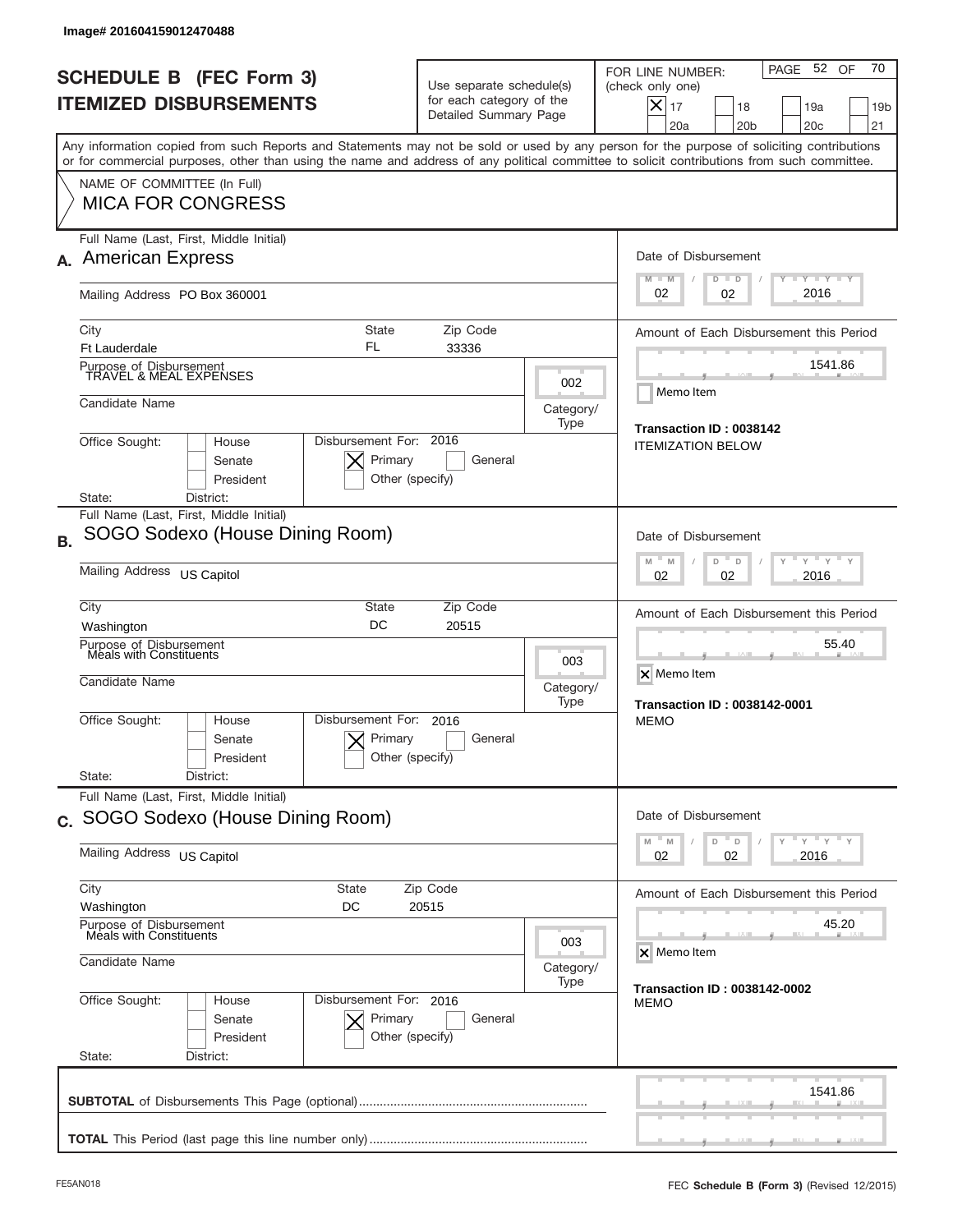Image# 201604159012470488

# SCHEDULE B (FEC Form 3)
## ITEMIZED DISBURSEMENTS

Use separate schedule(s) for each category of the Detailed Summary Page

FOR LINE NUMBER: (check only one)

[X] 17 [ ] 18 [ ] 19a [ ] 19b [ ] 20a [ ] 20b [ ] 20c [ ] 21

Any information copied from such Reports and Statements may not be sold or used by any person for the purpose of soliciting contributions or for commercial purposes, other than using the name and address of any political committee to solicit contributions from such committee.

NAME OF COMMITTEE (In Full)
MICA FOR CONGRESS

---

**A.** Full Name (Last, First, Middle Initial): American Express

Mailing Address: PO Box 360001

City: Ft Lauderdale | State: FL | Zip Code: 33336

Purpose of Disbursement: TRAVEL & MEAL EXPENSES

Category/Type: 002

Candidate Name:

Office Sought: [ ] House [ ] Senate [ ] President

State: District:

Disbursement For: 2016 [X] Primary [ ] General [ ] Other (specify)

Date of Disbursement: 02 / 02 / 2016

Amount of Each Disbursement this Period: 1541.86

[ ] Memo Item

Transaction ID : 0038142
ITEMIZATION BELOW

---

**B.** Full Name (Last, First, Middle Initial): SOGO Sodexo (House Dining Room)

Mailing Address: US Capitol

City: Washington | State: DC | Zip Code: 20515

Purpose of Disbursement: Meals with Constituents

Category/Type: 003

Candidate Name:

Office Sought: [ ] House [ ] Senate [ ] President

State: District:

Disbursement For: 2016 [X] Primary [ ] General [ ] Other (specify)

Date of Disbursement: 02 / 02 / 2016

Amount of Each Disbursement this Period: 55.40

[X] Memo Item

Transaction ID : 0038142-0001
MEMO

---

**C.** Full Name (Last, First, Middle Initial): SOGO Sodexo (House Dining Room)

Mailing Address: US Capitol

City: Washington | State: DC | Zip Code: 20515

Purpose of Disbursement: Meals with Constituents

Category/Type: 003

Candidate Name:

Office Sought: [ ] House [ ] Senate [ ] President

State: District:

Disbursement For: 2016 [X] Primary [ ] General [ ] Other (specify)

Date of Disbursement: 02 / 02 / 2016

Amount of Each Disbursement this Period: 45.20

[X] Memo Item

Transaction ID : 0038142-0002
MEMO

---

**SUBTOTAL** of Disbursements This Page (optional): 1541.86

**TOTAL** This Period (last page this line number only):

FE5AN018 FEC **Schedule B** (Form 3) (Revised 12/2015)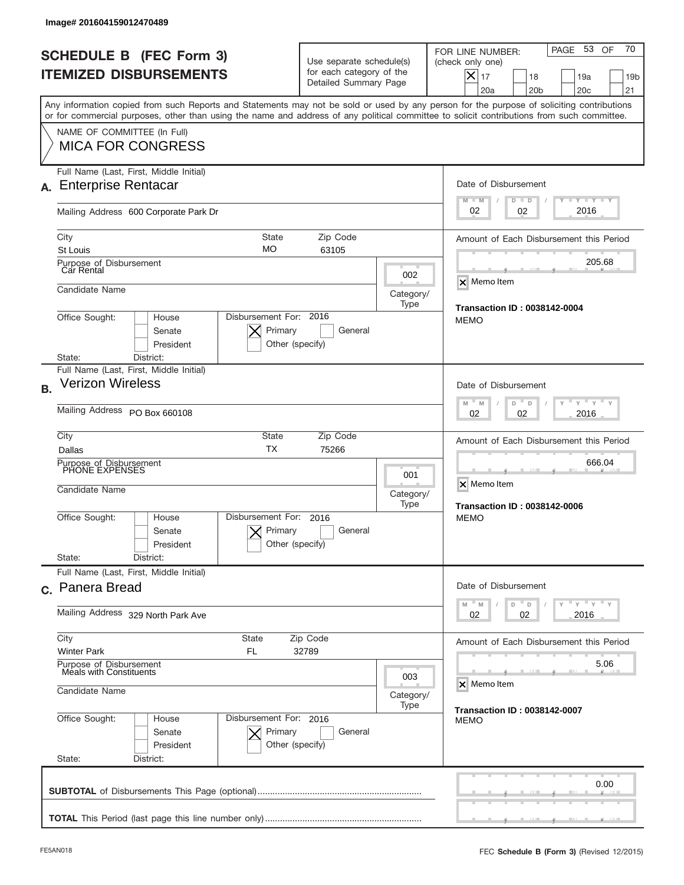Image# 201604159012470489

# SCHEDULE B (FEC Form 3)
## ITEMIZED DISBURSEMENTS

Use separate schedule(s) for each category of the Detailed Summary Page

FOR LINE NUMBER: (check only one)

- [x] 17
- [ ] 18
- [ ] 19a
- [ ] 19b
- [ ] 20a
- [ ] 20b
- [ ] 20c
- [ ] 21

PAGE 53 OF 70

Any information copied from such Reports and Statements may not be sold or used by any person for the purpose of soliciting contributions or for commercial purposes, other than using the name and address of any political committee to solicit contributions from such committee.

NAME OF COMMITTEE (In Full)
**MICA FOR CONGRESS**

---

**A.** Full Name (Last, First, Middle Initial): **Enterprise Rentacar**

Mailing Address: 600 Corporate Park Dr

City: St Louis | State: MO | Zip Code: 63105

Purpose of Disbursement: Car Rental

Category/Type: 002

Candidate Name:

Office Sought: [ ] House [ ] Senate [ ] President

State: District:

Disbursement For: 2016 [x] Primary [ ] General [ ] Other (specify)

Date of Disbursement: 02 / 02 / 2016

Amount of Each Disbursement this Period: 205.68

[x] Memo Item

**Transaction ID : 0038142-0004**
MEMO

---

**B.** Full Name (Last, First, Middle Initial): **Verizon Wireless**

Mailing Address: PO Box 660108

City: Dallas | State: TX | Zip Code: 75266

Purpose of Disbursement: PHONE EXPENSES

Category/Type: 001

Candidate Name:

Office Sought: [ ] House [ ] Senate [ ] President

State: District:

Disbursement For: 2016 [x] Primary [ ] General [ ] Other (specify)

Date of Disbursement: 02 / 02 / 2016

Amount of Each Disbursement this Period: 666.04

[x] Memo Item

**Transaction ID : 0038142-0006**
MEMO

---

**C.** Full Name (Last, First, Middle Initial): **Panera Bread**

Mailing Address: 329 North Park Ave

City: Winter Park | State: FL | Zip Code: 32789

Purpose of Disbursement: Meals with Constituents

Category/Type: 003

Candidate Name:

Office Sought: [ ] House [ ] Senate [ ] President

State: District:

Disbursement For: 2016 [x] Primary [ ] General [ ] Other (specify)

Date of Disbursement: 02 / 02 / 2016

Amount of Each Disbursement this Period: 5.06

[x] Memo Item

**Transaction ID : 0038142-0007**
MEMO

---

**SUBTOTAL** of Disbursements This Page (optional): 0.00

**TOTAL** This Period (last page this line number only):

FE5AN018 FEC **Schedule B (Form 3)** (Revised 12/2015)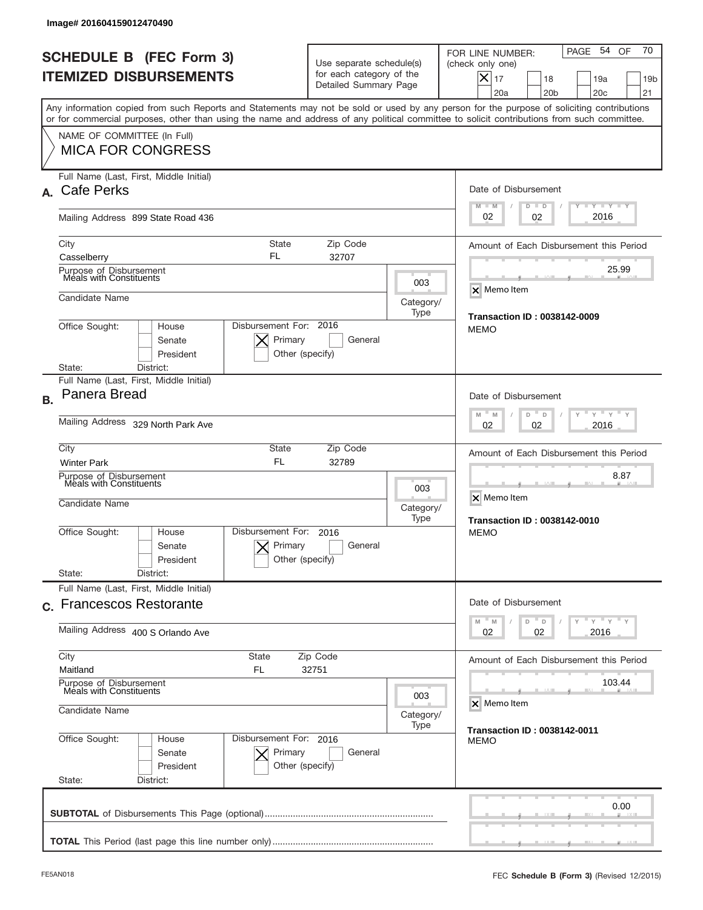Image# 201604159012470490

# SCHEDULE B (FEC Form 3)
## ITEMIZED DISBURSEMENTS

Use separate schedule(s) for each category of the Detailed Summary Page

FOR LINE NUMBER: (check only one)
[X] 17 [ ] 18 [ ] 19a [ ] 19b [ ] 20a [ ] 20b [ ] 20c [ ] 21

PAGE 54 OF 70

Any information copied from such Reports and Statements may not be sold or used by any person for the purpose of soliciting contributions or for commercial purposes, other than using the name and address of any political committee to solicit contributions from such committee.

NAME OF COMMITTEE (In Full)
**MICA FOR CONGRESS**

---

**A.** Full Name (Last, First, Middle Initial): **Cafe Perks**

Mailing Address: 899 State Road 436
City: Casselberry | State: FL | Zip Code: 32707

Purpose of Disbursement: Meals with Constituents
Category/Type: 003
Candidate Name:
Office Sought: [ ] House [ ] Senate [ ] President
State: District:
Disbursement For: 2016 [X] Primary [ ] General [ ] Other (specify)

Date of Disbursement: 02 / 02 / 2016
Amount of Each Disbursement this Period: 25.99
[X] Memo Item
**Transaction ID : 0038142-0009**
MEMO

---

**B.** Full Name (Last, First, Middle Initial): **Panera Bread**

Mailing Address: 329 North Park Ave
City: Winter Park | State: FL | Zip Code: 32789

Purpose of Disbursement: Meals with Constituents
Category/Type: 003
Candidate Name:
Office Sought: [ ] House [ ] Senate [ ] President
State: District:
Disbursement For: 2016 [X] Primary [ ] General [ ] Other (specify)

Date of Disbursement: 02 / 02 / 2016
Amount of Each Disbursement this Period: 8.87
[X] Memo Item
**Transaction ID : 0038142-0010**
MEMO

---

**C.** Full Name (Last, First, Middle Initial): **Francescos Restorante**

Mailing Address: 400 S Orlando Ave
City: Maitland | State: FL | Zip Code: 32751

Purpose of Disbursement: Meals with Constituents
Category/Type: 003
Candidate Name:
Office Sought: [ ] House [ ] Senate [ ] President
State: District:
Disbursement For: 2016 [X] Primary [ ] General [ ] Other (specify)

Date of Disbursement: 02 / 02 / 2016
Amount of Each Disbursement this Period: 103.44
[X] Memo Item
**Transaction ID : 0038142-0011**
MEMO

---

**SUBTOTAL** of Disbursements This Page (optional): 0.00

**TOTAL** This Period (last page this line number only):

FE5AN018 — FEC **Schedule B (Form 3)** (Revised 12/2015)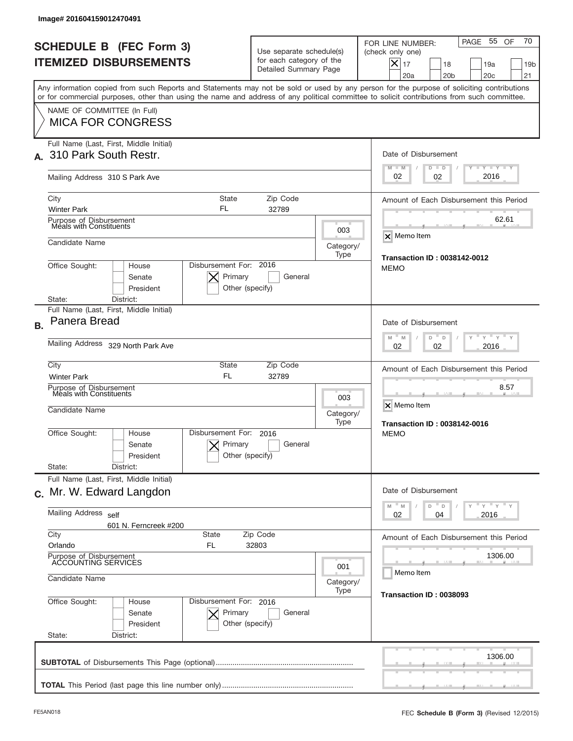Image# 201604159012470491

# SCHEDULE B (FEC Form 3)
# ITEMIZED DISBURSEMENTS

Use separate schedule(s) for each category of the Detailed Summary Page

FOR LINE NUMBER: (check only one)

- [x] 17
- [ ] 18
- [ ] 19a
- [ ] 19b
- [ ] 20a
- [ ] 20b
- [ ] 20c
- [ ] 21

Any information copied from such Reports and Statements may not be sold or used by any person for the purpose of soliciting contributions or for commercial purposes, other than using the name and address of any political committee to solicit contributions from such committee.

NAME OF COMMITTEE (In Full)
**MICA FOR CONGRESS**

---

**A.** Full Name (Last, First, Middle Initial): **310 Park South Restr.**

Mailing Address: 310 S Park Ave

City: Winter Park | State: FL | Zip Code: 32789

Purpose of Disbursement: Meals with Constituents

Category/Type: 003

Candidate Name:

Office Sought: [ ] House [ ] Senate [ ] President

State: District:

Disbursement For: 2016 [x] Primary [ ] General [ ] Other (specify)

Date of Disbursement: 02/02/2016

Amount of Each Disbursement this Period: 62.61

[x] Memo Item

Transaction ID : 0038142-0012

MEMO

---

**B.** Full Name (Last, First, Middle Initial): **Panera Bread**

Mailing Address: 329 North Park Ave

City: Winter Park | State: FL | Zip Code: 32789

Purpose of Disbursement: Meals with Constituents

Category/Type: 003

Candidate Name:

Office Sought: [ ] House [ ] Senate [ ] President

State: District:

Disbursement For: 2016 [x] Primary [ ] General [ ] Other (specify)

Date of Disbursement: 02/02/2016

Amount of Each Disbursement this Period: 8.57

[x] Memo Item

Transaction ID : 0038142-0016

MEMO

---

**C.** Full Name (Last, First, Middle Initial): **Mr. W. Edward Langdon**

Mailing Address: self
601 N. Ferncreek #200

City: Orlando | State: FL | Zip Code: 32803

Purpose of Disbursement: ACCOUNTING SERVICES

Category/Type: 001

Candidate Name:

Office Sought: [ ] House [ ] Senate [ ] President

State: District:

Disbursement For: 2016 [x] Primary [ ] General [ ] Other (specify)

Date of Disbursement: 02/04/2016

Amount of Each Disbursement this Period: 1306.00

[ ] Memo Item

Transaction ID : 0038093

---

**SUBTOTAL** of Disbursements This Page (optional): 1306.00

**TOTAL** This Period (last page this line number only):

FE5AN018

FEC **Schedule B** (Form 3) (Revised 12/2015)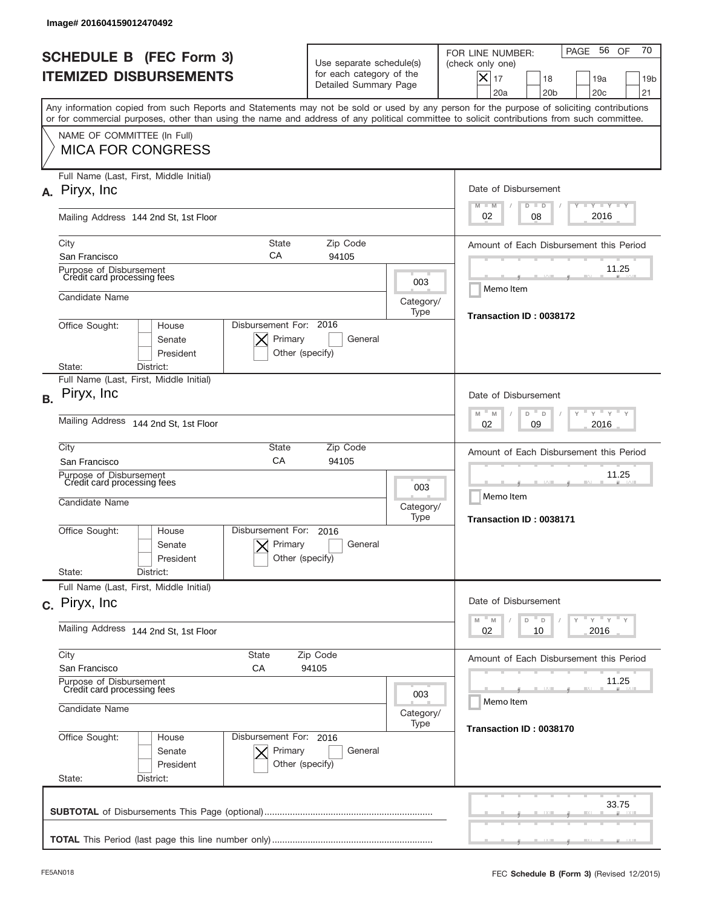Image# 201604159012470492

# SCHEDULE B (FEC Form 3)
## ITEMIZED DISBURSEMENTS

Use separate schedule(s) for each category of the Detailed Summary Page

FOR LINE NUMBER: (check only one)
[X] 17 [ ] 18 [ ] 19a [ ] 19b [ ] 20a [ ] 20b [ ] 20c [ ] 21

PAGE 56 OF 70

Any information copied from such Reports and Statements may not be sold or used by any person for the purpose of soliciting contributions or for commercial purposes, other than using the name and address of any political committee to solicit contributions from such committee.

NAME OF COMMITTEE (In Full)
**MICA FOR CONGRESS**

---

**A.** Full Name (Last, First, Middle Initial): Piryx, Inc

Mailing Address: 144 2nd St, 1st Floor

City: San Francisco | State: CA | Zip Code: 94105

Purpose of Disbursement: Credit card processing fees

Category/Type: 003

Candidate Name:

Office Sought: [ ] House [ ] Senate [ ] President

State: District:

Disbursement For: 2016 [X] Primary [ ] General [ ] Other (specify)

Date of Disbursement: 02 / 08 / 2016

Amount of Each Disbursement this Period: 11.25

[ ] Memo Item

Transaction ID : 0038172

---

**B.** Full Name (Last, First, Middle Initial): Piryx, Inc

Mailing Address: 144 2nd St, 1st Floor

City: San Francisco | State: CA | Zip Code: 94105

Purpose of Disbursement: Credit card processing fees

Category/Type: 003

Candidate Name:

Office Sought: [ ] House [ ] Senate [ ] President

State: District:

Disbursement For: 2016 [X] Primary [ ] General [ ] Other (specify)

Date of Disbursement: 02 / 09 / 2016

Amount of Each Disbursement this Period: 11.25

[ ] Memo Item

Transaction ID : 0038171

---

**C.** Full Name (Last, First, Middle Initial): Piryx, Inc

Mailing Address: 144 2nd St, 1st Floor

City: San Francisco | State: CA | Zip Code: 94105

Purpose of Disbursement: Credit card processing fees

Category/Type: 003

Candidate Name:

Office Sought: [ ] House [ ] Senate [ ] President

State: District:

Disbursement For: 2016 [X] Primary [ ] General [ ] Other (specify)

Date of Disbursement: 02 / 10 / 2016

Amount of Each Disbursement this Period: 11.25

[ ] Memo Item

Transaction ID : 0038170

---

**SUBTOTAL** of Disbursements This Page (optional): 33.75

**TOTAL** This Period (last page this line number only):

FE5AN018 — FEC **Schedule B** (Form 3) (Revised 12/2015)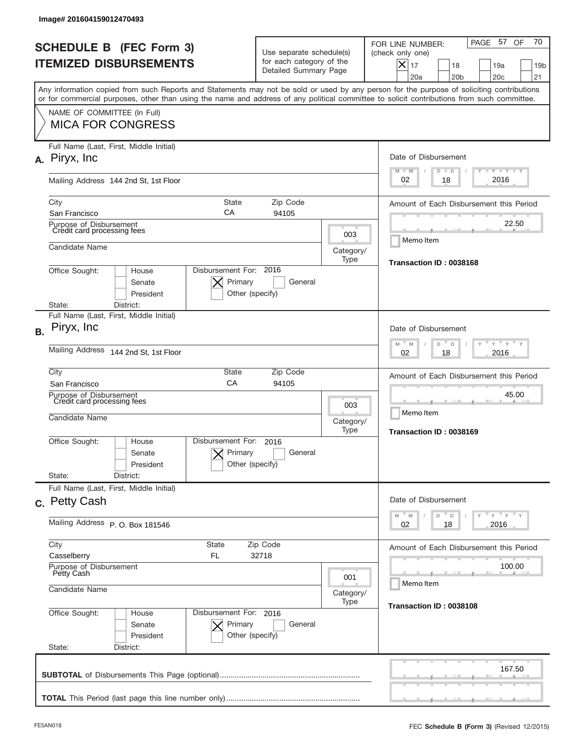Image# 201604159012470493

# SCHEDULE B (FEC Form 3)
# ITEMIZED DISBURSEMENTS

Use separate schedule(s) for each category of the Detailed Summary Page

FOR LINE NUMBER: (check only one)
- [x] 17
- [ ] 18
- [ ] 19a
- [ ] 19b
- [ ] 20a
- [ ] 20b
- [ ] 20c
- [ ] 21

Any information copied from such Reports and Statements may not be sold or used by any person for the purpose of soliciting contributions or for commercial purposes, other than using the name and address of any political committee to solicit contributions from such committee.

NAME OF COMMITTEE (In Full)
MICA FOR CONGRESS

---

**A.** Full Name (Last, First, Middle Initial): Piryx, Inc

Mailing Address: 144 2nd St, 1st Floor

City: San Francisco | State: CA | Zip Code: 94105

Purpose of Disbursement: Credit card processing fees

Category/Type: 003

Candidate Name:

Office Sought: [ ] House [ ] Senate [ ] President
State: District:

Disbursement For: 2016 [x] Primary [ ] General [ ] Other (specify)

Date of Disbursement: 02/18/2016

Amount of Each Disbursement this Period: 22.50

[ ] Memo Item

Transaction ID : 0038168

---

**B.** Full Name (Last, First, Middle Initial): Piryx, Inc

Mailing Address: 144 2nd St, 1st Floor

City: San Francisco | State: CA | Zip Code: 94105

Purpose of Disbursement: Credit card processing fees

Category/Type: 003

Candidate Name:

Office Sought: [ ] House [ ] Senate [ ] President
State: District:

Disbursement For: 2016 [x] Primary [ ] General [ ] Other (specify)

Date of Disbursement: 02/18/2016

Amount of Each Disbursement this Period: 45.00

[ ] Memo Item

Transaction ID : 0038169

---

**C.** Full Name (Last, First, Middle Initial): Petty Cash

Mailing Address: P. O. Box 181546

City: Casselberry | State: FL | Zip Code: 32718

Purpose of Disbursement: Petty Cash

Category/Type: 001

Candidate Name:

Office Sought: [ ] House [ ] Senate [ ] President
State: District:

Disbursement For: 2016 [x] Primary [ ] General [ ] Other (specify)

Date of Disbursement: 02/18/2016

Amount of Each Disbursement this Period: 100.00

[ ] Memo Item

Transaction ID : 0038108

---

**SUBTOTAL** of Disbursements This Page (optional): 167.50

**TOTAL** This Period (last page this line number only):

FE5AN018

FEC **Schedule B (Form 3)** (Revised 12/2015)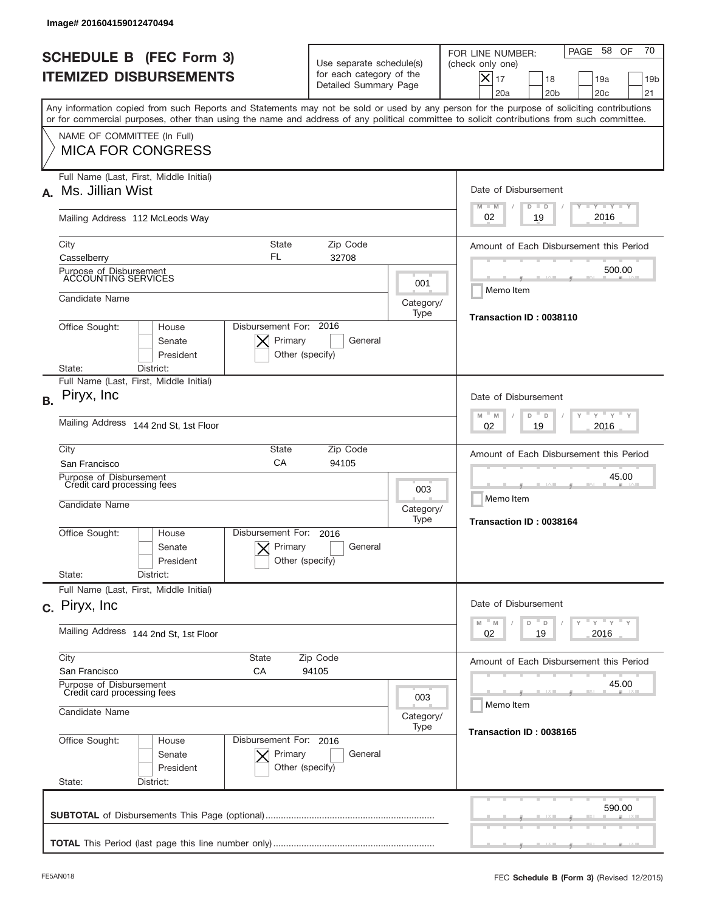Image# 201604159012470494

# SCHEDULE B (FEC Form 3)
# ITEMIZED DISBURSEMENTS

Use separate schedule(s) for each category of the Detailed Summary Page

FOR LINE NUMBER: (check only one)

- [X] 17
- [ ] 18
- [ ] 19a
- [ ] 19b
- [ ] 20a
- [ ] 20b
- [ ] 20c
- [ ] 21

PAGE 58 OF 70

Any information copied from such Reports and Statements may not be sold or used by any person for the purpose of soliciting contributions or for commercial purposes, other than using the name and address of any political committee to solicit contributions from such committee.

NAME OF COMMITTEE (In Full)
**MICA FOR CONGRESS**

---

**A.** Full Name (Last, First, Middle Initial): Ms. Jillian Wist

Mailing Address: 112 McLeods Way

City: Casselberry | State: FL | Zip Code: 32708

Purpose of Disbursement: ACCOUNTING SERVICES

Category/Type: 001

Candidate Name:

Office Sought: [ ] House [ ] Senate [ ] President

State: District:

Disbursement For: 2016 [X] Primary [ ] General [ ] Other (specify)

Date of Disbursement: 02 / 19 / 2016

Amount of Each Disbursement this Period: 500.00

[ ] Memo Item

Transaction ID : 0038110

---

**B.** Full Name (Last, First, Middle Initial): Piryx, Inc

Mailing Address: 144 2nd St, 1st Floor

City: San Francisco | State: CA | Zip Code: 94105

Purpose of Disbursement: Credit card processing fees

Category/Type: 003

Candidate Name:

Office Sought: [ ] House [ ] Senate [ ] President

State: District:

Disbursement For: 2016 [X] Primary [ ] General [ ] Other (specify)

Date of Disbursement: 02 / 19 / 2016

Amount of Each Disbursement this Period: 45.00

[ ] Memo Item

Transaction ID : 0038164

---

**C.** Full Name (Last, First, Middle Initial): Piryx, Inc

Mailing Address: 144 2nd St, 1st Floor

City: San Francisco | State: CA | Zip Code: 94105

Purpose of Disbursement: Credit card processing fees

Category/Type: 003

Candidate Name:

Office Sought: [ ] House [ ] Senate [ ] President

State: District:

Disbursement For: 2016 [X] Primary [ ] General [ ] Other (specify)

Date of Disbursement: 02 / 19 / 2016

Amount of Each Disbursement this Period: 45.00

[ ] Memo Item

Transaction ID : 0038165

---

**SUBTOTAL** of Disbursements This Page (optional): 590.00

**TOTAL** This Period (last page this line number only):

FE5AN018 FEC **Schedule B** (Form 3) (Revised 12/2015)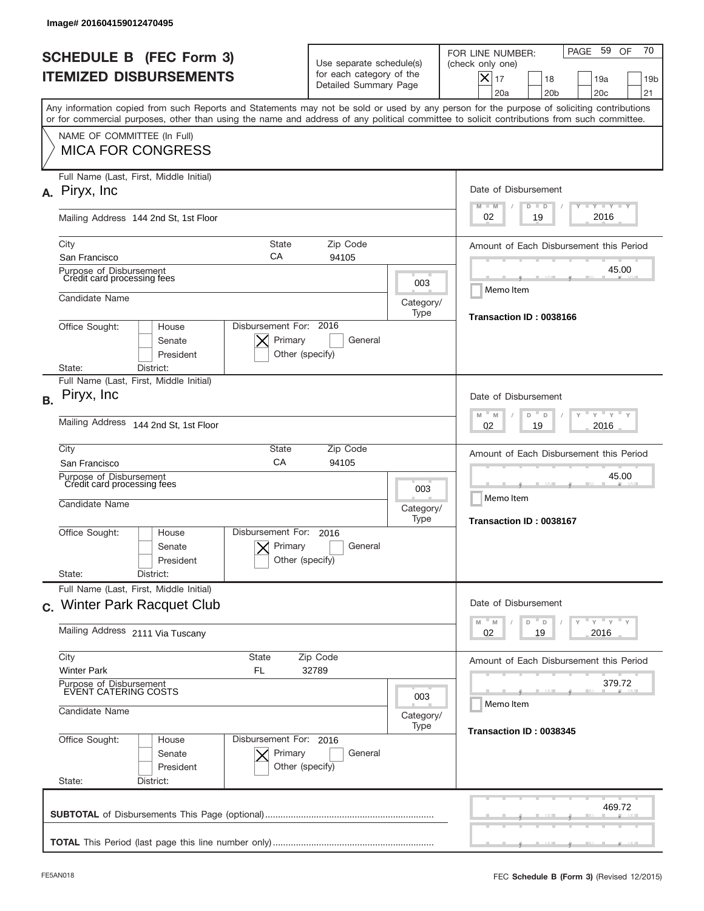Image# 201604159012470495

# SCHEDULE B (FEC Form 3)
## ITEMIZED DISBURSEMENTS

Use separate schedule(s) for each category of the Detailed Summary Page

FOR LINE NUMBER: (check only one)

- [X] 17
- [ ] 18
- [ ] 19a
- [ ] 19b
- [ ] 20a
- [ ] 20b
- [ ] 20c
- [ ] 21

PAGE 59 OF 70

Any information copied from such Reports and Statements may not be sold or used by any person for the purpose of soliciting contributions or for commercial purposes, other than using the name and address of any political committee to solicit contributions from such committee.

NAME OF COMMITTEE (In Full)
**MICA FOR CONGRESS**

---

**A.** Full Name (Last, First, Middle Initial): Piryx, Inc

Mailing Address: 144 2nd St, 1st Floor

City: San Francisco | State: CA | Zip Code: 94105

Purpose of Disbursement: Credit card processing fees

Category/Type: 003

Candidate Name:

Office Sought: [ ] House [ ] Senate [ ] President

State: | District:

Disbursement For: 2016 [X] Primary [ ] General [ ] Other (specify)

Date of Disbursement: 02 / 19 / 2016

Amount of Each Disbursement this Period: 45.00

Memo Item

Transaction ID : 0038166

---

**B.** Full Name (Last, First, Middle Initial): Piryx, Inc

Mailing Address: 144 2nd St, 1st Floor

City: San Francisco | State: CA | Zip Code: 94105

Purpose of Disbursement: Credit card processing fees

Category/Type: 003

Candidate Name:

Office Sought: [ ] House [ ] Senate [ ] President

State: | District:

Disbursement For: 2016 [X] Primary [ ] General [ ] Other (specify)

Date of Disbursement: 02 / 19 / 2016

Amount of Each Disbursement this Period: 45.00

Memo Item

Transaction ID : 0038167

---

**C.** Full Name (Last, First, Middle Initial): Winter Park Racquet Club

Mailing Address: 2111 Via Tuscany

City: Winter Park | State: FL | Zip Code: 32789

Purpose of Disbursement: EVENT CATERING COSTS

Category/Type: 003

Candidate Name:

Office Sought: [ ] House [ ] Senate [ ] President

State: | District:

Disbursement For: 2016 [X] Primary [ ] General [ ] Other (specify)

Date of Disbursement: 02 / 19 / 2016

Amount of Each Disbursement this Period: 379.72

Memo Item

Transaction ID : 0038345

---

**SUBTOTAL** of Disbursements This Page (optional): 469.72

**TOTAL** This Period (last page this line number only):

FE5AN018 — FEC **Schedule B (Form 3)** (Revised 12/2015)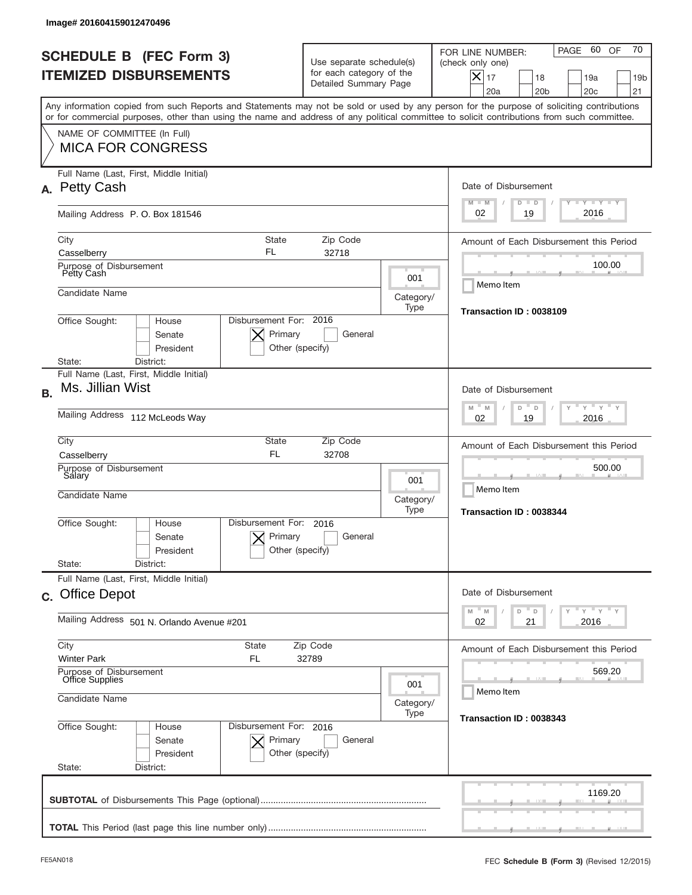Image# 201604159012470496

# SCHEDULE B (FEC Form 3)
# ITEMIZED DISBURSEMENTS

Use separate schedule(s) for each category of the Detailed Summary Page

FOR LINE NUMBER: (check only one)

- [X] 17
- [ ] 18
- [ ] 19a
- [ ] 19b
- [ ] 20a
- [ ] 20b
- [ ] 20c
- [ ] 21

PAGE 60 OF 70

Any information copied from such Reports and Statements may not be sold or used by any person for the purpose of soliciting contributions or for commercial purposes, other than using the name and address of any political committee to solicit contributions from such committee.

NAME OF COMMITTEE (In Full)
MICA FOR CONGRESS

---

**A.** Full Name (Last, First, Middle Initial): Petty Cash

Mailing Address: P. O. Box 181546

City: Casselberry | State: FL | Zip Code: 32718

Purpose of Disbursement: Petty Cash

Category/Type: 001

Candidate Name:

Office Sought: [ ] House [ ] Senate [ ] President

State: District:

Disbursement For: 2016 [X] Primary [ ] General [ ] Other (specify)

Date of Disbursement: 02/19/2016

Amount of Each Disbursement this Period: 100.00

[ ] Memo Item

Transaction ID : 0038109

---

**B.** Full Name (Last, First, Middle Initial): Ms. Jillian Wist

Mailing Address: 112 McLeods Way

City: Casselberry | State: FL | Zip Code: 32708

Purpose of Disbursement: Salary

Category/Type: 001

Candidate Name:

Office Sought: [ ] House [ ] Senate [ ] President

State: District:

Disbursement For: 2016 [X] Primary [ ] General [ ] Other (specify)

Date of Disbursement: 02/19/2016

Amount of Each Disbursement this Period: 500.00

[ ] Memo Item

Transaction ID : 0038344

---

**C.** Full Name (Last, First, Middle Initial): Office Depot

Mailing Address: 501 N. Orlando Avenue #201

City: Winter Park | State: FL | Zip Code: 32789

Purpose of Disbursement: Office Supplies

Category/Type: 001

Candidate Name:

Office Sought: [ ] House [ ] Senate [ ] President

State: District:

Disbursement For: 2016 [X] Primary [ ] General [ ] Other (specify)

Date of Disbursement: 02/21/2016

Amount of Each Disbursement this Period: 569.20

[ ] Memo Item

Transaction ID : 0038343

---

**SUBTOTAL** of Disbursements This Page (optional): 1169.20

**TOTAL** This Period (last page this line number only):

FE5AN018

FEC **Schedule B** (Form 3) (Revised 12/2015)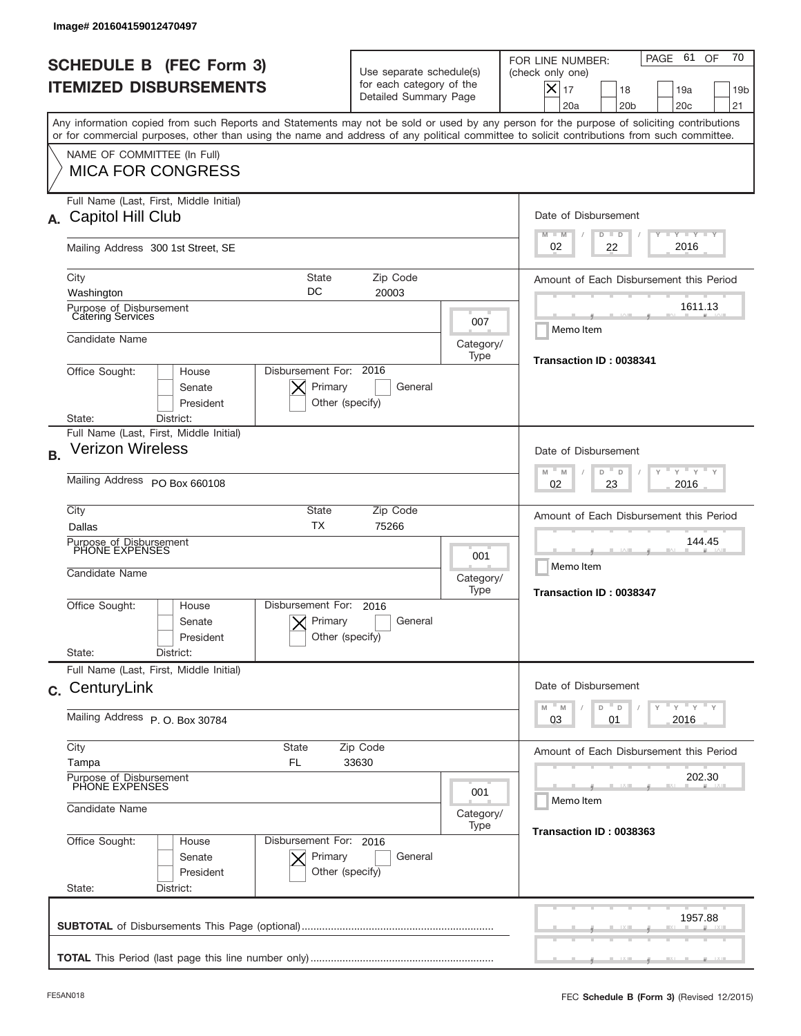Image# 201604159012470497

# SCHEDULE B (FEC Form 3)
## ITEMIZED DISBURSEMENTS

Use separate schedule(s) for each category of the Detailed Summary Page

FOR LINE NUMBER: (check only one)
[X] 17 [ ] 18 [ ] 19a [ ] 19b [ ] 20a [ ] 20b [ ] 20c [ ] 21

PAGE 61 OF 70

Any information copied from such Reports and Statements may not be sold or used by any person for the purpose of soliciting contributions or for commercial purposes, other than using the name and address of any political committee to solicit contributions from such committee.

NAME OF COMMITTEE (In Full)
MICA FOR CONGRESS

---

**A.** Full Name (Last, First, Middle Initial): Capitol Hill Club

Mailing Address: 300 1st Street, SE

City: Washington | State: DC | Zip Code: 20003

Purpose of Disbursement: Catering Services

Category/Type: 007

Candidate Name:

Office Sought: [ ] House [ ] Senate [ ] President

State: District:

Disbursement For: 2016 [X] Primary [ ] General [ ] Other (specify)

Date of Disbursement: 02/22/2016

Amount of Each Disbursement this Period: 1611.13

[ ] Memo Item

Transaction ID : 0038341

---

**B.** Full Name (Last, First, Middle Initial): Verizon Wireless

Mailing Address: PO Box 660108

City: Dallas | State: TX | Zip Code: 75266

Purpose of Disbursement: PHONE EXPENSES

Category/Type: 001

Candidate Name:

Office Sought: [ ] House [ ] Senate [ ] President

State: District:

Disbursement For: 2016 [X] Primary [ ] General [ ] Other (specify)

Date of Disbursement: 02/23/2016

Amount of Each Disbursement this Period: 144.45

[ ] Memo Item

Transaction ID : 0038347

---

**C.** Full Name (Last, First, Middle Initial): CenturyLink

Mailing Address: P. O. Box 30784

City: Tampa | State: FL | Zip Code: 33630

Purpose of Disbursement: PHONE EXPENSES

Category/Type: 001

Candidate Name:

Office Sought: [ ] House [ ] Senate [ ] President

State: District:

Disbursement For: 2016 [X] Primary [ ] General [ ] Other (specify)

Date of Disbursement: 03/01/2016

Amount of Each Disbursement this Period: 202.30

[ ] Memo Item

Transaction ID : 0038363

---

**SUBTOTAL** of Disbursements This Page (optional): 1957.88

**TOTAL** This Period (last page this line number only):

FE5AN018

FEC **Schedule B** (Form 3) (Revised 12/2015)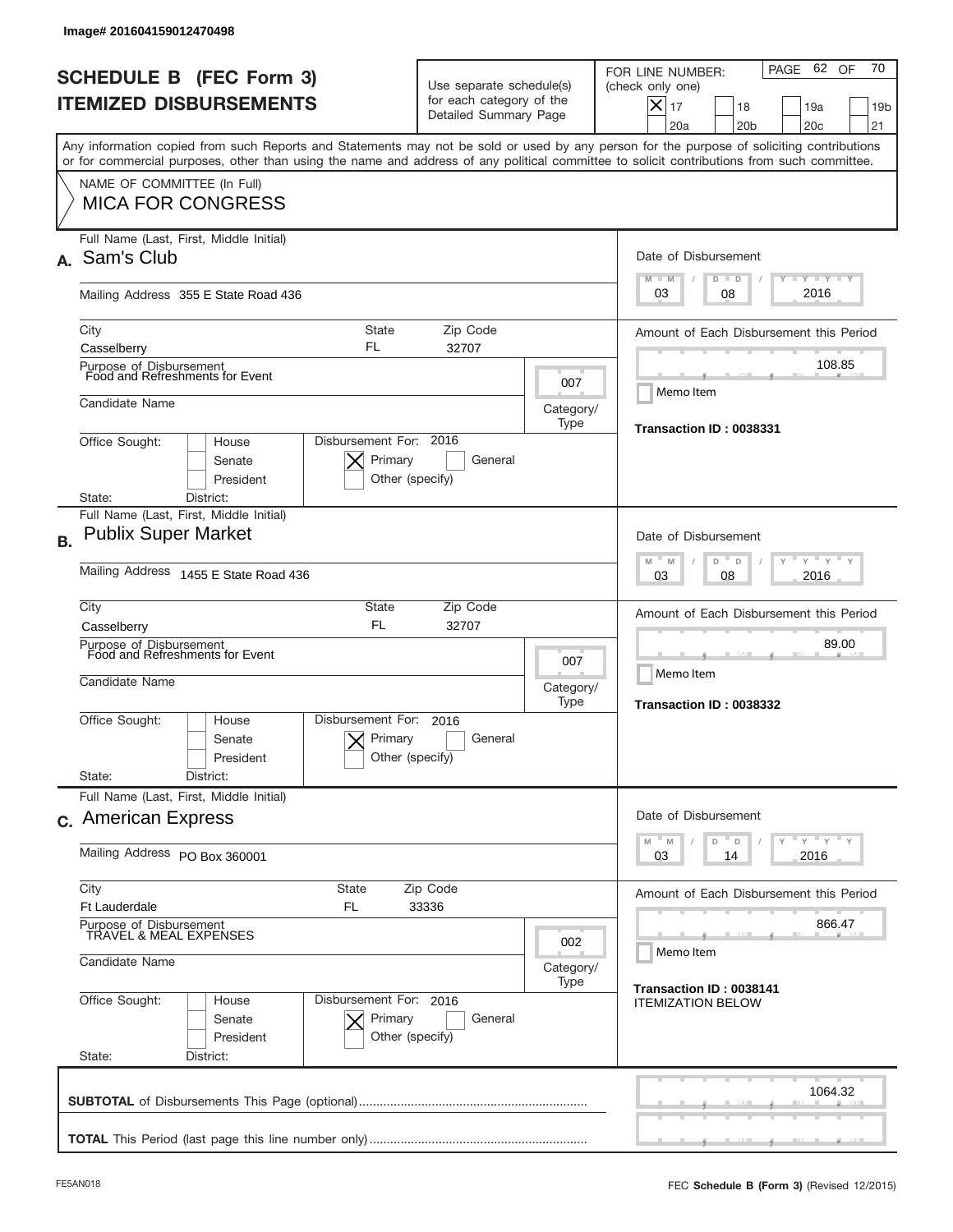Image# 201604159012470498

# SCHEDULE B (FEC Form 3)
## ITEMIZED DISBURSEMENTS

Use separate schedule(s) for each category of the Detailed Summary Page

FOR LINE NUMBER: (check only one)

[X] 17 [ ] 18 [ ] 19a [ ] 19b [ ] 20a [ ] 20b [ ] 20c [ ] 21

PAGE 62 OF 70

Any information copied from such Reports and Statements may not be sold or used by any person for the purpose of soliciting contributions or for commercial purposes, other than using the name and address of any political committee to solicit contributions from such committee.

NAME OF COMMITTEE (In Full)
MICA FOR CONGRESS

---

**A.** Full Name (Last, First, Middle Initial): Sam's Club

Mailing Address: 355 E State Road 436

City: Casselberry | State: FL | Zip Code: 32707

Purpose of Disbursement: Food and Refreshments for Event

Category/Type: 007

Candidate Name:

Office Sought: [ ] House [ ] Senate [ ] President

State: District:

Disbursement For: 2016 [X] Primary [ ] General [ ] Other (specify)

Date of Disbursement: 03 / 08 / 2016

Amount of Each Disbursement this Period: 108.85

Memo Item

Transaction ID : 0038331

---

**B.** Full Name (Last, First, Middle Initial): Publix Super Market

Mailing Address: 1455 E State Road 436

City: Casselberry | State: FL | Zip Code: 32707

Purpose of Disbursement: Food and Refreshments for Event

Category/Type: 007

Candidate Name:

Office Sought: [ ] House [ ] Senate [ ] President

State: District:

Disbursement For: 2016 [X] Primary [ ] General [ ] Other (specify)

Date of Disbursement: 03 / 08 / 2016

Amount of Each Disbursement this Period: 89.00

Memo Item

Transaction ID : 0038332

---

**C.** Full Name (Last, First, Middle Initial): American Express

Mailing Address: PO Box 360001

City: Ft Lauderdale | State: FL | Zip Code: 33336

Purpose of Disbursement: TRAVEL & MEAL EXPENSES

Category/Type: 002

Candidate Name:

Office Sought: [ ] House [ ] Senate [ ] President

State: District:

Disbursement For: 2016 [X] Primary [ ] General [ ] Other (specify)

Date of Disbursement: 03 / 14 / 2016

Amount of Each Disbursement this Period: 866.47

Memo Item

Transaction ID : 0038141
ITEMIZATION BELOW

---

**SUBTOTAL** of Disbursements This Page (optional): 1064.32

**TOTAL** This Period (last page this line number only):

FE5AN018

FEC **Schedule B (Form 3)** (Revised 12/2015)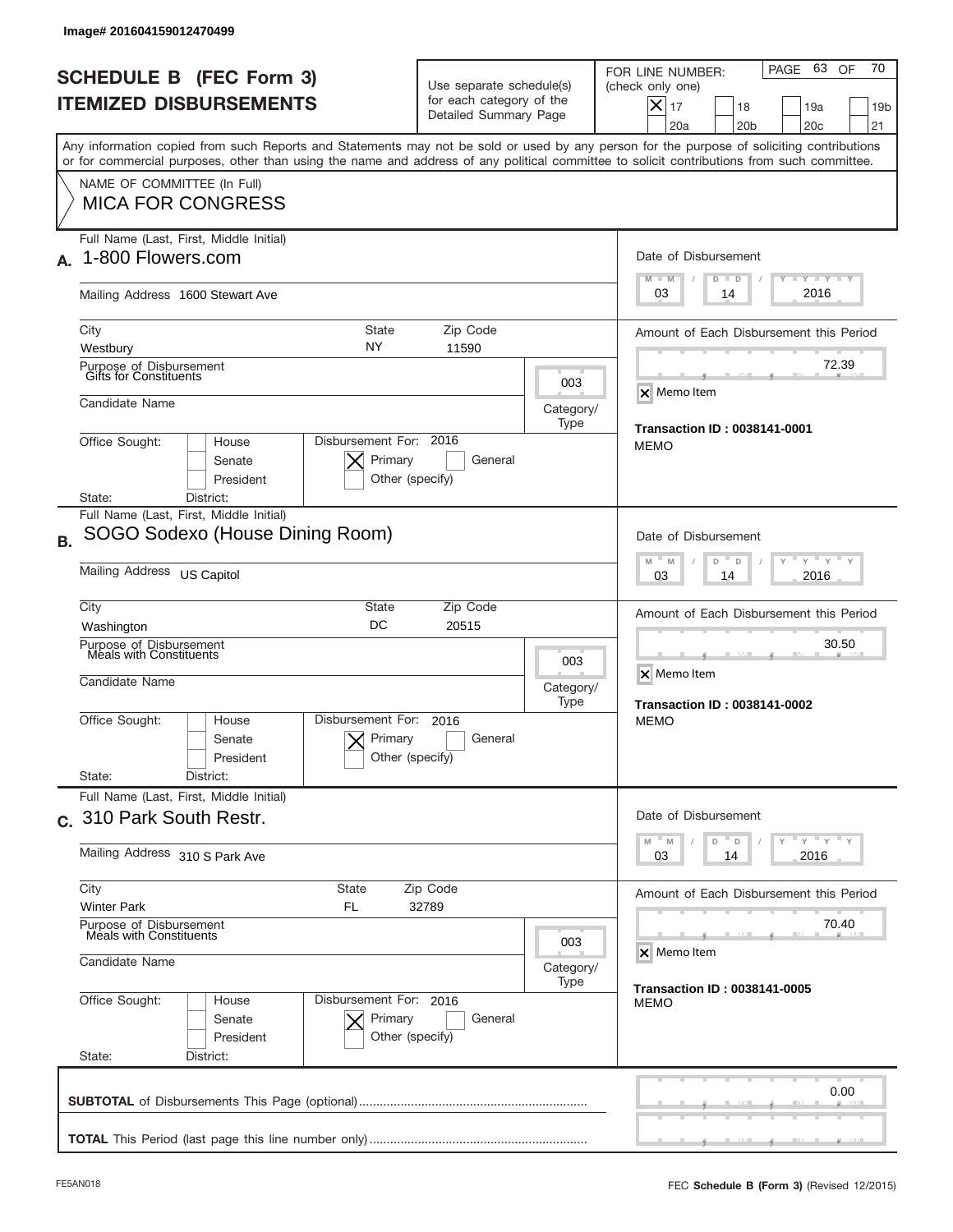Image# 201604159012470499

# SCHEDULE B (FEC Form 3)
# ITEMIZED DISBURSEMENTS

Use separate schedule(s) for each category of the Detailed Summary Page

FOR LINE NUMBER: (check only one)

[X] 17 [ ] 18 [ ] 19a [ ] 19b [ ] 20a [ ] 20b [ ] 20c [ ] 21

Any information copied from such Reports and Statements may not be sold or used by any person for the purpose of soliciting contributions or for commercial purposes, other than using the name and address of any political committee to solicit contributions from such committee.

NAME OF COMMITTEE (In Full)
MICA FOR CONGRESS

## A.

Full Name (Last, First, Middle Initial): 1-800 Flowers.com

Mailing Address: 1600 Stewart Ave

City: Westbury | State: NY | Zip Code: 11590

Purpose of Disbursement: Gifts for Constituents

Category/Type: 003

Candidate Name:

Office Sought: [ ] House [ ] Senate [ ] President

State: District:

Disbursement For: 2016 [X] Primary [ ] General [ ] Other (specify)

Date of Disbursement: 03/14/2016

Amount of Each Disbursement this Period: 72.39

[X] Memo Item

Transaction ID : 0038141-0001
MEMO

## B.

Full Name (Last, First, Middle Initial): SOGO Sodexo (House Dining Room)

Mailing Address: US Capitol

City: Washington | State: DC | Zip Code: 20515

Purpose of Disbursement: Meals with Constituents

Category/Type: 003

Candidate Name:

Office Sought: [ ] House [ ] Senate [ ] President

State: District:

Disbursement For: 2016 [X] Primary [ ] General [ ] Other (specify)

Date of Disbursement: 03/14/2016

Amount of Each Disbursement this Period: 30.50

[X] Memo Item

Transaction ID : 0038141-0002
MEMO

## C.

Full Name (Last, First, Middle Initial): 310 Park South Restr.

Mailing Address: 310 S Park Ave

City: Winter Park | State: FL | Zip Code: 32789

Purpose of Disbursement: Meals with Constituents

Category/Type: 003

Candidate Name:

Office Sought: [ ] House [ ] Senate [ ] President

State: District:

Disbursement For: 2016 [X] Primary [ ] General [ ] Other (specify)

Date of Disbursement: 03/14/2016

Amount of Each Disbursement this Period: 70.40

[X] Memo Item

Transaction ID : 0038141-0005
MEMO

**SUBTOTAL** of Disbursements This Page (optional): 0.00

**TOTAL** This Period (last page this line number only):

FE5AN018 | FEC **Schedule B** (Form 3) (Revised 12/2015)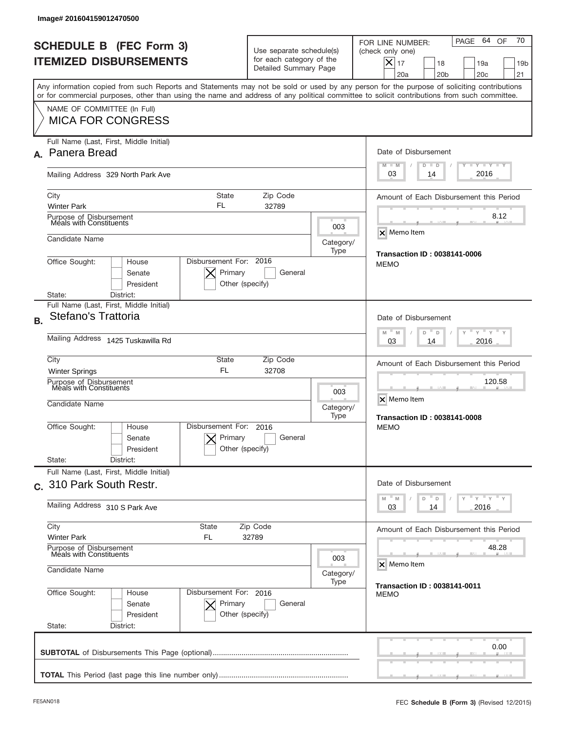Image# 201604159012470500

# SCHEDULE B (FEC Form 3)
# ITEMIZED DISBURSEMENTS

Use separate schedule(s) for each category of the Detailed Summary Page

FOR LINE NUMBER: (check only one)

- [x] 17
- [ ] 18
- [ ] 19a
- [ ] 19b
- [ ] 20a
- [ ] 20b
- [ ] 20c
- [ ] 21

Any information copied from such Reports and Statements may not be sold or used by any person for the purpose of soliciting contributions or for commercial purposes, other than using the name and address of any political committee to solicit contributions from such committee.

NAME OF COMMITTEE (In Full)
**MICA FOR CONGRESS**

---

## A.

Full Name (Last, First, Middle Initial): **Panera Bread**

Mailing Address: 329 North Park Ave

City: Winter Park | State: FL | Zip Code: 32789

Purpose of Disbursement: Meals with Constituents

Category/Type: 003

Candidate Name:

Office Sought: [ ] House [ ] Senate [ ] President

State: District:

Disbursement For: 2016 [x] Primary [ ] General [ ] Other (specify)

Date of Disbursement: 03 / 14 / 2016

Amount of Each Disbursement this Period: 8.12

[x] Memo Item

**Transaction ID : 0038141-0006**
MEMO

---

## B.

Full Name (Last, First, Middle Initial): **Stefano's Trattoria**

Mailing Address: 1425 Tuskawilla Rd

City: Winter Springs | State: FL | Zip Code: 32708

Purpose of Disbursement: Meals with Constituents

Category/Type: 003

Candidate Name:

Office Sought: [ ] House [ ] Senate [ ] President

State: District:

Disbursement For: 2016 [x] Primary [ ] General [ ] Other (specify)

Date of Disbursement: 03 / 14 / 2016

Amount of Each Disbursement this Period: 120.58

[x] Memo Item

**Transaction ID : 0038141-0008**
MEMO

---

## C.

Full Name (Last, First, Middle Initial): **310 Park South Restr.**

Mailing Address: 310 S Park Ave

City: Winter Park | State: FL | Zip Code: 32789

Purpose of Disbursement: Meals with Constituents

Category/Type: 003

Candidate Name:

Office Sought: [ ] House [ ] Senate [ ] President

State: District:

Disbursement For: 2016 [x] Primary [ ] General [ ] Other (specify)

Date of Disbursement: 03 / 14 / 2016

Amount of Each Disbursement this Period: 48.28

[x] Memo Item

**Transaction ID : 0038141-0011**
MEMO

---

**SUBTOTAL** of Disbursements This Page (optional): 0.00

**TOTAL** This Period (last page this line number only):

FE5AN018 — FEC **Schedule B** (Form 3) (Revised 12/2015)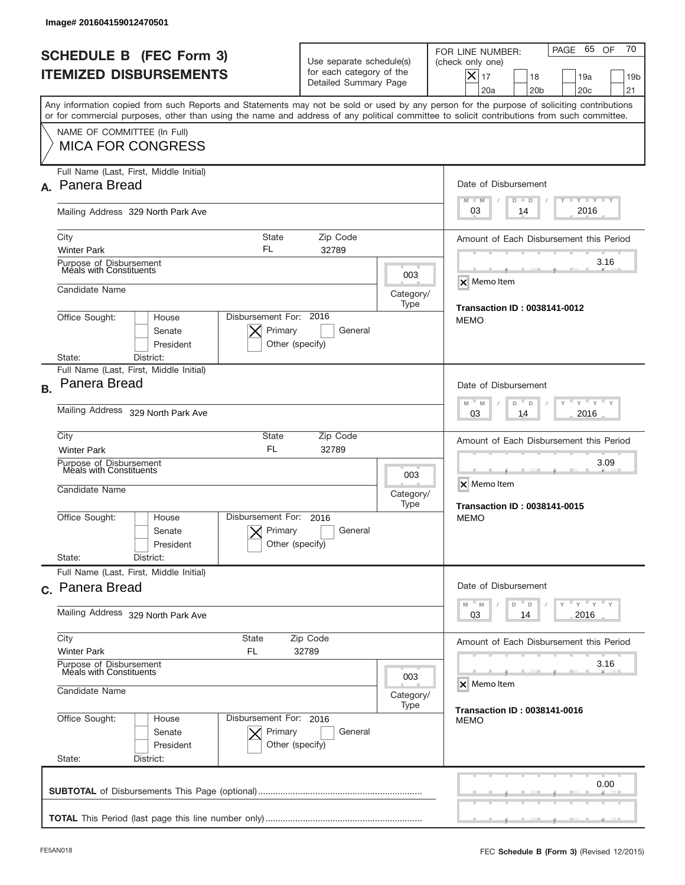Image# 201604159012470501

# SCHEDULE B (FEC Form 3)
# ITEMIZED DISBURSEMENTS

Use separate schedule(s) for each category of the Detailed Summary Page

FOR LINE NUMBER: (check only one)

- [x] 17
- [ ] 18
- [ ] 19a
- [ ] 19b
- [ ] 20a
- [ ] 20b
- [ ] 20c
- [ ] 21

Any information copied from such Reports and Statements may not be sold or used by any person for the purpose of soliciting contributions or for commercial purposes, other than using the name and address of any political committee to solicit contributions from such committee.

NAME OF COMMITTEE (In Full)
MICA FOR CONGRESS

## A.

Full Name (Last, First, Middle Initial): Panera Bread

Mailing Address: 329 North Park Ave

City: Winter Park | State: FL | Zip Code: 32789

Purpose of Disbursement: Meals with Constituents

Category/Type: 003

Candidate Name:

Office Sought: [ ] House [ ] Senate [ ] President

State: District:

Disbursement For: 2016 [x] Primary [ ] General [ ] Other (specify)

Date of Disbursement: 03 / 14 / 2016

Amount of Each Disbursement this Period: 3.16

[x] Memo Item

Transaction ID : 0038141-0012

MEMO

## B.

Full Name (Last, First, Middle Initial): Panera Bread

Mailing Address: 329 North Park Ave

City: Winter Park | State: FL | Zip Code: 32789

Purpose of Disbursement: Meals with Constituents

Category/Type: 003

Candidate Name:

Office Sought: [ ] House [ ] Senate [ ] President

State: District:

Disbursement For: 2016 [x] Primary [ ] General [ ] Other (specify)

Date of Disbursement: 03 / 14 / 2016

Amount of Each Disbursement this Period: 3.09

[x] Memo Item

Transaction ID : 0038141-0015

MEMO

## C.

Full Name (Last, First, Middle Initial): Panera Bread

Mailing Address: 329 North Park Ave

City: Winter Park | State: FL | Zip Code: 32789

Purpose of Disbursement: Meals with Constituents

Category/Type: 003

Candidate Name:

Office Sought: [ ] House [ ] Senate [ ] President

State: District:

Disbursement For: 2016 [x] Primary [ ] General [ ] Other (specify)

Date of Disbursement: 03 / 14 / 2016

Amount of Each Disbursement this Period: 3.16

[x] Memo Item

Transaction ID : 0038141-0016

MEMO

**SUBTOTAL** of Disbursements This Page (optional): 0.00

**TOTAL** This Period (last page this line number only):

FE5AN018

FEC **Schedule B** (Form 3) (Revised 12/2015)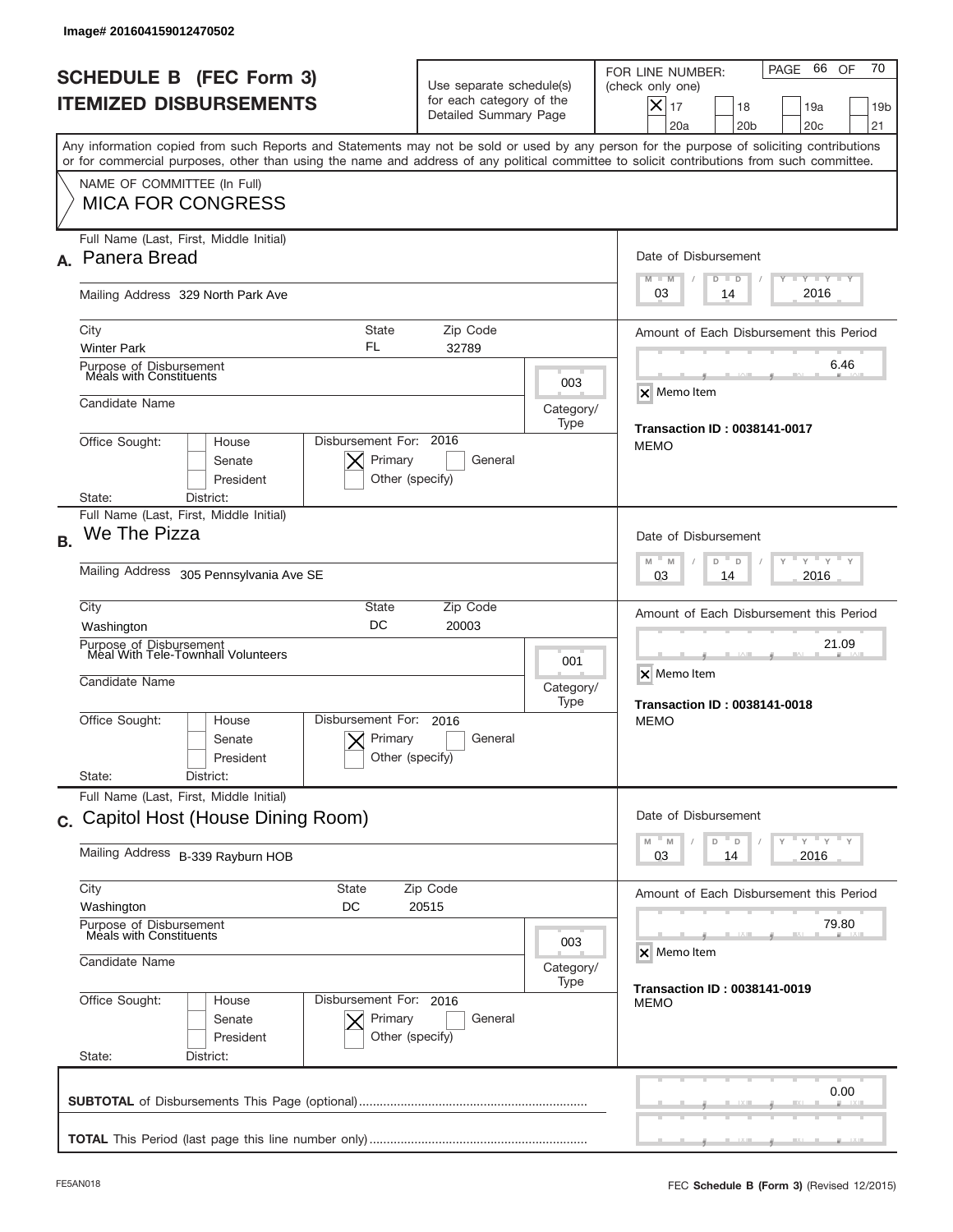Image# 201604159012470502

# SCHEDULE B (FEC Form 3)
## ITEMIZED DISBURSEMENTS

Use separate schedule(s) for each category of the Detailed Summary Page

FOR LINE NUMBER: (check only one)
[X] 17 [ ] 18 [ ] 19a [ ] 19b [ ] 20a [ ] 20b [ ] 20c [ ] 21

PAGE 66 OF 70

Any information copied from such Reports and Statements may not be sold or used by any person for the purpose of soliciting contributions or for commercial purposes, other than using the name and address of any political committee to solicit contributions from such committee.

NAME OF COMMITTEE (In Full)
MICA FOR CONGRESS

**A.** Full Name (Last, First, Middle Initial): Panera Bread
Mailing Address: 329 North Park Ave
City: Winter Park State: FL Zip Code: 32789
Purpose of Disbursement: Meals with Constituents
Category/Type: 003
Candidate Name:
Office Sought: [ ] House [ ] Senate [ ] President
State: District:
Disbursement For: 2016 [X] Primary [ ] General [ ] Other (specify)
Date of Disbursement: 03 / 14 / 2016
Amount of Each Disbursement this Period: 6.46
[X] Memo Item
Transaction ID : 0038141-0017
MEMO

**B.** Full Name (Last, First, Middle Initial): We The Pizza
Mailing Address: 305 Pennsylvania Ave SE
City: Washington State: DC Zip Code: 20003
Purpose of Disbursement: Meal With Tele-Townhall Volunteers
Category/Type: 001
Candidate Name:
Office Sought: [ ] House [ ] Senate [ ] President
State: District:
Disbursement For: 2016 [X] Primary [ ] General [ ] Other (specify)
Date of Disbursement: 03 / 14 / 2016
Amount of Each Disbursement this Period: 21.09
[X] Memo Item
Transaction ID : 0038141-0018
MEMO

**C.** Full Name (Last, First, Middle Initial): Capitol Host (House Dining Room)
Mailing Address: B-339 Rayburn HOB
City: Washington State: DC Zip Code: 20515
Purpose of Disbursement: Meals with Constituents
Category/Type: 003
Candidate Name:
Office Sought: [ ] House [ ] Senate [ ] President
State: District:
Disbursement For: 2016 [X] Primary [ ] General [ ] Other (specify)
Date of Disbursement: 03 / 14 / 2016
Amount of Each Disbursement this Period: 79.80
[X] Memo Item
Transaction ID : 0038141-0019
MEMO

**SUBTOTAL** of Disbursements This Page (optional): 0.00

**TOTAL** This Period (last page this line number only):

FE5AN018 FEC **Schedule B (Form 3)** (Revised 12/2015)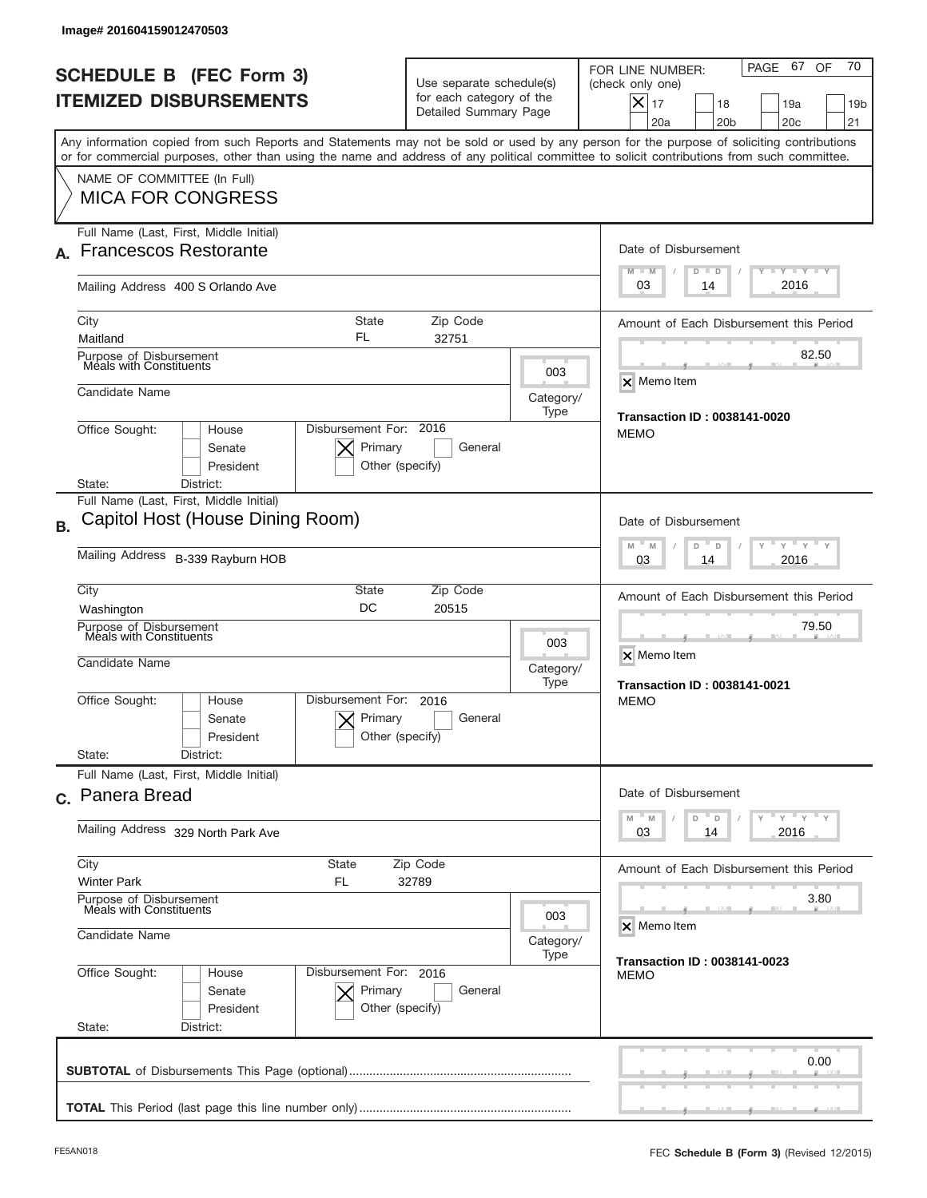Image# 201604159012470503

# SCHEDULE B (FEC Form 3)
# ITEMIZED DISBURSEMENTS

Use separate schedule(s) for each category of the Detailed Summary Page

FOR LINE NUMBER: (check only one)

- [x] 17
- [ ] 18
- [ ] 19a
- [ ] 19b
- [ ] 20a
- [ ] 20b
- [ ] 20c
- [ ] 21

PAGE 67 OF 70

Any information copied from such Reports and Statements may not be sold or used by any person for the purpose of soliciting contributions or for commercial purposes, other than using the name and address of any political committee to solicit contributions from such committee.

NAME OF COMMITTEE (In Full)
MICA FOR CONGRESS

---

**A.** Full Name (Last, First, Middle Initial): Francescos Restorante

Mailing Address: 400 S Orlando Ave

City: Maitland | State: FL | Zip Code: 32751

Purpose of Disbursement: Meals with Constituents

Category/Type: 003

Candidate Name:

Office Sought: [ ] House [ ] Senate [ ] President

State: District:

Disbursement For: 2016 [x] Primary [ ] General [ ] Other (specify)

Date of Disbursement: 03 / 14 / 2016

Amount of Each Disbursement this Period: 82.50

[x] Memo Item

Transaction ID : 0038141-0020
MEMO

---

**B.** Full Name (Last, First, Middle Initial): Capitol Host (House Dining Room)

Mailing Address: B-339 Rayburn HOB

City: Washington | State: DC | Zip Code: 20515

Purpose of Disbursement: Meals with Constituents

Category/Type: 003

Candidate Name:

Office Sought: [ ] House [ ] Senate [ ] President

State: District:

Disbursement For: 2016 [x] Primary [ ] General [ ] Other (specify)

Date of Disbursement: 03 / 14 / 2016

Amount of Each Disbursement this Period: 79.50

[x] Memo Item

Transaction ID : 0038141-0021
MEMO

---

**C.** Full Name (Last, First, Middle Initial): Panera Bread

Mailing Address: 329 North Park Ave

City: Winter Park | State: FL | Zip Code: 32789

Purpose of Disbursement: Meals with Constituents

Category/Type: 003

Candidate Name:

Office Sought: [ ] House [ ] Senate [ ] President

State: District:

Disbursement For: 2016 [x] Primary [ ] General [ ] Other (specify)

Date of Disbursement: 03 / 14 / 2016

Amount of Each Disbursement this Period: 3.80

[x] Memo Item

Transaction ID : 0038141-0023
MEMO

---

**SUBTOTAL** of Disbursements This Page (optional): 0.00

**TOTAL** This Period (last page this line number only):

FE5AN018 — FEC **Schedule B** (Form 3) (Revised 12/2015)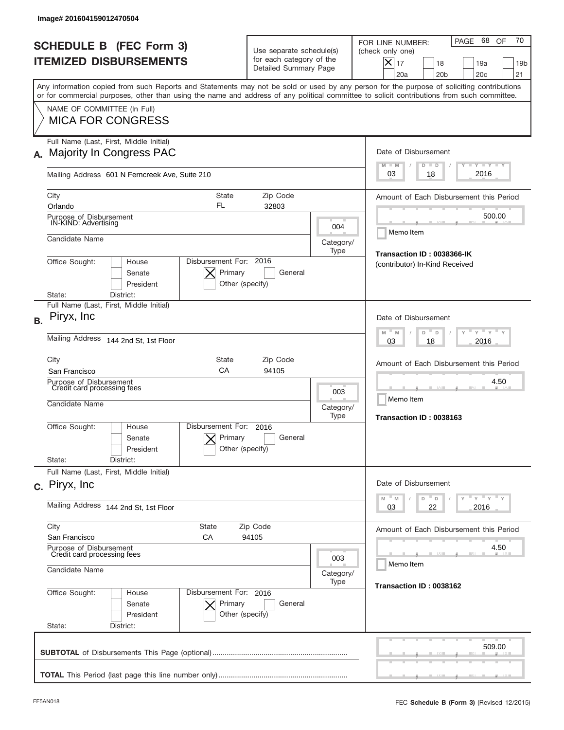Image# 201604159012470504

# SCHEDULE B (FEC Form 3)
# ITEMIZED DISBURSEMENTS

Use separate schedule(s) for each category of the Detailed Summary Page

FOR LINE NUMBER: (check only one)
[X] 17 [ ] 18 [ ] 19a [ ] 19b [ ] 20a [ ] 20b [ ] 20c [ ] 21

PAGE 68 OF 70

Any information copied from such Reports and Statements may not be sold or used by any person for the purpose of soliciting contributions or for commercial purposes, other than using the name and address of any political committee to solicit contributions from such committee.

NAME OF COMMITTEE (In Full)
**MICA FOR CONGRESS**

---

**A.** Full Name (Last, First, Middle Initial): Majority In Congress PAC

Mailing Address: 601 N Ferncreek Ave, Suite 210

City: Orlando | State: FL | Zip Code: 32803

Purpose of Disbursement: IN-KIND: Advertising

Category/Type: 004

Candidate Name:

Office Sought: [ ] House [ ] Senate [ ] President

State: District:

Disbursement For: 2016 [X] Primary [ ] General [ ] Other (specify)

Date of Disbursement: 03/18/2016

Amount of Each Disbursement this Period: 500.00

[ ] Memo Item

Transaction ID : 0038366-IK
(contributor) In-Kind Received

---

**B.** Full Name (Last, First, Middle Initial): Piryx, Inc

Mailing Address: 144 2nd St, 1st Floor

City: San Francisco | State: CA | Zip Code: 94105

Purpose of Disbursement: Credit card processing fees

Category/Type: 003

Candidate Name:

Office Sought: [ ] House [ ] Senate [ ] President

State: District:

Disbursement For: 2016 [X] Primary [ ] General [ ] Other (specify)

Date of Disbursement: 03/18/2016

Amount of Each Disbursement this Period: 4.50

[ ] Memo Item

Transaction ID : 0038163

---

**C.** Full Name (Last, First, Middle Initial): Piryx, Inc

Mailing Address: 144 2nd St, 1st Floor

City: San Francisco | State: CA | Zip Code: 94105

Purpose of Disbursement: Credit card processing fees

Category/Type: 003

Candidate Name:

Office Sought: [ ] House [ ] Senate [ ] President

State: District:

Disbursement For: 2016 [X] Primary [ ] General [ ] Other (specify)

Date of Disbursement: 03/22/2016

Amount of Each Disbursement this Period: 4.50

[ ] Memo Item

Transaction ID : 0038162

---

**SUBTOTAL** of Disbursements This Page (optional): 509.00

**TOTAL** This Period (last page this line number only):

FE5AN018 — FEC **Schedule B (Form 3)** (Revised 12/2015)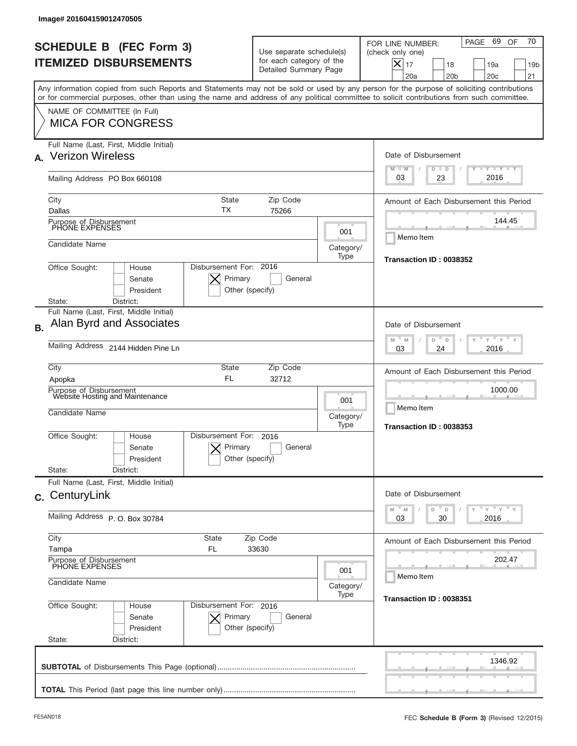Image# 201604159012470505

# SCHEDULE B (FEC Form 3)
## ITEMIZED DISBURSEMENTS

Use separate schedule(s) for each category of the Detailed Summary Page

FOR LINE NUMBER: (check only one)

- [X] 17
- [ ] 18
- [ ] 19a
- [ ] 19b
- [ ] 20a
- [ ] 20b
- [ ] 20c
- [ ] 21

PAGE 69 OF 70

Any information copied from such Reports and Statements may not be sold or used by any person for the purpose of soliciting contributions or for commercial purposes, other than using the name and address of any political committee to solicit contributions from such committee.

NAME OF COMMITTEE (In Full)
MICA FOR CONGRESS

---

**A.** Full Name (Last, First, Middle Initial): Verizon Wireless

Mailing Address: PO Box 660108

City: Dallas | State: TX | Zip Code: 75266

Purpose of Disbursement: PHONE EXPENSES

Category/Type: 001

Candidate Name:

Office Sought: [ ] House [ ] Senate [ ] President

Disbursement For: 2016 [X] Primary [ ] General [ ] Other (specify)

State: District:

Date of Disbursement: 03 / 23 / 2016

Amount of Each Disbursement this Period: 144.45

Memo Item

Transaction ID : 0038352

---

**B.** Full Name (Last, First, Middle Initial): Alan Byrd and Associates

Mailing Address: 2144 Hidden Pine Ln

City: Apopka | State: FL | Zip Code: 32712

Purpose of Disbursement: Website Hosting and Maintenance

Category/Type: 001

Candidate Name:

Office Sought: [ ] House [ ] Senate [ ] President

Disbursement For: 2016 [X] Primary [ ] General [ ] Other (specify)

State: District:

Date of Disbursement: 03 / 24 / 2016

Amount of Each Disbursement this Period: 1000.00

Memo Item

Transaction ID : 0038353

---

**C.** Full Name (Last, First, Middle Initial): CenturyLink

Mailing Address: P. O. Box 30784

City: Tampa | State: FL | Zip Code: 33630

Purpose of Disbursement: PHONE EXPENSES

Category/Type: 001

Candidate Name:

Office Sought: [ ] House [ ] Senate [ ] President

Disbursement For: 2016 [X] Primary [ ] General [ ] Other (specify)

State: District:

Date of Disbursement: 03 / 30 / 2016

Amount of Each Disbursement this Period: 202.47

Memo Item

Transaction ID : 0038351

---

**SUBTOTAL** of Disbursements This Page (optional): 1346.92

**TOTAL** This Period (last page this line number only):

FE5AN018 FEC **Schedule B (Form 3)** (Revised 12/2015)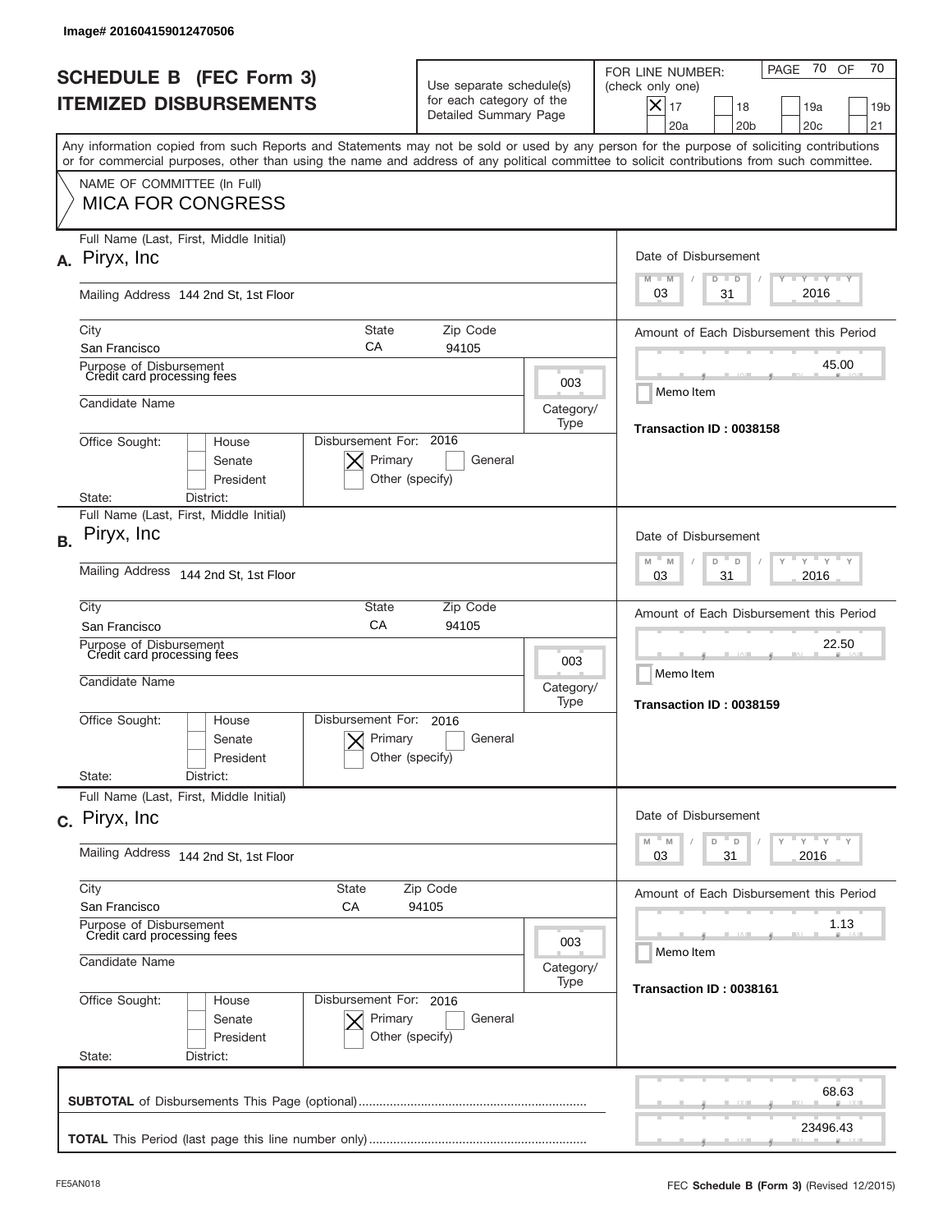Image# 201604159012470506

# SCHEDULE B (FEC Form 3)
## ITEMIZED DISBURSEMENTS

Use separate schedule(s) for each category of the Detailed Summary Page

FOR LINE NUMBER: (check only one)

- [X] 17
- [ ] 18
- [ ] 19a
- [ ] 19b
- [ ] 20a
- [ ] 20b
- [ ] 20c
- [ ] 21

PAGE 70 OF 70

Any information copied from such Reports and Statements may not be sold or used by any person for the purpose of soliciting contributions or for commercial purposes, other than using the name and address of any political committee to solicit contributions from such committee.

NAME OF COMMITTEE (In Full)
MICA FOR CONGRESS

---

**A.** Full Name (Last, First, Middle Initial): Piryx, Inc

Mailing Address: 144 2nd St, 1st Floor

City: San Francisco | State: CA | Zip Code: 94105

Purpose of Disbursement: Credit card processing fees

Category/Type: 003

Candidate Name:

Office Sought: [ ] House [ ] Senate [ ] President

State: District:

Disbursement For: 2016 [X] Primary [ ] General [ ] Other (specify)

Date of Disbursement: 03 / 31 / 2016

Amount of Each Disbursement this Period: 45.00

[ ] Memo Item

Transaction ID : 0038158

---

**B.** Full Name (Last, First, Middle Initial): Piryx, Inc

Mailing Address: 144 2nd St, 1st Floor

City: San Francisco | State: CA | Zip Code: 94105

Purpose of Disbursement: Credit card processing fees

Category/Type: 003

Candidate Name:

Office Sought: [ ] House [ ] Senate [ ] President

State: District:

Disbursement For: 2016 [X] Primary [ ] General [ ] Other (specify)

Date of Disbursement: 03 / 31 / 2016

Amount of Each Disbursement this Period: 22.50

[ ] Memo Item

Transaction ID : 0038159

---

**C.** Full Name (Last, First, Middle Initial): Piryx, Inc

Mailing Address: 144 2nd St, 1st Floor

City: San Francisco | State: CA | Zip Code: 94105

Purpose of Disbursement: Credit card processing fees

Category/Type: 003

Candidate Name:

Office Sought: [ ] House [ ] Senate [ ] President

State: District:

Disbursement For: 2016 [X] Primary [ ] General [ ] Other (specify)

Date of Disbursement: 03 / 31 / 2016

Amount of Each Disbursement this Period: 1.13

[ ] Memo Item

Transaction ID : 0038161

---

**SUBTOTAL** of Disbursements This Page (optional): 68.63

**TOTAL** This Period (last page this line number only): 23496.43

FE5AN018

FEC **Schedule B (Form 3)** (Revised 12/2015)